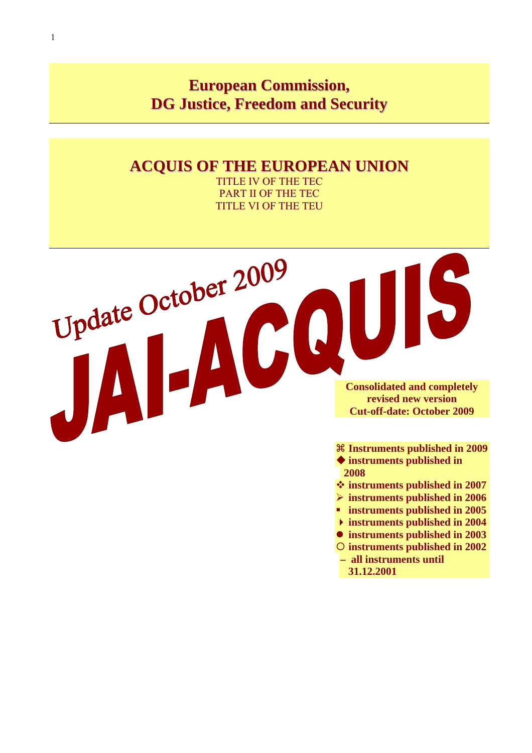# European Commission,
# DG Justice, Freedom and Security

## ACQUIS OF THE EUROPEAN UNION

TITLE IV OF THE TEC
PART II OF THE TEC
TITLE VI OF THE TEU

Update October 2009

# JAI-ACQUIS

**Consolidated and completely revised new version**
**Cut-off-date: October 2009**

- ⌘ **Instruments published in 2009**
- ◆ **instruments published in 2008**
- ❖ **instruments published in 2007**
- ➢ **instruments published in 2006**
- ▪ **instruments published in 2005**
- ‣ **instruments published in 2004**
- ● **instruments published in 2003**
- ○ **instruments published in 2002**
- – **all instruments until 31.12.2001**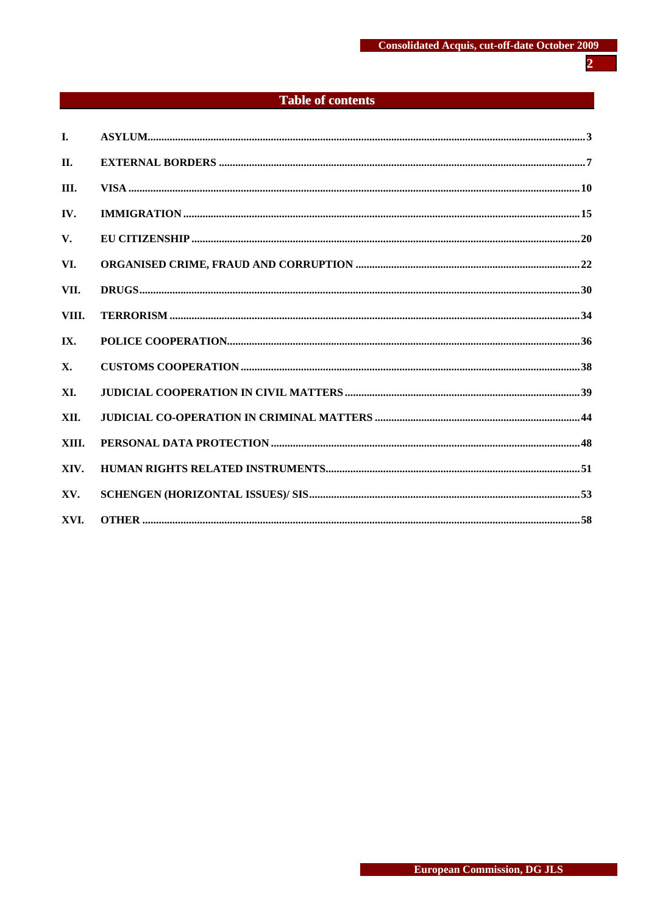# Table of contents

| | | |
|---|---|---|
| I. | ASYLUM | 3 |
| II. | EXTERNAL BORDERS | 7 |
| III. | VISA | 10 |
| IV. | IMMIGRATION | 15 |
| V. | EU CITIZENSHIP | 20 |
| VI. | ORGANISED CRIME, FRAUD AND CORRUPTION | 22 |
| VII. | DRUGS | 30 |
| VIII. | TERRORISM | 34 |
| IX. | POLICE COOPERATION | 36 |
| X. | CUSTOMS COOPERATION | 38 |
| XI. | JUDICIAL COOPERATION IN CIVIL MATTERS | 39 |
| XII. | JUDICIAL CO-OPERATION IN CRIMINAL MATTERS | 44 |
| XIII. | PERSONAL DATA PROTECTION | 48 |
| XIV. | HUMAN RIGHTS RELATED INSTRUMENTS | 51 |
| XV. | SCHENGEN (HORIZONTAL ISSUES)/ SIS | 53 |
| XVI. | OTHER | 58 |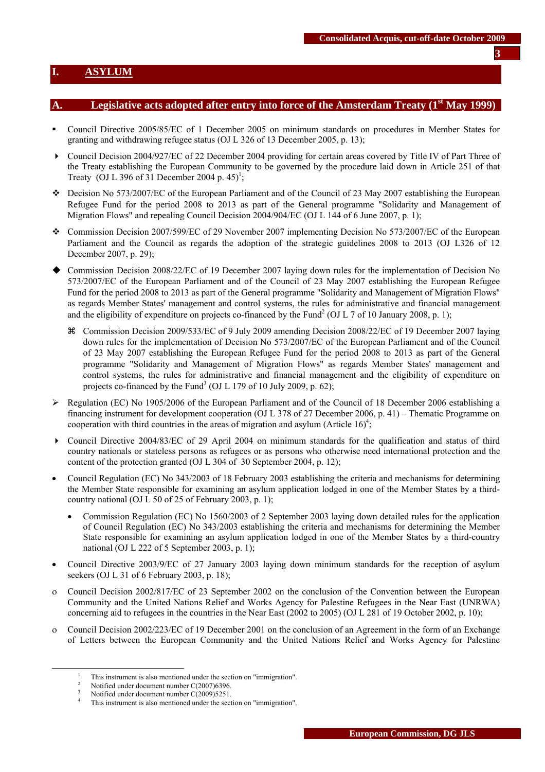# I. ASYLUM

## A. Legislative acts adopted after entry into force of the Amsterdam Treaty (1st May 1999)

- Council Directive 2005/85/EC of 1 December 2005 on minimum standards on procedures in Member States for granting and withdrawing refugee status (OJ L 326 of 13 December 2005, p. 13);
- Council Decision 2004/927/EC of 22 December 2004 providing for certain areas covered by Title IV of Part Three of the Treaty establishing the European Community to be governed by the procedure laid down in Article 251 of that Treaty (OJ L 396 of 31 December 2004 p. 45)[1];
- Decision No 573/2007/EC of the European Parliament and of the Council of 23 May 2007 establishing the European Refugee Fund for the period 2008 to 2013 as part of the General programme "Solidarity and Management of Migration Flows" and repealing Council Decision 2004/904/EC (OJ L 144 of 6 June 2007, p. 1);
- Commission Decision 2007/599/EC of 29 November 2007 implementing Decision No 573/2007/EC of the European Parliament and the Council as regards the adoption of the strategic guidelines 2008 to 2013 (OJ L326 of 12 December 2007, p. 29);
- Commission Decision 2008/22/EC of 19 December 2007 laying down rules for the implementation of Decision No 573/2007/EC of the European Parliament and of the Council of 23 May 2007 establishing the European Refugee Fund for the period 2008 to 2013 as part of the General programme "Solidarity and Management of Migration Flows" as regards Member States' management and control systems, the rules for administrative and financial management and the eligibility of expenditure on projects co-financed by the Fund[2] (OJ L 7 of 10 January 2008, p. 1);
  - Commission Decision 2009/533/EC of 9 July 2009 amending Decision 2008/22/EC of 19 December 2007 laying down rules for the implementation of Decision No 573/2007/EC of the European Parliament and of the Council of 23 May 2007 establishing the European Refugee Fund for the period 2008 to 2013 as part of the General programme "Solidarity and Management of Migration Flows" as regards Member States' management and control systems, the rules for administrative and financial management and the eligibility of expenditure on projects co-financed by the Fund[3] (OJ L 179 of 10 July 2009, p. 62);
- Regulation (EC) No 1905/2006 of the European Parliament and of the Council of 18 December 2006 establishing a financing instrument for development cooperation (OJ L 378 of 27 December 2006, p. 41) – Thematic Programme on cooperation with third countries in the areas of migration and asylum (Article 16)[4];
- Council Directive 2004/83/EC of 29 April 2004 on minimum standards for the qualification and status of third country nationals or stateless persons as refugees or as persons who otherwise need international protection and the content of the protection granted (OJ L 304 of 30 September 2004, p. 12);
- Council Regulation (EC) No 343/2003 of 18 February 2003 establishing the criteria and mechanisms for determining the Member State responsible for examining an asylum application lodged in one of the Member States by a third-country national (OJ L 50 of 25 of February 2003, p. 1);
  - Commission Regulation (EC) No 1560/2003 of 2 September 2003 laying down detailed rules for the application of Council Regulation (EC) No 343/2003 establishing the criteria and mechanisms for determining the Member State responsible for examining an asylum application lodged in one of the Member States by a third-country national (OJ L 222 of 5 September 2003, p. 1);
- Council Directive 2003/9/EC of 27 January 2003 laying down minimum standards for the reception of asylum seekers (OJ L 31 of 6 February 2003, p. 18);
- Council Decision 2002/817/EC of 23 September 2002 on the conclusion of the Convention between the European Community and the United Nations Relief and Works Agency for Palestine Refugees in the Near East (UNRWA) concerning aid to refugees in the countries in the Near East (2002 to 2005) (OJ L 281 of 19 October 2002, p. 10);
- Council Decision 2002/223/EC of 19 December 2001 on the conclusion of an Agreement in the form of an Exchange of Letters between the European Community and the United Nations Relief and Works Agency for Palestine

---

[1] This instrument is also mentioned under the section on "immigration".
[2] Notified under document number C(2007)6396.
[3] Notified under document number C(2009)5251.
[4] This instrument is also mentioned under the section on "immigration".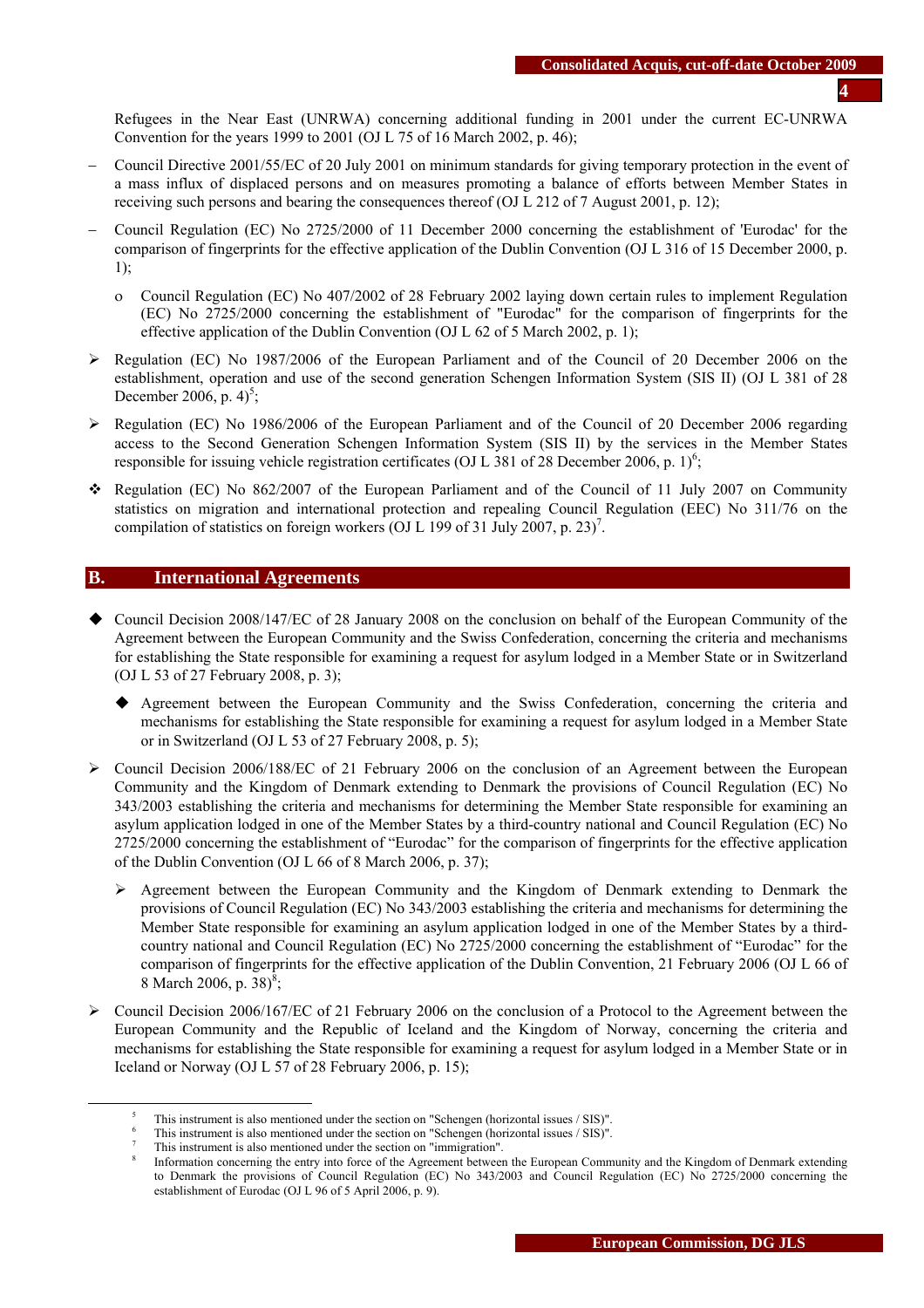Refugees in the Near East (UNRWA) concerning additional funding in 2001 under the current EC-UNRWA Convention for the years 1999 to 2001 (OJ L 75 of 16 March 2002, p. 46);

- Council Directive 2001/55/EC of 20 July 2001 on minimum standards for giving temporary protection in the event of a mass influx of displaced persons and on measures promoting a balance of efforts between Member States in receiving such persons and bearing the consequences thereof (OJ L 212 of 7 August 2001, p. 12);
- Council Regulation (EC) No 2725/2000 of 11 December 2000 concerning the establishment of 'Eurodac' for the comparison of fingerprints for the effective application of the Dublin Convention (OJ L 316 of 15 December 2000, p. 1);
  - Council Regulation (EC) No 407/2002 of 28 February 2002 laying down certain rules to implement Regulation (EC) No 2725/2000 concerning the establishment of "Eurodac" for the comparison of fingerprints for the effective application of the Dublin Convention (OJ L 62 of 5 March 2002, p. 1);
- ➢ Regulation (EC) No 1987/2006 of the European Parliament and of the Council of 20 December 2006 on the establishment, operation and use of the second generation Schengen Information System (SIS II) (OJ L 381 of 28 December 2006, p. 4)[5];
- ➢ Regulation (EC) No 1986/2006 of the European Parliament and of the Council of 20 December 2006 regarding access to the Second Generation Schengen Information System (SIS II) by the services in the Member States responsible for issuing vehicle registration certificates (OJ L 381 of 28 December 2006, p. 1)[6];
- ❖ Regulation (EC) No 862/2007 of the European Parliament and of the Council of 11 July 2007 on Community statistics on migration and international protection and repealing Council Regulation (EEC) No 311/76 on the compilation of statistics on foreign workers (OJ L 199 of 31 July 2007, p. 23)[7].

## B. International Agreements

- ◆ Council Decision 2008/147/EC of 28 January 2008 on the conclusion on behalf of the European Community of the Agreement between the European Community and the Swiss Confederation, concerning the criteria and mechanisms for establishing the State responsible for examining a request for asylum lodged in a Member State or in Switzerland (OJ L 53 of 27 February 2008, p. 3);
  - ◆ Agreement between the European Community and the Swiss Confederation, concerning the criteria and mechanisms for establishing the State responsible for examining a request for asylum lodged in a Member State or in Switzerland (OJ L 53 of 27 February 2008, p. 5);
- ➢ Council Decision 2006/188/EC of 21 February 2006 on the conclusion of an Agreement between the European Community and the Kingdom of Denmark extending to Denmark the provisions of Council Regulation (EC) No 343/2003 establishing the criteria and mechanisms for determining the Member State responsible for examining an asylum application lodged in one of the Member States by a third-country national and Council Regulation (EC) No 2725/2000 concerning the establishment of "Eurodac" for the comparison of fingerprints for the effective application of the Dublin Convention (OJ L 66 of 8 March 2006, p. 37);
  - ➢ Agreement between the European Community and the Kingdom of Denmark extending to Denmark the provisions of Council Regulation (EC) No 343/2003 establishing the criteria and mechanisms for determining the Member State responsible for examining an asylum application lodged in one of the Member States by a third-country national and Council Regulation (EC) No 2725/2000 concerning the establishment of "Eurodac" for the comparison of fingerprints for the effective application of the Dublin Convention, 21 February 2006 (OJ L 66 of 8 March 2006, p. 38)[8];
- ➢ Council Decision 2006/167/EC of 21 February 2006 on the conclusion of a Protocol to the Agreement between the European Community and the Republic of Iceland and the Kingdom of Norway, concerning the criteria and mechanisms for establishing the State responsible for examining a request for asylum lodged in a Member State or in Iceland or Norway (OJ L 57 of 28 February 2006, p. 15);

---

[5] This instrument is also mentioned under the section on "Schengen (horizontal issues / SIS)".
[6] This instrument is also mentioned under the section on "Schengen (horizontal issues / SIS)".
[7] This instrument is also mentioned under the section on "immigration".
[8] Information concerning the entry into force of the Agreement between the European Community and the Kingdom of Denmark extending to Denmark the provisions of Council Regulation (EC) No 343/2003 and Council Regulation (EC) No 2725/2000 concerning the establishment of Eurodac (OJ L 96 of 5 April 2006, p. 9).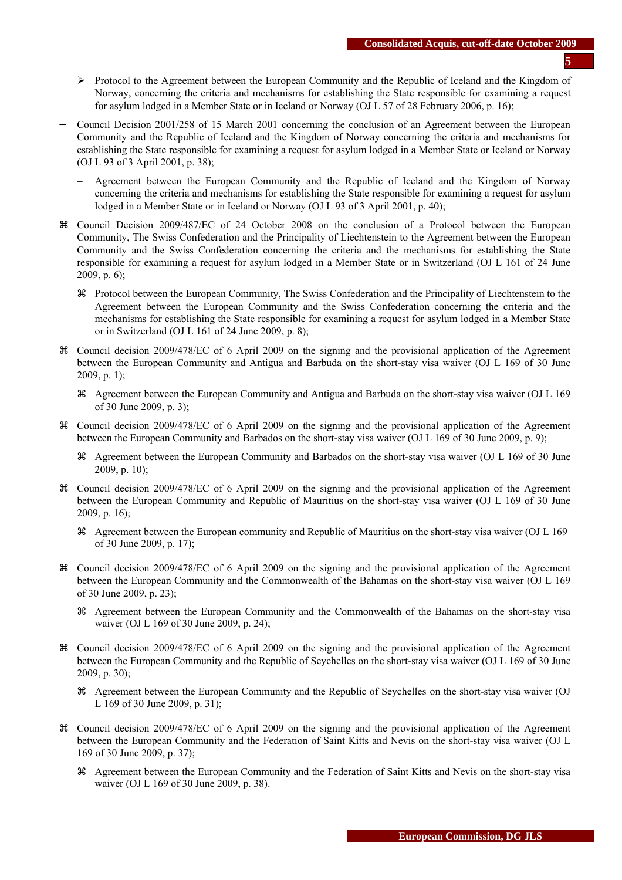- ➢ Protocol to the Agreement between the European Community and the Republic of Iceland and the Kingdom of Norway, concerning the criteria and mechanisms for establishing the State responsible for examining a request for asylum lodged in a Member State or in Iceland or Norway (OJ L 57 of 28 February 2006, p. 16);

- – Council Decision 2001/258 of 15 March 2001 concerning the conclusion of an Agreement between the European Community and the Republic of Iceland and the Kingdom of Norway concerning the criteria and mechanisms for establishing the State responsible for examining a request for asylum lodged in a Member State or Iceland or Norway (OJ L 93 of 3 April 2001, p. 38);

  - – Agreement between the European Community and the Republic of Iceland and the Kingdom of Norway concerning the criteria and mechanisms for establishing the State responsible for examining a request for asylum lodged in a Member State or in Iceland or Norway (OJ L 93 of 3 April 2001, p. 40);

- ⌘ Council Decision 2009/487/EC of 24 October 2008 on the conclusion of a Protocol between the European Community, The Swiss Confederation and the Principality of Liechtenstein to the Agreement between the European Community and the Swiss Confederation concerning the criteria and the mechanisms for establishing the State responsible for examining a request for asylum lodged in a Member State or in Switzerland (OJ L 161 of 24 June 2009, p. 6);

  - ⌘ Protocol between the European Community, The Swiss Confederation and the Principality of Liechtenstein to the Agreement between the European Community and the Swiss Confederation concerning the criteria and the mechanisms for establishing the State responsible for examining a request for asylum lodged in a Member State or in Switzerland (OJ L 161 of 24 June 2009, p. 8);

- ⌘ Council decision 2009/478/EC of 6 April 2009 on the signing and the provisional application of the Agreement between the European Community and Antigua and Barbuda on the short-stay visa waiver (OJ L 169 of 30 June 2009, p. 1);

  - ⌘ Agreement between the European Community and Antigua and Barbuda on the short-stay visa waiver (OJ L 169 of 30 June 2009, p. 3);

- ⌘ Council decision 2009/478/EC of 6 April 2009 on the signing and the provisional application of the Agreement between the European Community and Barbados on the short-stay visa waiver (OJ L 169 of 30 June 2009, p. 9);

  - ⌘ Agreement between the European Community and Barbados on the short-stay visa waiver (OJ L 169 of 30 June 2009, p. 10);

- ⌘ Council decision 2009/478/EC of 6 April 2009 on the signing and the provisional application of the Agreement between the European Community and Republic of Mauritius on the short-stay visa waiver (OJ L 169 of 30 June 2009, p. 16);

  - ⌘ Agreement between the European community and Republic of Mauritius on the short-stay visa waiver (OJ L 169 of 30 June 2009, p. 17);

- ⌘ Council decision 2009/478/EC of 6 April 2009 on the signing and the provisional application of the Agreement between the European Community and the Commonwealth of the Bahamas on the short-stay visa waiver (OJ L 169 of 30 June 2009, p. 23);

  - ⌘ Agreement between the European Community and the Commonwealth of the Bahamas on the short-stay visa waiver (OJ L 169 of 30 June 2009, p. 24);

- ⌘ Council decision 2009/478/EC of 6 April 2009 on the signing and the provisional application of the Agreement between the European Community and the Republic of Seychelles on the short-stay visa waiver (OJ L 169 of 30 June 2009, p. 30);

  - ⌘ Agreement between the European Community and the Republic of Seychelles on the short-stay visa waiver (OJ L 169 of 30 June 2009, p. 31);

- ⌘ Council decision 2009/478/EC of 6 April 2009 on the signing and the provisional application of the Agreement between the European Community and the Federation of Saint Kitts and Nevis on the short-stay visa waiver (OJ L 169 of 30 June 2009, p. 37);

  - ⌘ Agreement between the European Community and the Federation of Saint Kitts and Nevis on the short-stay visa waiver (OJ L 169 of 30 June 2009, p. 38).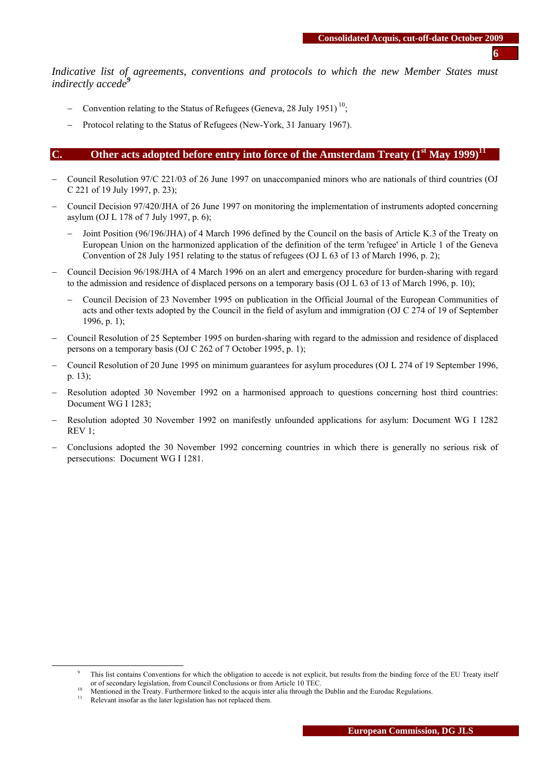*Indicative list of agreements, conventions and protocols to which the new Member States must indirectly accede*[9]

- Convention relating to the Status of Refugees (Geneva, 28 July 1951) [10];
- Protocol relating to the Status of Refugees (New-York, 31 January 1967).

## C. Other acts adopted before entry into force of the Amsterdam Treaty (1st May 1999)[11]

- Council Resolution 97/C 221/03 of 26 June 1997 on unaccompanied minors who are nationals of third countries (OJ C 221 of 19 July 1997, p. 23);
- Council Decision 97/420/JHA of 26 June 1997 on monitoring the implementation of instruments adopted concerning asylum (OJ L 178 of 7 July 1997, p. 6);
  - Joint Position (96/196/JHA) of 4 March 1996 defined by the Council on the basis of Article K.3 of the Treaty on European Union on the harmonized application of the definition of the term 'refugee' in Article 1 of the Geneva Convention of 28 July 1951 relating to the status of refugees (OJ L 63 of 13 of March 1996, p. 2);
- Council Decision 96/198/JHA of 4 March 1996 on an alert and emergency procedure for burden-sharing with regard to the admission and residence of displaced persons on a temporary basis (OJ L 63 of 13 of March 1996, p. 10);
  - Council Decision of 23 November 1995 on publication in the Official Journal of the European Communities of acts and other texts adopted by the Council in the field of asylum and immigration (OJ C 274 of 19 of September 1996, p. 1);
- Council Resolution of 25 September 1995 on burden-sharing with regard to the admission and residence of displaced persons on a temporary basis (OJ C 262 of 7 October 1995, p. 1);
- Council Resolution of 20 June 1995 on minimum guarantees for asylum procedures (OJ L 274 of 19 September 1996, p. 13);
- Resolution adopted 30 November 1992 on a harmonised approach to questions concerning host third countries: Document WG I 1283;
- Resolution adopted 30 November 1992 on manifestly unfounded applications for asylum: Document WG I 1282 REV 1;
- Conclusions adopted the 30 November 1992 concerning countries in which there is generally no serious risk of persecutions: Document WG I 1281.

---

[9] This list contains Conventions for which the obligation to accede is not explicit, but results from the binding force of the EU Treaty itself or of secondary legislation, from Council Conclusions or from Article 10 TEC.

[10] Mentioned in the Treaty. Furthermore linked to the acquis inter alia through the Dublin and the Eurodac Regulations.

[11] Relevant insofar as the later legislation has not replaced them.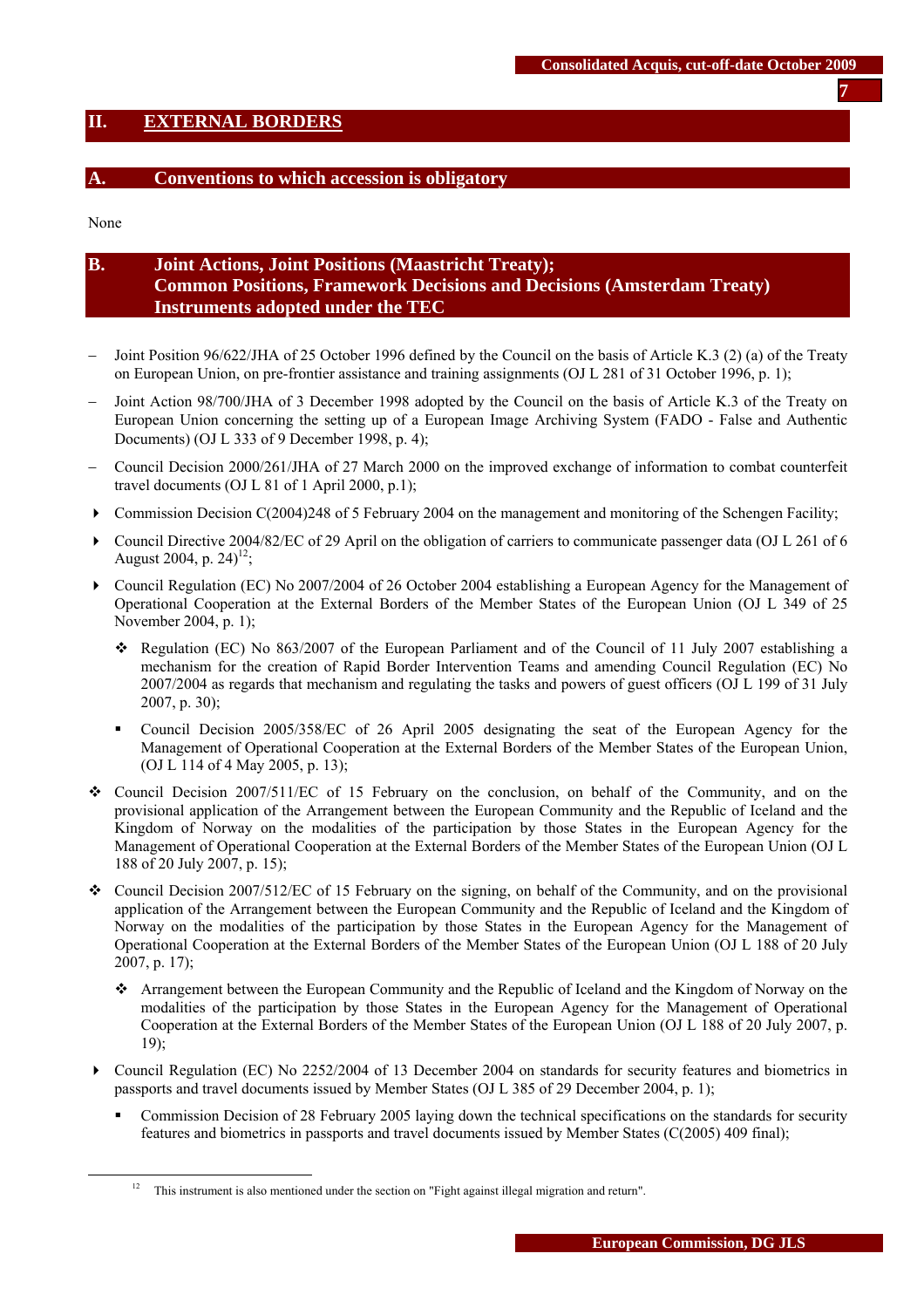## II. EXTERNAL BORDERS

### A. Conventions to which accession is obligatory

None

### B. Joint Actions, Joint Positions (Maastricht Treaty); Common Positions, Framework Decisions and Decisions (Amsterdam Treaty) Instruments adopted under the TEC

- Joint Position 96/622/JHA of 25 October 1996 defined by the Council on the basis of Article K.3 (2) (a) of the Treaty on European Union, on pre-frontier assistance and training assignments (OJ L 281 of 31 October 1996, p. 1);
- Joint Action 98/700/JHA of 3 December 1998 adopted by the Council on the basis of Article K.3 of the Treaty on European Union concerning the setting up of a European Image Archiving System (FADO - False and Authentic Documents) (OJ L 333 of 9 December 1998, p. 4);
- Council Decision 2000/261/JHA of 27 March 2000 on the improved exchange of information to combat counterfeit travel documents (OJ L 81 of 1 April 2000, p.1);
- ▸ Commission Decision C(2004)248 of 5 February 2004 on the management and monitoring of the Schengen Facility;
- ▸ Council Directive 2004/82/EC of 29 April on the obligation of carriers to communicate passenger data (OJ L 261 of 6 August 2004, p. 24)[12];
- ▸ Council Regulation (EC) No 2007/2004 of 26 October 2004 establishing a European Agency for the Management of Operational Cooperation at the External Borders of the Member States of the European Union (OJ L 349 of 25 November 2004, p. 1);
  - ❖ Regulation (EC) No 863/2007 of the European Parliament and of the Council of 11 July 2007 establishing a mechanism for the creation of Rapid Border Intervention Teams and amending Council Regulation (EC) No 2007/2004 as regards that mechanism and regulating the tasks and powers of guest officers (OJ L 199 of 31 July 2007, p. 30);
  - ▪ Council Decision 2005/358/EC of 26 April 2005 designating the seat of the European Agency for the Management of Operational Cooperation at the External Borders of the Member States of the European Union, (OJ L 114 of 4 May 2005, p. 13);
- ❖ Council Decision 2007/511/EC of 15 February on the conclusion, on behalf of the Community, and on the provisional application of the Arrangement between the European Community and the Republic of Iceland and the Kingdom of Norway on the modalities of the participation by those States in the European Agency for the Management of Operational Cooperation at the External Borders of the Member States of the European Union (OJ L 188 of 20 July 2007, p. 15);
- ❖ Council Decision 2007/512/EC of 15 February on the signing, on behalf of the Community, and on the provisional application of the Arrangement between the European Community and the Republic of Iceland and the Kingdom of Norway on the modalities of the participation by those States in the European Agency for the Management of Operational Cooperation at the External Borders of the Member States of the European Union (OJ L 188 of 20 July 2007, p. 17);
  - ❖ Arrangement between the European Community and the Republic of Iceland and the Kingdom of Norway on the modalities of the participation by those States in the European Agency for the Management of Operational Cooperation at the External Borders of the Member States of the European Union (OJ L 188 of 20 July 2007, p. 19);
- ▸ Council Regulation (EC) No 2252/2004 of 13 December 2004 on standards for security features and biometrics in passports and travel documents issued by Member States (OJ L 385 of 29 December 2004, p. 1);
  - ▪ Commission Decision of 28 February 2005 laying down the technical specifications on the standards for security features and biometrics in passports and travel documents issued by Member States (C(2005) 409 final);

---

[12] This instrument is also mentioned under the section on "Fight against illegal migration and return".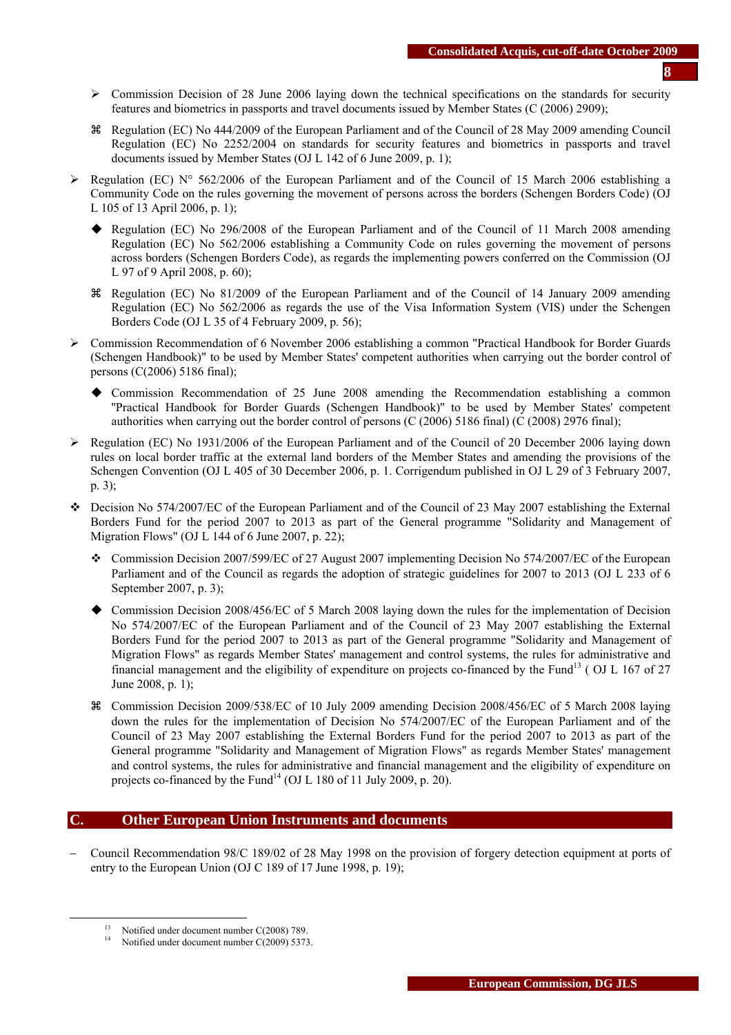- ➢ Commission Decision of 28 June 2006 laying down the technical specifications on the standards for security features and biometrics in passports and travel documents issued by Member States (C (2006) 2909);
- ⌘ Regulation (EC) No 444/2009 of the European Parliament and of the Council of 28 May 2009 amending Council Regulation (EC) No 2252/2004 on standards for security features and biometrics in passports and travel documents issued by Member States (OJ L 142 of 6 June 2009, p. 1);

- ➢ Regulation (EC) N° 562/2006 of the European Parliament and of the Council of 15 March 2006 establishing a Community Code on the rules governing the movement of persons across the borders (Schengen Borders Code) (OJ L 105 of 13 April 2006, p. 1);
  - ◆ Regulation (EC) No 296/2008 of the European Parliament and of the Council of 11 March 2008 amending Regulation (EC) No 562/2006 establishing a Community Code on rules governing the movement of persons across borders (Schengen Borders Code), as regards the implementing powers conferred on the Commission (OJ L 97 of 9 April 2008, p. 60);
  - ⌘ Regulation (EC) No 81/2009 of the European Parliament and of the Council of 14 January 2009 amending Regulation (EC) No 562/2006 as regards the use of the Visa Information System (VIS) under the Schengen Borders Code (OJ L 35 of 4 February 2009, p. 56);
- ➢ Commission Recommendation of 6 November 2006 establishing a common "Practical Handbook for Border Guards (Schengen Handbook)" to be used by Member States' competent authorities when carrying out the border control of persons (C(2006) 5186 final);
  - ◆ Commission Recommendation of 25 June 2008 amending the Recommendation establishing a common "Practical Handbook for Border Guards (Schengen Handbook)" to be used by Member States' competent authorities when carrying out the border control of persons (C (2006) 5186 final) (C (2008) 2976 final);
- ➢ Regulation (EC) No 1931/2006 of the European Parliament and of the Council of 20 December 2006 laying down rules on local border traffic at the external land borders of the Member States and amending the provisions of the Schengen Convention (OJ L 405 of 30 December 2006, p. 1. Corrigendum published in OJ L 29 of 3 February 2007, p. 3);
- ❖ Decision No 574/2007/EC of the European Parliament and of the Council of 23 May 2007 establishing the External Borders Fund for the period 2007 to 2013 as part of the General programme "Solidarity and Management of Migration Flows" (OJ L 144 of 6 June 2007, p. 22);
  - ❖ Commission Decision 2007/599/EC of 27 August 2007 implementing Decision No 574/2007/EC of the European Parliament and of the Council as regards the adoption of strategic guidelines for 2007 to 2013 (OJ L 233 of 6 September 2007, p. 3);
  - ◆ Commission Decision 2008/456/EC of 5 March 2008 laying down the rules for the implementation of Decision No 574/2007/EC of the European Parliament and of the Council of 23 May 2007 establishing the External Borders Fund for the period 2007 to 2013 as part of the General programme "Solidarity and Management of Migration Flows" as regards Member States' management and control systems, the rules for administrative and financial management and the eligibility of expenditure on projects co-financed by the Fund[13] ( OJ L 167 of 27 June 2008, p. 1);
  - ⌘ Commission Decision 2009/538/EC of 10 July 2009 amending Decision 2008/456/EC of 5 March 2008 laying down the rules for the implementation of Decision No 574/2007/EC of the European Parliament and of the Council of 23 May 2007 establishing the External Borders Fund for the period 2007 to 2013 as part of the General programme "Solidarity and Management of Migration Flows" as regards Member States' management and control systems, the rules for administrative and financial management and the eligibility of expenditure on projects co-financed by the Fund[14] (OJ L 180 of 11 July 2009, p. 20).

## C. Other European Union Instruments and documents

– Council Recommendation 98/C 189/02 of 28 May 1998 on the provision of forgery detection equipment at ports of entry to the European Union (OJ C 189 of 17 June 1998, p. 19);

---

[13] Notified under document number C(2008) 789.

[14] Notified under document number C(2009) 5373.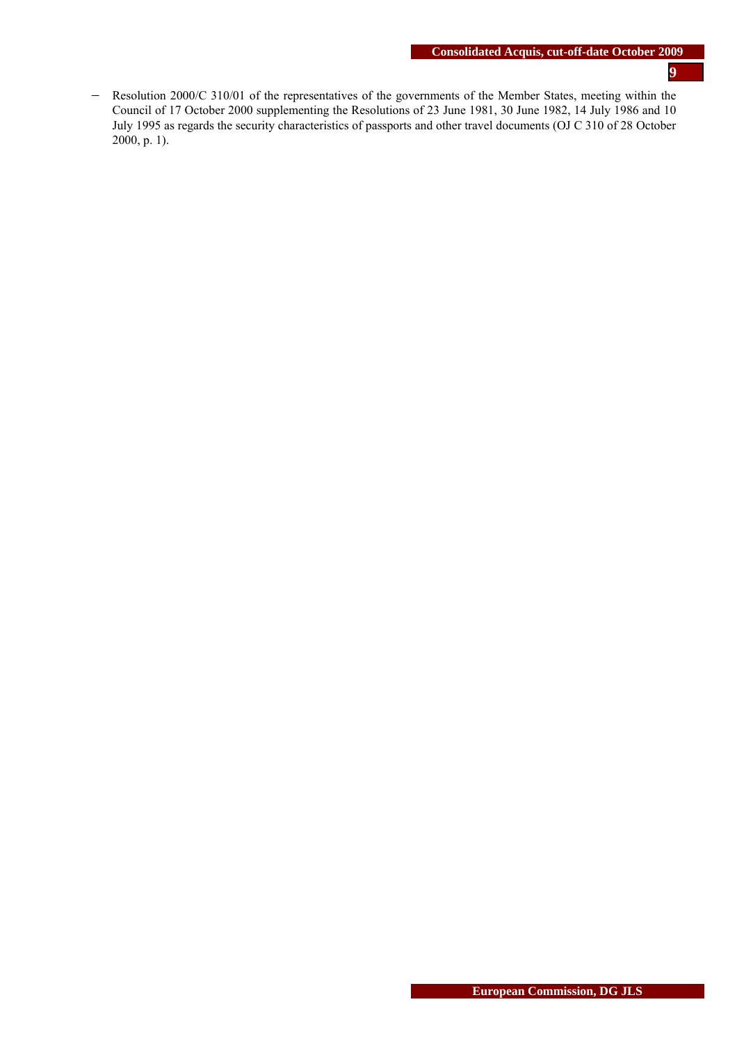- Resolution 2000/C 310/01 of the representatives of the governments of the Member States, meeting within the Council of 17 October 2000 supplementing the Resolutions of 23 June 1981, 30 June 1982, 14 July 1986 and 10 July 1995 as regards the security characteristics of passports and other travel documents (OJ C 310 of 28 October 2000, p. 1).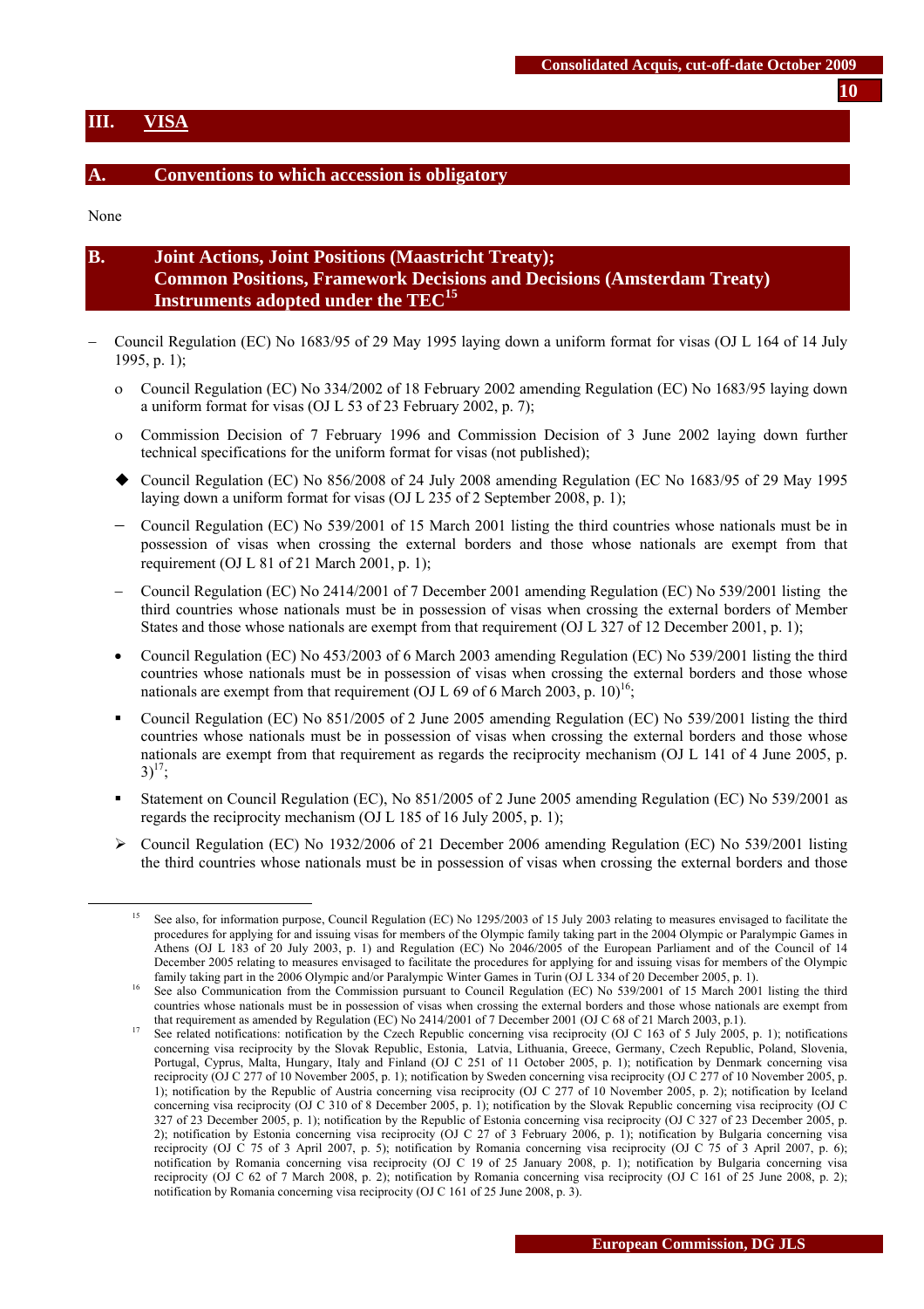# III. VISA

## A. Conventions to which accession is obligatory

None

## B. Joint Actions, Joint Positions (Maastricht Treaty); Common Positions, Framework Decisions and Decisions (Amsterdam Treaty) Instruments adopted under the TEC[15]

- Council Regulation (EC) No 1683/95 of 29 May 1995 laying down a uniform format for visas (OJ L 164 of 14 July 1995, p. 1);
  - o Council Regulation (EC) No 334/2002 of 18 February 2002 amending Regulation (EC) No 1683/95 laying down a uniform format for visas (OJ L 53 of 23 February 2002, p. 7);
  - o Commission Decision of 7 February 1996 and Commission Decision of 3 June 2002 laying down further technical specifications for the uniform format for visas (not published);
  - ◆ Council Regulation (EC) No 856/2008 of 24 July 2008 amending Regulation (EC No 1683/95 of 29 May 1995 laying down a uniform format for visas (OJ L 235 of 2 September 2008, p. 1);
  - – Council Regulation (EC) No 539/2001 of 15 March 2001 listing the third countries whose nationals must be in possession of visas when crossing the external borders and those whose nationals are exempt from that requirement (OJ L 81 of 21 March 2001, p. 1);
  - – Council Regulation (EC) No 2414/2001 of 7 December 2001 amending Regulation (EC) No 539/2001 listing the third countries whose nationals must be in possession of visas when crossing the external borders of Member States and those whose nationals are exempt from that requirement (OJ L 327 of 12 December 2001, p. 1);
  - • Council Regulation (EC) No 453/2003 of 6 March 2003 amending Regulation (EC) No 539/2001 listing the third countries whose nationals must be in possession of visas when crossing the external borders and those whose nationals are exempt from that requirement (OJ L 69 of 6 March 2003, p. 10)[16];
  - ▪ Council Regulation (EC) No 851/2005 of 2 June 2005 amending Regulation (EC) No 539/2001 listing the third countries whose nationals must be in possession of visas when crossing the external borders and those whose nationals are exempt from that requirement as regards the reciprocity mechanism (OJ L 141 of 4 June 2005, p. 3)[17];
  - ▪ Statement on Council Regulation (EC), No 851/2005 of 2 June 2005 amending Regulation (EC) No 539/2001 as regards the reciprocity mechanism (OJ L 185 of 16 July 2005, p. 1);
  - ➢ Council Regulation (EC) No 1932/2006 of 21 December 2006 amending Regulation (EC) No 539/2001 listing the third countries whose nationals must be in possession of visas when crossing the external borders and those

---

[15] See also, for information purpose, Council Regulation (EC) No 1295/2003 of 15 July 2003 relating to measures envisaged to facilitate the procedures for applying for and issuing visas for members of the Olympic family taking part in the 2004 Olympic or Paralympic Games in Athens (OJ L 183 of 20 July 2003, p. 1) and Regulation (EC) No 2046/2005 of the European Parliament and of the Council of 14 December 2005 relating to measures envisaged to facilitate the procedures for applying for and issuing visas for members of the Olympic family taking part in the 2006 Olympic and/or Paralympic Winter Games in Turin (OJ L 334 of 20 December 2005, p. 1).

[16] See also Communication from the Commission pursuant to Council Regulation (EC) No 539/2001 of 15 March 2001 listing the third countries whose nationals must be in possession of visas when crossing the external borders and those whose nationals are exempt from that requirement as amended by Regulation (EC) No 2414/2001 of 7 December 2001 (OJ C 68 of 21 March 2003, p.1).

[17] See related notifications: notification by the Czech Republic concerning visa reciprocity (OJ C 163 of 5 July 2005, p. 1); notifications concerning visa reciprocity by the Slovak Republic, Estonia, Latvia, Lithuania, Greece, Germany, Czech Republic, Poland, Slovenia, Portugal, Cyprus, Malta, Hungary, Italy and Finland (OJ C 251 of 11 October 2005, p. 1); notification by Denmark concerning visa reciprocity (OJ C 277 of 10 November 2005, p. 1); notification by Sweden concerning visa reciprocity (OJ C 277 of 10 November 2005, p. 1); notification by the Republic of Austria concerning visa reciprocity (OJ C 277 of 10 November 2005, p. 2); notification by Iceland concerning visa reciprocity (OJ C 310 of 8 December 2005, p. 1); notification by the Slovak Republic concerning visa reciprocity (OJ C 327 of 23 December 2005, p. 1); notification by the Republic of Estonia concerning visa reciprocity (OJ C 327 of 23 December 2005, p. 2); notification by Estonia concerning visa reciprocity (OJ C 27 of 3 February 2006, p. 1); notification by Bulgaria concerning visa reciprocity (OJ C 75 of 3 April 2007, p. 5); notification by Romania concerning visa reciprocity (OJ C 75 of 3 April 2007, p. 6); notification by Romania concerning visa reciprocity (OJ C 19 of 25 January 2008, p. 1); notification by Bulgaria concerning visa reciprocity (OJ C 62 of 7 March 2008, p. 2); notification by Romania concerning visa reciprocity (OJ C 161 of 25 June 2008, p. 2); notification by Romania concerning visa reciprocity (OJ C 161 of 25 June 2008, p. 3).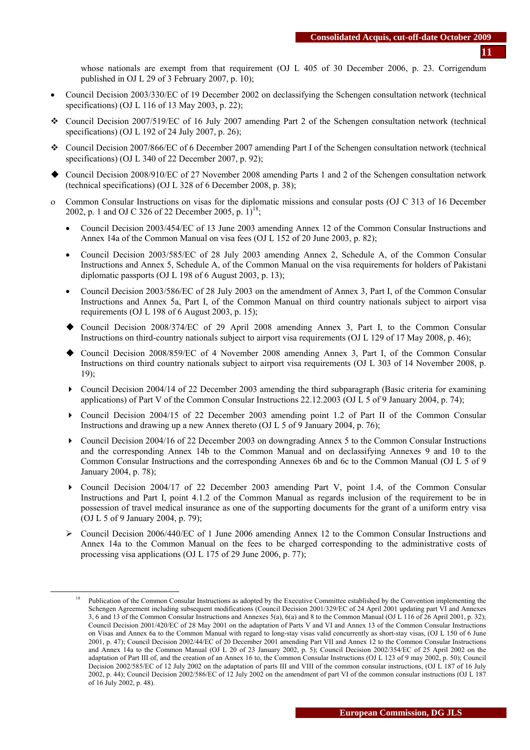whose nationals are exempt from that requirement (OJ L 405 of 30 December 2006, p. 23. Corrigendum published in OJ L 29 of 3 February 2007, p. 10);

- Council Decision 2003/330/EC of 19 December 2002 on declassifying the Schengen consultation network (technical specifications) (OJ L 116 of 13 May 2003, p. 22);
- ❖ Council Decision 2007/519/EC of 16 July 2007 amending Part 2 of the Schengen consultation network (technical specifications) (OJ L 192 of 24 July 2007, p. 26);
- ❖ Council Decision 2007/866/EC of 6 December 2007 amending Part I of the Schengen consultation network (technical specifications) (OJ L 340 of 22 December 2007, p. 92);
- ◆ Council Decision 2008/910/EC of 27 November 2008 amending Parts 1 and 2 of the Schengen consultation network (technical specifications) (OJ L 328 of 6 December 2008, p. 38);
- o Common Consular Instructions on visas for the diplomatic missions and consular posts (OJ C 313 of 16 December 2002, p. 1 and OJ C 326 of 22 December 2005, p. 1)[18];
  - Council Decision 2003/454/EC of 13 June 2003 amending Annex 12 of the Common Consular Instructions and Annex 14a of the Common Manual on visa fees (OJ L 152 of 20 June 2003, p. 82);
  - Council Decision 2003/585/EC of 28 July 2003 amending Annex 2, Schedule A, of the Common Consular Instructions and Annex 5, Schedule A, of the Common Manual on the visa requirements for holders of Pakistani diplomatic passports (OJ L 198 of 6 August 2003, p. 13);
  - Council Decision 2003/586/EC of 28 July 2003 on the amendment of Annex 3, Part I, of the Common Consular Instructions and Annex 5a, Part I, of the Common Manual on third country nationals subject to airport visa requirements (OJ L 198 of 6 August 2003, p. 15);
  - ◆ Council Decision 2008/374/EC of 29 April 2008 amending Annex 3, Part I, to the Common Consular Instructions on third-country nationals subject to airport visa requirements (OJ L 129 of 17 May 2008, p. 46);
  - ◆ Council Decision 2008/859/EC of 4 November 2008 amending Annex 3, Part I, of the Common Consular Instructions on third country nationals subject to airport visa requirements (OJ L 303 of 14 November 2008, p. 19);
  - ▸ Council Decision 2004/14 of 22 December 2003 amending the third subparagraph (Basic criteria for examining applications) of Part V of the Common Consular Instructions 22.12.2003 (OJ L 5 of 9 January 2004, p. 74);
  - ▸ Council Decision 2004/15 of 22 December 2003 amending point 1.2 of Part II of the Common Consular Instructions and drawing up a new Annex thereto (OJ L 5 of 9 January 2004, p. 76);
  - ▸ Council Decision 2004/16 of 22 December 2003 on downgrading Annex 5 to the Common Consular Instructions and the corresponding Annex 14b to the Common Manual and on declassifying Annexes 9 and 10 to the Common Consular Instructions and the corresponding Annexes 6b and 6c to the Common Manual (OJ L 5 of 9 January 2004, p. 78);
  - ▸ Council Decision 2004/17 of 22 December 2003 amending Part V, point 1.4, of the Common Consular Instructions and Part I, point 4.1.2 of the Common Manual as regards inclusion of the requirement to be in possession of travel medical insurance as one of the supporting documents for the grant of a uniform entry visa (OJ L 5 of 9 January 2004, p. 79);
  - ➢ Council Decision 2006/440/EC of 1 June 2006 amending Annex 12 to the Common Consular Instructions and Annex 14a to the Common Manual on the fees to be charged corresponding to the administrative costs of processing visa applications (OJ L 175 of 29 June 2006, p. 77);

---

[18] Publication of the Common Consular Instructions as adopted by the Executive Committee established by the Convention implementing the Schengen Agreement including subsequent modifications (Council Decision 2001/329/EC of 24 April 2001 updating part VI and Annexes 3, 6 and 13 of the Common Consular Instructions and Annexes 5(a), 6(a) and 8 to the Common Manual (OJ L 116 of 26 April 2001, p. 32); Council Decision 2001/420/EC of 28 May 2001 on the adaptation of Parts V and VI and Annex 13 of the Common Consular Instructions on Visas and Annex 6a to the Common Manual with regard to long-stay visas valid concurrently as short-stay visas, (OJ L 150 of 6 June 2001, p. 47); Council Decision 2002/44/EC of 20 December 2001 amending Part VII and Annex 12 to the Common Consular Instructions and Annex 14a to the Common Manual (OJ L 20 of 23 January 2002, p. 5); Council Decision 2002/354/EC of 25 April 2002 on the adaptation of Part III of, and the creation of an Annex 16 to, the Common Consular Instructions (OJ L 123 of 9 may 2002, p. 50); Council Decision 2002/585/EC of 12 July 2002 on the adaptation of parts III and VIII of the common consular instructions, (OJ L 187 of 16 July 2002, p. 44); Council Decision 2002/586/EC of 12 July 2002 on the amendment of part VI of the common consular instructions (OJ L 187 of 16 July 2002, p. 48).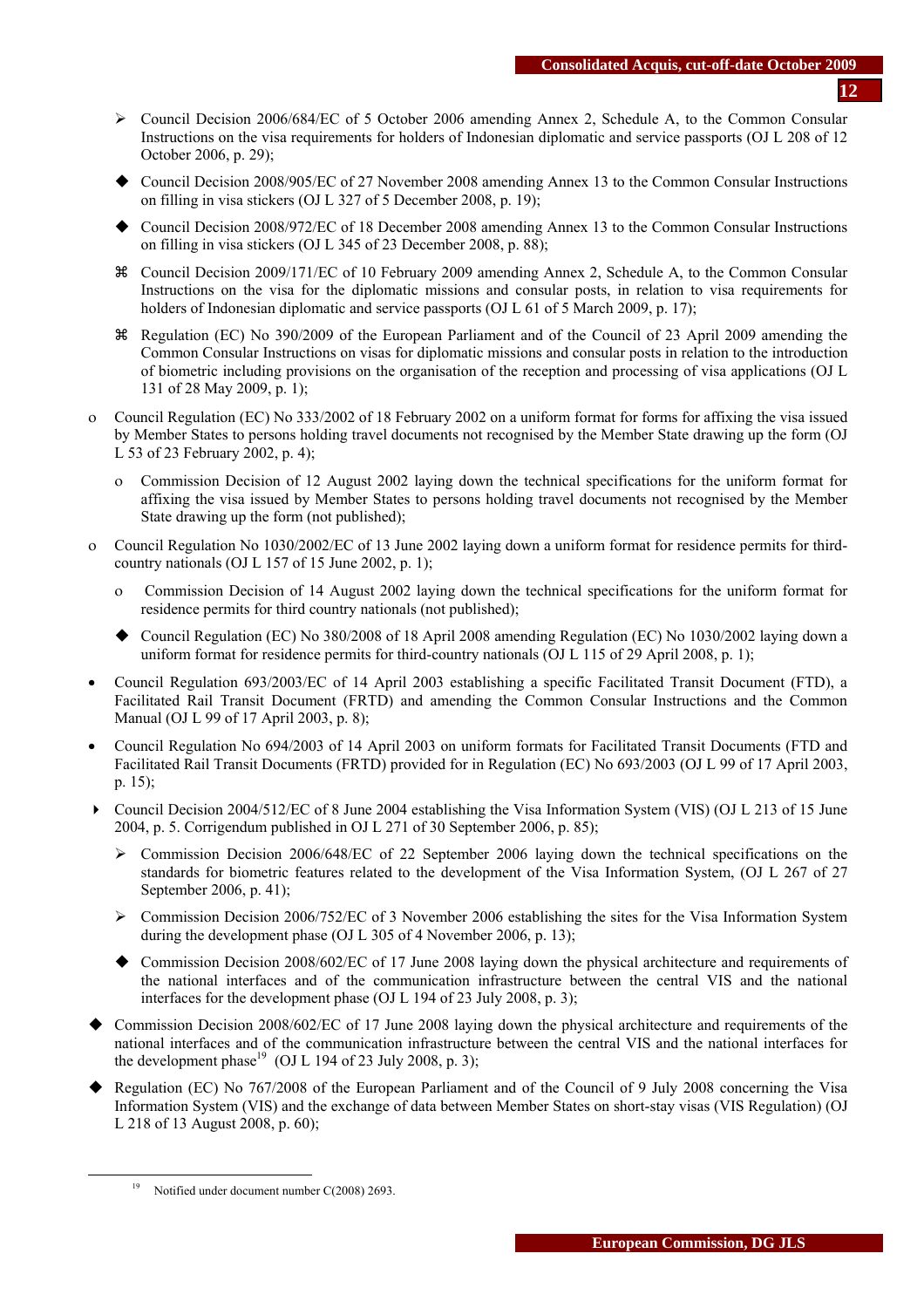- ➢ Council Decision 2006/684/EC of 5 October 2006 amending Annex 2, Schedule A, to the Common Consular Instructions on the visa requirements for holders of Indonesian diplomatic and service passports (OJ L 208 of 12 October 2006, p. 29);
- ◆ Council Decision 2008/905/EC of 27 November 2008 amending Annex 13 to the Common Consular Instructions on filling in visa stickers (OJ L 327 of 5 December 2008, p. 19);
- ◆ Council Decision 2008/972/EC of 18 December 2008 amending Annex 13 to the Common Consular Instructions on filling in visa stickers (OJ L 345 of 23 December 2008, p. 88);
- ⌘ Council Decision 2009/171/EC of 10 February 2009 amending Annex 2, Schedule A, to the Common Consular Instructions on the visa for the diplomatic missions and consular posts, in relation to visa requirements for holders of Indonesian diplomatic and service passports (OJ L 61 of 5 March 2009, p. 17);
- ⌘ Regulation (EC) No 390/2009 of the European Parliament and of the Council of 23 April 2009 amending the Common Consular Instructions on visas for diplomatic missions and consular posts in relation to the introduction of biometric including provisions on the organisation of the reception and processing of visa applications (OJ L 131 of 28 May 2009, p. 1);

- o Council Regulation (EC) No 333/2002 of 18 February 2002 on a uniform format for forms for affixing the visa issued by Member States to persons holding travel documents not recognised by the Member State drawing up the form (OJ L 53 of 23 February 2002, p. 4);
  - o Commission Decision of 12 August 2002 laying down the technical specifications for the uniform format for affixing the visa issued by Member States to persons holding travel documents not recognised by the Member State drawing up the form (not published);
- o Council Regulation No 1030/2002/EC of 13 June 2002 laying down a uniform format for residence permits for third-country nationals (OJ L 157 of 15 June 2002, p. 1);
  - o Commission Decision of 14 August 2002 laying down the technical specifications for the uniform format for residence permits for third country nationals (not published);
  - ◆ Council Regulation (EC) No 380/2008 of 18 April 2008 amending Regulation (EC) No 1030/2002 laying down a uniform format for residence permits for third-country nationals (OJ L 115 of 29 April 2008, p. 1);
- • Council Regulation 693/2003/EC of 14 April 2003 establishing a specific Facilitated Transit Document (FTD), a Facilitated Rail Transit Document (FRTD) and amending the Common Consular Instructions and the Common Manual (OJ L 99 of 17 April 2003, p. 8);
- • Council Regulation No 694/2003 of 14 April 2003 on uniform formats for Facilitated Transit Documents (FTD and Facilitated Rail Transit Documents (FRTD) provided for in Regulation (EC) No 693/2003 (OJ L 99 of 17 April 2003, p. 15);
- ▸ Council Decision 2004/512/EC of 8 June 2004 establishing the Visa Information System (VIS) (OJ L 213 of 15 June 2004, p. 5. Corrigendum published in OJ L 271 of 30 September 2006, p. 85);
  - ➢ Commission Decision 2006/648/EC of 22 September 2006 laying down the technical specifications on the standards for biometric features related to the development of the Visa Information System, (OJ L 267 of 27 September 2006, p. 41);
  - ➢ Commission Decision 2006/752/EC of 3 November 2006 establishing the sites for the Visa Information System during the development phase (OJ L 305 of 4 November 2006, p. 13);
  - ◆ Commission Decision 2008/602/EC of 17 June 2008 laying down the physical architecture and requirements of the national interfaces and of the communication infrastructure between the central VIS and the national interfaces for the development phase (OJ L 194 of 23 July 2008, p. 3);
- ◆ Commission Decision 2008/602/EC of 17 June 2008 laying down the physical architecture and requirements of the national interfaces and of the communication infrastructure between the central VIS and the national interfaces for the development phase[19] (OJ L 194 of 23 July 2008, p. 3);
- ◆ Regulation (EC) No 767/2008 of the European Parliament and of the Council of 9 July 2008 concerning the Visa Information System (VIS) and the exchange of data between Member States on short-stay visas (VIS Regulation) (OJ L 218 of 13 August 2008, p. 60);

---

[19] Notified under document number C(2008) 2693.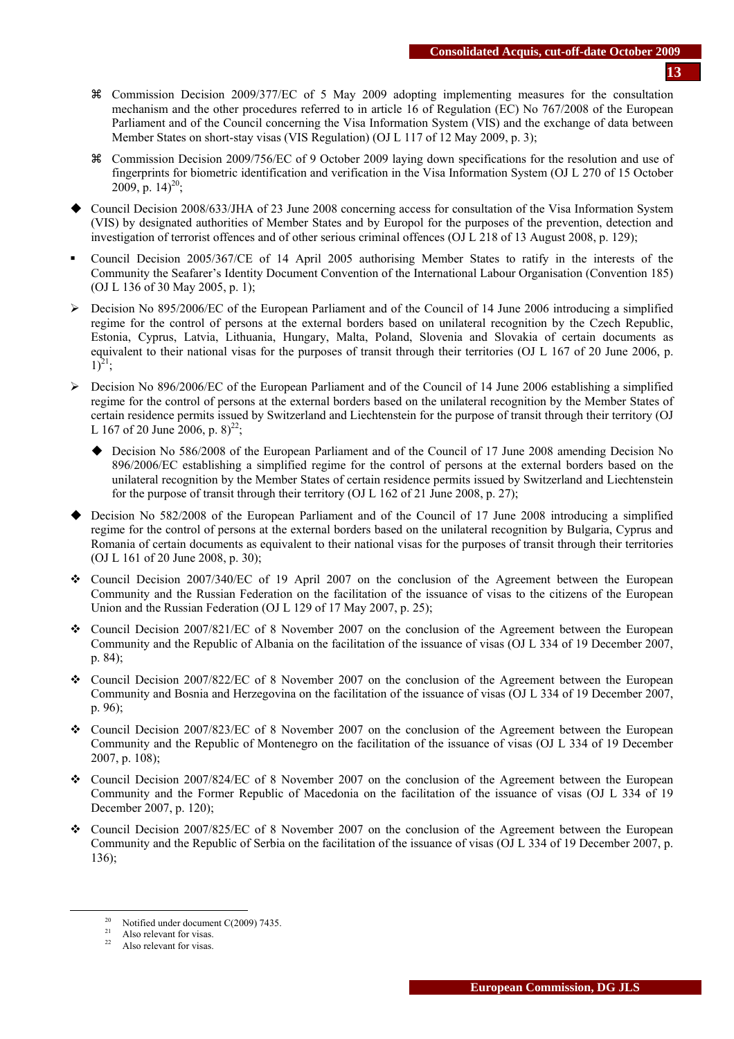- ⌘ Commission Decision 2009/377/EC of 5 May 2009 adopting implementing measures for the consultation mechanism and the other procedures referred to in article 16 of Regulation (EC) No 767/2008 of the European Parliament and of the Council concerning the Visa Information System (VIS) and the exchange of data between Member States on short-stay visas (VIS Regulation) (OJ L 117 of 12 May 2009, p. 3);

- ⌘ Commission Decision 2009/756/EC of 9 October 2009 laying down specifications for the resolution and use of fingerprints for biometric identification and verification in the Visa Information System (OJ L 270 of 15 October 2009, p. 14)[20];

- ◆ Council Decision 2008/633/JHA of 23 June 2008 concerning access for consultation of the Visa Information System (VIS) by designated authorities of Member States and by Europol for the purposes of the prevention, detection and investigation of terrorist offences and of other serious criminal offences (OJ L 218 of 13 August 2008, p. 129);

- ▪ Council Decision 2005/367/CE of 14 April 2005 authorising Member States to ratify in the interests of the Community the Seafarer's Identity Document Convention of the International Labour Organisation (Convention 185) (OJ L 136 of 30 May 2005, p. 1);

- ➢ Decision No 895/2006/EC of the European Parliament and of the Council of 14 June 2006 introducing a simplified regime for the control of persons at the external borders based on unilateral recognition by the Czech Republic, Estonia, Cyprus, Latvia, Lithuania, Hungary, Malta, Poland, Slovenia and Slovakia of certain documents as equivalent to their national visas for the purposes of transit through their territories (OJ L 167 of 20 June 2006, p. 1)[21];

- ➢ Decision No 896/2006/EC of the European Parliament and of the Council of 14 June 2006 establishing a simplified regime for the control of persons at the external borders based on the unilateral recognition by the Member States of certain residence permits issued by Switzerland and Liechtenstein for the purpose of transit through their territory (OJ L 167 of 20 June 2006, p. 8)[22];

  - ◆ Decision No 586/2008 of the European Parliament and of the Council of 17 June 2008 amending Decision No 896/2006/EC establishing a simplified regime for the control of persons at the external borders based on the unilateral recognition by the Member States of certain residence permits issued by Switzerland and Liechtenstein for the purpose of transit through their territory (OJ L 162 of 21 June 2008, p. 27);

- ◆ Decision No 582/2008 of the European Parliament and of the Council of 17 June 2008 introducing a simplified regime for the control of persons at the external borders based on the unilateral recognition by Bulgaria, Cyprus and Romania of certain documents as equivalent to their national visas for the purposes of transit through their territories (OJ L 161 of 20 June 2008, p. 30);

- ❖ Council Decision 2007/340/EC of 19 April 2007 on the conclusion of the Agreement between the European Community and the Russian Federation on the facilitation of the issuance of visas to the citizens of the European Union and the Russian Federation (OJ L 129 of 17 May 2007, p. 25);

- ❖ Council Decision 2007/821/EC of 8 November 2007 on the conclusion of the Agreement between the European Community and the Republic of Albania on the facilitation of the issuance of visas (OJ L 334 of 19 December 2007, p. 84);

- ❖ Council Decision 2007/822/EC of 8 November 2007 on the conclusion of the Agreement between the European Community and Bosnia and Herzegovina on the facilitation of the issuance of visas (OJ L 334 of 19 December 2007, p. 96);

- ❖ Council Decision 2007/823/EC of 8 November 2007 on the conclusion of the Agreement between the European Community and the Republic of Montenegro on the facilitation of the issuance of visas (OJ L 334 of 19 December 2007, p. 108);

- ❖ Council Decision 2007/824/EC of 8 November 2007 on the conclusion of the Agreement between the European Community and the Former Republic of Macedonia on the facilitation of the issuance of visas (OJ L 334 of 19 December 2007, p. 120);

- ❖ Council Decision 2007/825/EC of 8 November 2007 on the conclusion of the Agreement between the European Community and the Republic of Serbia on the facilitation of the issuance of visas (OJ L 334 of 19 December 2007, p. 136);

---

[20] Notified under document C(2009) 7435.

[21] Also relevant for visas.

[22] Also relevant for visas.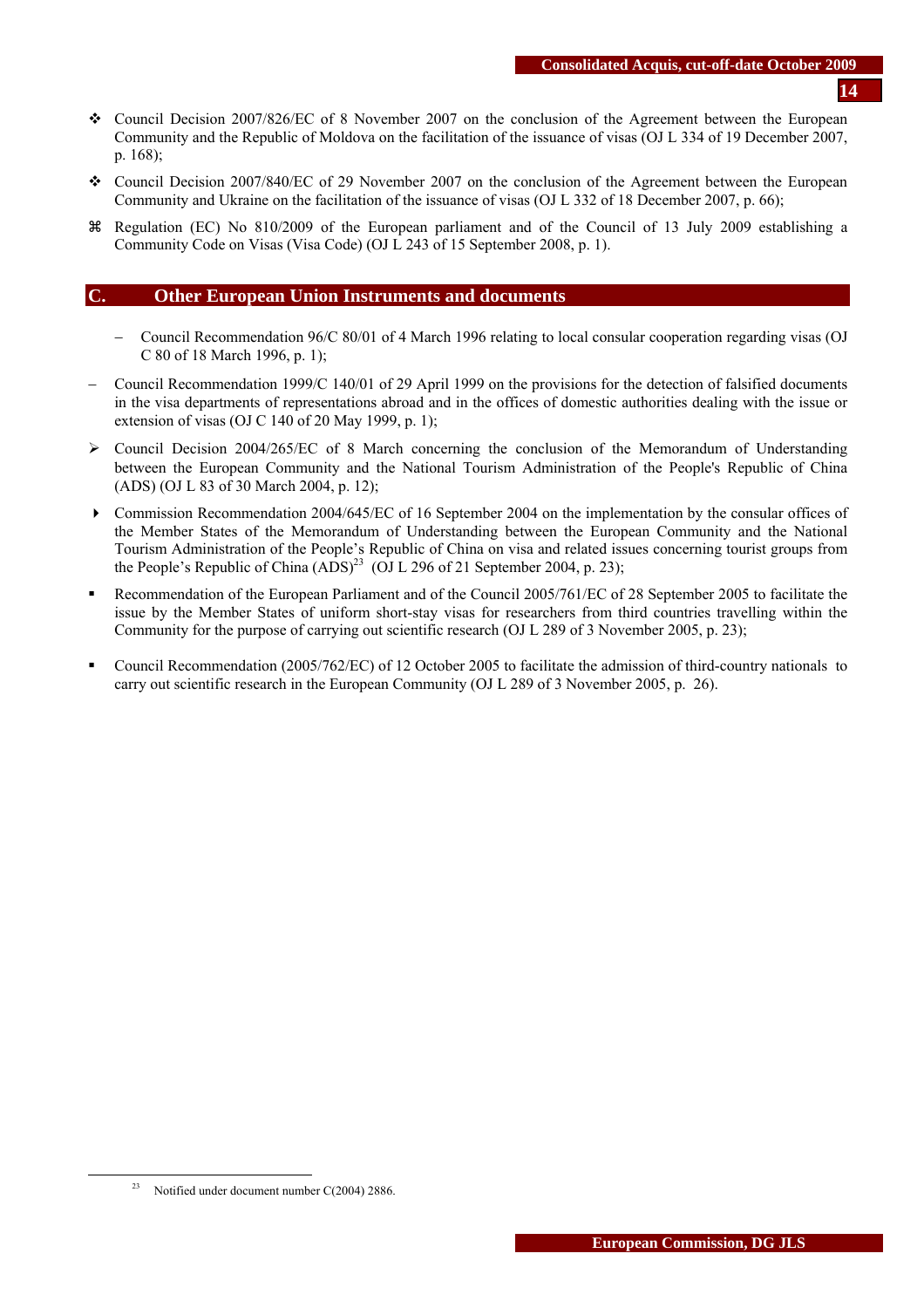- Council Decision 2007/826/EC of 8 November 2007 on the conclusion of the Agreement between the European Community and the Republic of Moldova on the facilitation of the issuance of visas (OJ L 334 of 19 December 2007, p. 168);
- Council Decision 2007/840/EC of 29 November 2007 on the conclusion of the Agreement between the European Community and Ukraine on the facilitation of the issuance of visas (OJ L 332 of 18 December 2007, p. 66);
- Regulation (EC) No 810/2009 of the European parliament and of the Council of 13 July 2009 establishing a Community Code on Visas (Visa Code) (OJ L 243 of 15 September 2008, p. 1).

## C. Other European Union Instruments and documents

- Council Recommendation 96/C 80/01 of 4 March 1996 relating to local consular cooperation regarding visas (OJ C 80 of 18 March 1996, p. 1);
- Council Recommendation 1999/C 140/01 of 29 April 1999 on the provisions for the detection of falsified documents in the visa departments of representations abroad and in the offices of domestic authorities dealing with the issue or extension of visas (OJ C 140 of 20 May 1999, p. 1);
- Council Decision 2004/265/EC of 8 March concerning the conclusion of the Memorandum of Understanding between the European Community and the National Tourism Administration of the People's Republic of China (ADS) (OJ L 83 of 30 March 2004, p. 12);
- Commission Recommendation 2004/645/EC of 16 September 2004 on the implementation by the consular offices of the Member States of the Memorandum of Understanding between the European Community and the National Tourism Administration of the People's Republic of China on visa and related issues concerning tourist groups from the People's Republic of China (ADS)[23] (OJ L 296 of 21 September 2004, p. 23);
- Recommendation of the European Parliament and of the Council 2005/761/EC of 28 September 2005 to facilitate the issue by the Member States of uniform short-stay visas for researchers from third countries travelling within the Community for the purpose of carrying out scientific research (OJ L 289 of 3 November 2005, p. 23);
- Council Recommendation (2005/762/EC) of 12 October 2005 to facilitate the admission of third-country nationals to carry out scientific research in the European Community (OJ L 289 of 3 November 2005, p. 26).

---

[23] Notified under document number C(2004) 2886.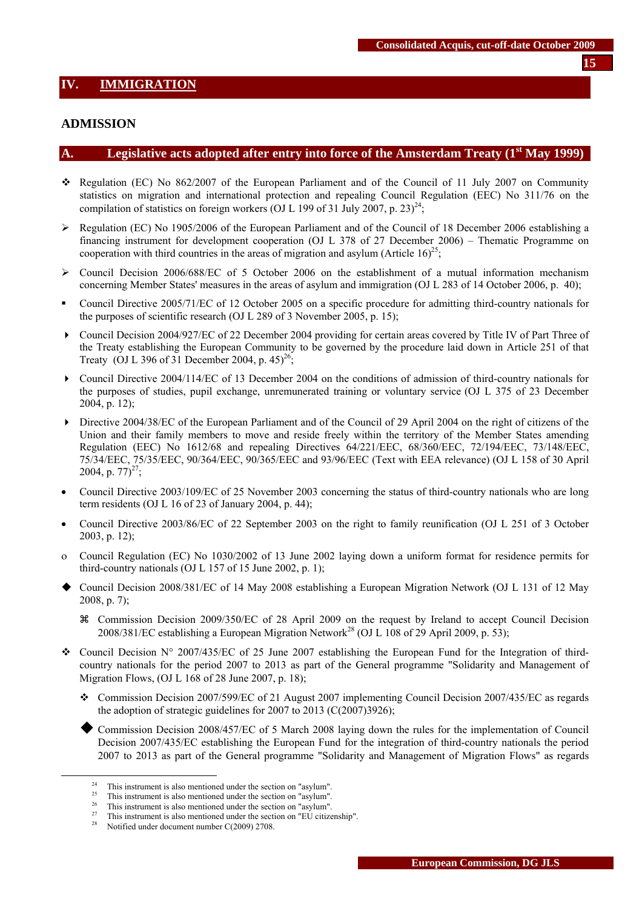## IV. IMMIGRATION

### ADMISSION

### A. Legislative acts adopted after entry into force of the Amsterdam Treaty (1st May 1999)

- Regulation (EC) No 862/2007 of the European Parliament and of the Council of 11 July 2007 on Community statistics on migration and international protection and repealing Council Regulation (EEC) No 311/76 on the compilation of statistics on foreign workers (OJ L 199 of 31 July 2007, p. 23)[24];
- Regulation (EC) No 1905/2006 of the European Parliament and of the Council of 18 December 2006 establishing a financing instrument for development cooperation (OJ L 378 of 27 December 2006) – Thematic Programme on cooperation with third countries in the areas of migration and asylum (Article 16)[25];
- Council Decision 2006/688/EC of 5 October 2006 on the establishment of a mutual information mechanism concerning Member States' measures in the areas of asylum and immigration (OJ L 283 of 14 October 2006, p. 40);
- Council Directive 2005/71/EC of 12 October 2005 on a specific procedure for admitting third-country nationals for the purposes of scientific research (OJ L 289 of 3 November 2005, p. 15);
- Council Decision 2004/927/EC of 22 December 2004 providing for certain areas covered by Title IV of Part Three of the Treaty establishing the European Community to be governed by the procedure laid down in Article 251 of that Treaty (OJ L 396 of 31 December 2004, p. 45)[26];
- Council Directive 2004/114/EC of 13 December 2004 on the conditions of admission of third-country nationals for the purposes of studies, pupil exchange, unremunerated training or voluntary service (OJ L 375 of 23 December 2004, p. 12);
- Directive 2004/38/EC of the European Parliament and of the Council of 29 April 2004 on the right of citizens of the Union and their family members to move and reside freely within the territory of the Member States amending Regulation (EEC) No 1612/68 and repealing Directives 64/221/EEC, 68/360/EEC, 72/194/EEC, 73/148/EEC, 75/34/EEC, 75/35/EEC, 90/364/EEC, 90/365/EEC and 93/96/EEC (Text with EEA relevance) (OJ L 158 of 30 April 2004, p. 77)[27];
- Council Directive 2003/109/EC of 25 November 2003 concerning the status of third-country nationals who are long term residents (OJ L 16 of 23 of January 2004, p. 44);
- Council Directive 2003/86/EC of 22 September 2003 on the right to family reunification (OJ L 251 of 3 October 2003, p. 12);
- Council Regulation (EC) No 1030/2002 of 13 June 2002 laying down a uniform format for residence permits for third-country nationals (OJ L 157 of 15 June 2002, p. 1);
- Council Decision 2008/381/EC of 14 May 2008 establishing a European Migration Network (OJ L 131 of 12 May 2008, p. 7);
  - Commission Decision 2009/350/EC of 28 April 2009 on the request by Ireland to accept Council Decision 2008/381/EC establishing a European Migration Network[28] (OJ L 108 of 29 April 2009, p. 53);
- Council Decision N° 2007/435/EC of 25 June 2007 establishing the European Fund for the Integration of third-country nationals for the period 2007 to 2013 as part of the General programme "Solidarity and Management of Migration Flows, (OJ L 168 of 28 June 2007, p. 18);
  - Commission Decision 2007/599/EC of 21 August 2007 implementing Council Decision 2007/435/EC as regards the adoption of strategic guidelines for 2007 to 2013 (C(2007)3926);
  - Commission Decision 2008/457/EC of 5 March 2008 laying down the rules for the implementation of Council Decision 2007/435/EC establishing the European Fund for the integration of third-country nationals the period 2007 to 2013 as part of the General programme "Solidarity and Management of Migration Flows" as regards

---

[24] This instrument is also mentioned under the section on "asylum".
[25] This instrument is also mentioned under the section on "asylum".
[26] This instrument is also mentioned under the section on "asylum".
[27] This instrument is also mentioned under the section on "EU citizenship".
[28] Notified under document number C(2009) 2708.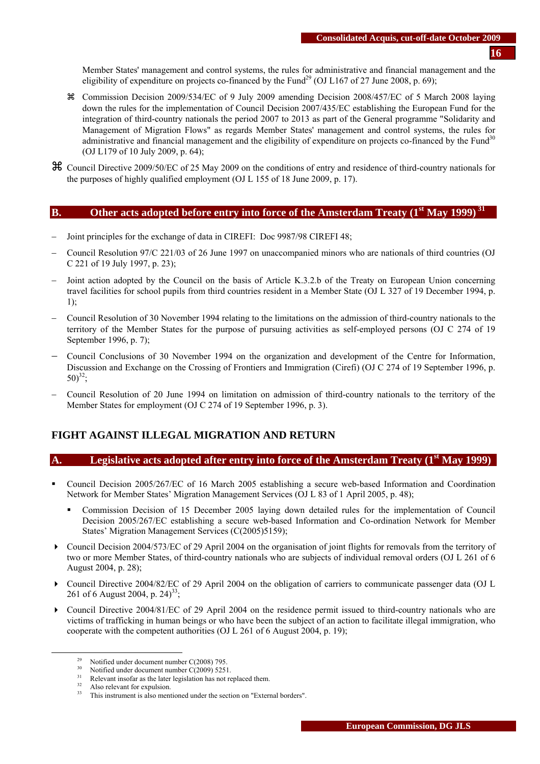Member States' management and control systems, the rules for administrative and financial management and the eligibility of expenditure on projects co-financed by the Fund[29] (OJ L167 of 27 June 2008, p. 69);

  - ⌘ Commission Decision 2009/534/EC of 9 July 2009 amending Decision 2008/457/EC of 5 March 2008 laying down the rules for the implementation of Council Decision 2007/435/EC establishing the European Fund for the integration of third-country nationals the period 2007 to 2013 as part of the General programme "Solidarity and Management of Migration Flows" as regards Member States' management and control systems, the rules for administrative and financial management and the eligibility of expenditure on projects co-financed by the Fund[30] (OJ L179 of 10 July 2009, p. 64);

- ⌘ Council Directive 2009/50/EC of 25 May 2009 on the conditions of entry and residence of third-country nationals for the purposes of highly qualified employment (OJ L 155 of 18 June 2009, p. 17).

## B. Other acts adopted before entry into force of the Amsterdam Treaty (1st May 1999) [31]

- Joint principles for the exchange of data in CIREFI: Doc 9987/98 CIREFI 48;
- Council Resolution 97/C 221/03 of 26 June 1997 on unaccompanied minors who are nationals of third countries (OJ C 221 of 19 July 1997, p. 23);
- Joint action adopted by the Council on the basis of Article K.3.2.b of the Treaty on European Union concerning travel facilities for school pupils from third countries resident in a Member State (OJ L 327 of 19 December 1994, p. 1);
- Council Resolution of 30 November 1994 relating to the limitations on the admission of third-country nationals to the territory of the Member States for the purpose of pursuing activities as self-employed persons (OJ C 274 of 19 September 1996, p. 7);
- Council Conclusions of 30 November 1994 on the organization and development of the Centre for Information, Discussion and Exchange on the Crossing of Frontiers and Immigration (Cirefi) (OJ C 274 of 19 September 1996, p. 50)[32];
- Council Resolution of 20 June 1994 on limitation on admission of third-country nationals to the territory of the Member States for employment (OJ C 274 of 19 September 1996, p. 3).

# FIGHT AGAINST ILLEGAL MIGRATION AND RETURN

## A. Legislative acts adopted after entry into force of the Amsterdam Treaty (1st May 1999)

- ▪ Council Decision 2005/267/EC of 16 March 2005 establishing a secure web-based Information and Coordination Network for Member States' Migration Management Services (OJ L 83 of 1 April 2005, p. 48);
  - ▪ Commission Decision of 15 December 2005 laying down detailed rules for the implementation of Council Decision 2005/267/EC establishing a secure web-based Information and Co-ordination Network for Member States' Migration Management Services (C(2005)5159);
- ▸ Council Decision 2004/573/EC of 29 April 2004 on the organisation of joint flights for removals from the territory of two or more Member States, of third-country nationals who are subjects of individual removal orders (OJ L 261 of 6 August 2004, p. 28);
- ▸ Council Directive 2004/82/EC of 29 April 2004 on the obligation of carriers to communicate passenger data (OJ L 261 of 6 August 2004, p. 24)[33];
- ▸ Council Directive 2004/81/EC of 29 April 2004 on the residence permit issued to third-country nationals who are victims of trafficking in human beings or who have been the subject of an action to facilitate illegal immigration, who cooperate with the competent authorities (OJ L 261 of 6 August 2004, p. 19);

---

[29] Notified under document number C(2008) 795.

[30] Notified under document number C(2009) 5251.

[31] Relevant insofar as the later legislation has not replaced them.

[32] Also relevant for expulsion.

[33] This instrument is also mentioned under the section on "External borders".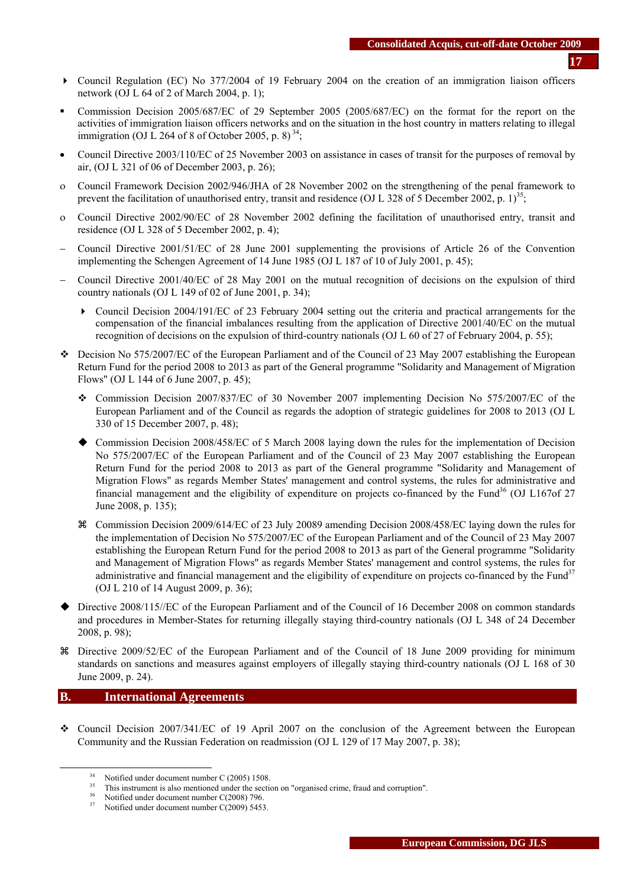- Council Regulation (EC) No 377/2004 of 19 February 2004 on the creation of an immigration liaison officers network (OJ L 64 of 2 of March 2004, p. 1);
- Commission Decision 2005/687/EC of 29 September 2005 (2005/687/EC) on the format for the report on the activities of immigration liaison officers networks and on the situation in the host country in matters relating to illegal immigration (OJ L 264 of 8 of October 2005, p. 8) [34];
- Council Directive 2003/110/EC of 25 November 2003 on assistance in cases of transit for the purposes of removal by air, (OJ L 321 of 06 of December 2003, p. 26);
- Council Framework Decision 2002/946/JHA of 28 November 2002 on the strengthening of the penal framework to prevent the facilitation of unauthorised entry, transit and residence (OJ L 328 of 5 December 2002, p. 1)[35];
- Council Directive 2002/90/EC of 28 November 2002 defining the facilitation of unauthorised entry, transit and residence (OJ L 328 of 5 December 2002, p. 4);
- Council Directive 2001/51/EC of 28 June 2001 supplementing the provisions of Article 26 of the Convention implementing the Schengen Agreement of 14 June 1985 (OJ L 187 of 10 of July 2001, p. 45);
- Council Directive 2001/40/EC of 28 May 2001 on the mutual recognition of decisions on the expulsion of third country nationals (OJ L 149 of 02 of June 2001, p. 34);
  - Council Decision 2004/191/EC of 23 February 2004 setting out the criteria and practical arrangements for the compensation of the financial imbalances resulting from the application of Directive 2001/40/EC on the mutual recognition of decisions on the expulsion of third-country nationals (OJ L 60 of 27 of February 2004, p. 55);
- Decision No 575/2007/EC of the European Parliament and of the Council of 23 May 2007 establishing the European Return Fund for the period 2008 to 2013 as part of the General programme "Solidarity and Management of Migration Flows" (OJ L 144 of 6 June 2007, p. 45);
  - Commission Decision 2007/837/EC of 30 November 2007 implementing Decision No 575/2007/EC of the European Parliament and of the Council as regards the adoption of strategic guidelines for 2008 to 2013 (OJ L 330 of 15 December 2007, p. 48);
  - Commission Decision 2008/458/EC of 5 March 2008 laying down the rules for the implementation of Decision No 575/2007/EC of the European Parliament and of the Council of 23 May 2007 establishing the European Return Fund for the period 2008 to 2013 as part of the General programme "Solidarity and Management of Migration Flows" as regards Member States' management and control systems, the rules for administrative and financial management and the eligibility of expenditure on projects co-financed by the Fund[36] (OJ L167of 27 June 2008, p. 135);
  - Commission Decision 2009/614/EC of 23 July 20089 amending Decision 2008/458/EC laying down the rules for the implementation of Decision No 575/2007/EC of the European Parliament and of the Council of 23 May 2007 establishing the European Return Fund for the period 2008 to 2013 as part of the General programme "Solidarity and Management of Migration Flows" as regards Member States' management and control systems, the rules for administrative and financial management and the eligibility of expenditure on projects co-financed by the Fund[37] (OJ L 210 of 14 August 2009, p. 36);
- Directive 2008/115//EC of the European Parliament and of the Council of 16 December 2008 on common standards and procedures in Member-States for returning illegally staying third-country nationals (OJ L 348 of 24 December 2008, p. 98);
- Directive 2009/52/EC of the European Parliament and of the Council of 18 June 2009 providing for minimum standards on sanctions and measures against employers of illegally staying third-country nationals (OJ L 168 of 30 June 2009, p. 24).

## B. International Agreements

- Council Decision 2007/341/EC of 19 April 2007 on the conclusion of the Agreement between the European Community and the Russian Federation on readmission (OJ L 129 of 17 May 2007, p. 38);

---

[34] Notified under document number C (2005) 1508.

[35] This instrument is also mentioned under the section on "organised crime, fraud and corruption".

[36] Notified under document number C(2008) 796.

[37] Notified under document number C(2009) 5453.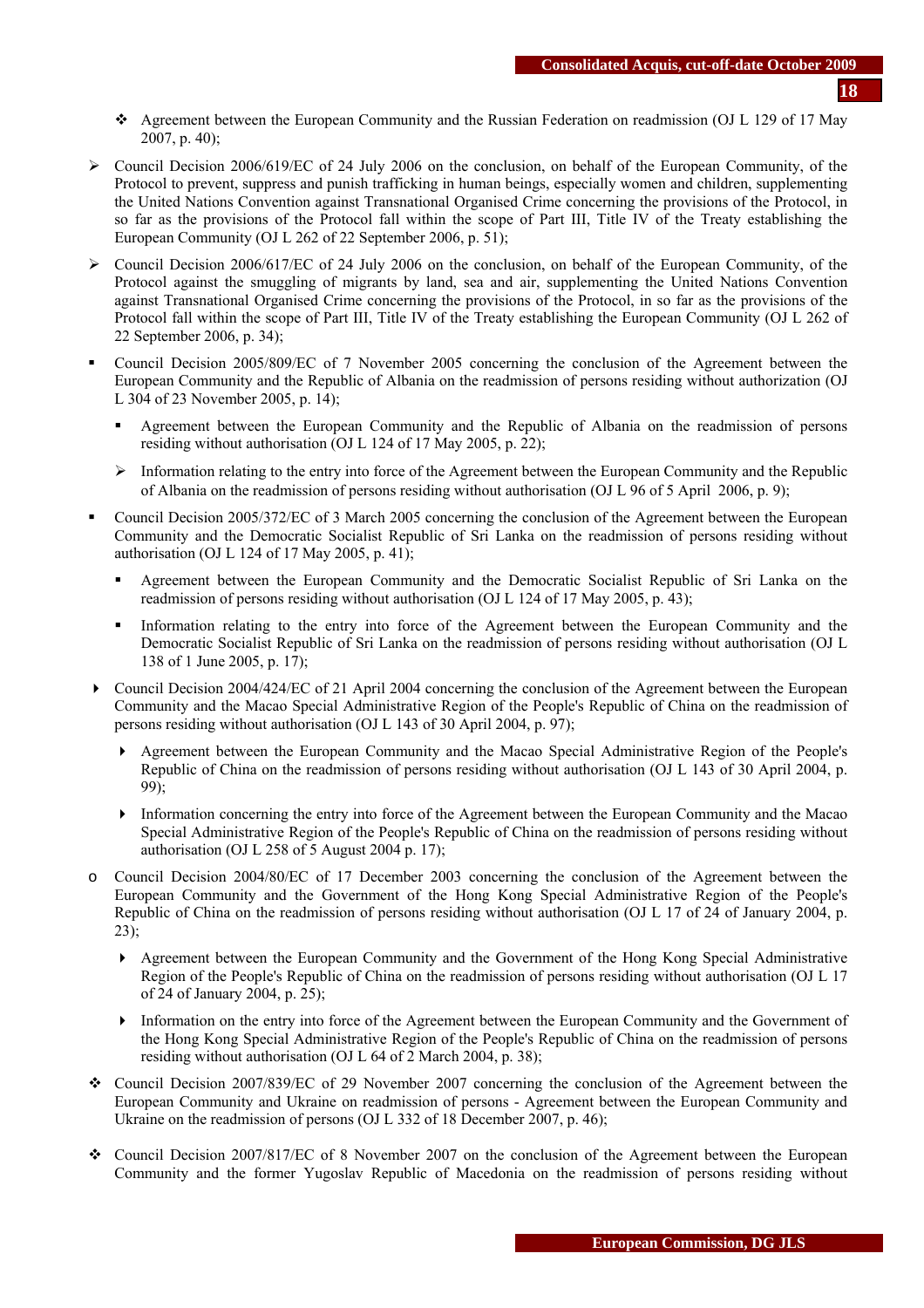- Agreement between the European Community and the Russian Federation on readmission (OJ L 129 of 17 May 2007, p. 40);

- Council Decision 2006/619/EC of 24 July 2006 on the conclusion, on behalf of the European Community, of the Protocol to prevent, suppress and punish trafficking in human beings, especially women and children, supplementing the United Nations Convention against Transnational Organised Crime concerning the provisions of the Protocol, in so far as the provisions of the Protocol fall within the scope of Part III, Title IV of the Treaty establishing the European Community (OJ L 262 of 22 September 2006, p. 51);

- Council Decision 2006/617/EC of 24 July 2006 on the conclusion, on behalf of the European Community, of the Protocol against the smuggling of migrants by land, sea and air, supplementing the United Nations Convention against Transnational Organised Crime concerning the provisions of the Protocol, in so far as the provisions of the Protocol fall within the scope of Part III, Title IV of the Treaty establishing the European Community (OJ L 262 of 22 September 2006, p. 34);

- Council Decision 2005/809/EC of 7 November 2005 concerning the conclusion of the Agreement between the European Community and the Republic of Albania on the readmission of persons residing without authorization (OJ L 304 of 23 November 2005, p. 14);
  - Agreement between the European Community and the Republic of Albania on the readmission of persons residing without authorisation (OJ L 124 of 17 May 2005, p. 22);
  - Information relating to the entry into force of the Agreement between the European Community and the Republic of Albania on the readmission of persons residing without authorisation (OJ L 96 of 5 April 2006, p. 9);

- Council Decision 2005/372/EC of 3 March 2005 concerning the conclusion of the Agreement between the European Community and the Democratic Socialist Republic of Sri Lanka on the readmission of persons residing without authorisation (OJ L 124 of 17 May 2005, p. 41);
  - Agreement between the European Community and the Democratic Socialist Republic of Sri Lanka on the readmission of persons residing without authorisation (OJ L 124 of 17 May 2005, p. 43);
  - Information relating to the entry into force of the Agreement between the European Community and the Democratic Socialist Republic of Sri Lanka on the readmission of persons residing without authorisation (OJ L 138 of 1 June 2005, p. 17);

- Council Decision 2004/424/EC of 21 April 2004 concerning the conclusion of the Agreement between the European Community and the Macao Special Administrative Region of the People's Republic of China on the readmission of persons residing without authorisation (OJ L 143 of 30 April 2004, p. 97);
  - Agreement between the European Community and the Macao Special Administrative Region of the People's Republic of China on the readmission of persons residing without authorisation (OJ L 143 of 30 April 2004, p. 99);
  - Information concerning the entry into force of the Agreement between the European Community and the Macao Special Administrative Region of the People's Republic of China on the readmission of persons residing without authorisation (OJ L 258 of 5 August 2004 p. 17);

- Council Decision 2004/80/EC of 17 December 2003 concerning the conclusion of the Agreement between the European Community and the Government of the Hong Kong Special Administrative Region of the People's Republic of China on the readmission of persons residing without authorisation (OJ L 17 of 24 of January 2004, p. 23);
  - Agreement between the European Community and the Government of the Hong Kong Special Administrative Region of the People's Republic of China on the readmission of persons residing without authorisation (OJ L 17 of 24 of January 2004, p. 25);
  - Information on the entry into force of the Agreement between the European Community and the Government of the Hong Kong Special Administrative Region of the People's Republic of China on the readmission of persons residing without authorisation (OJ L 64 of 2 March 2004, p. 38);

- Council Decision 2007/839/EC of 29 November 2007 concerning the conclusion of the Agreement between the European Community and Ukraine on readmission of persons - Agreement between the European Community and Ukraine on the readmission of persons (OJ L 332 of 18 December 2007, p. 46);

- Council Decision 2007/817/EC of 8 November 2007 on the conclusion of the Agreement between the European Community and the former Yugoslav Republic of Macedonia on the readmission of persons residing without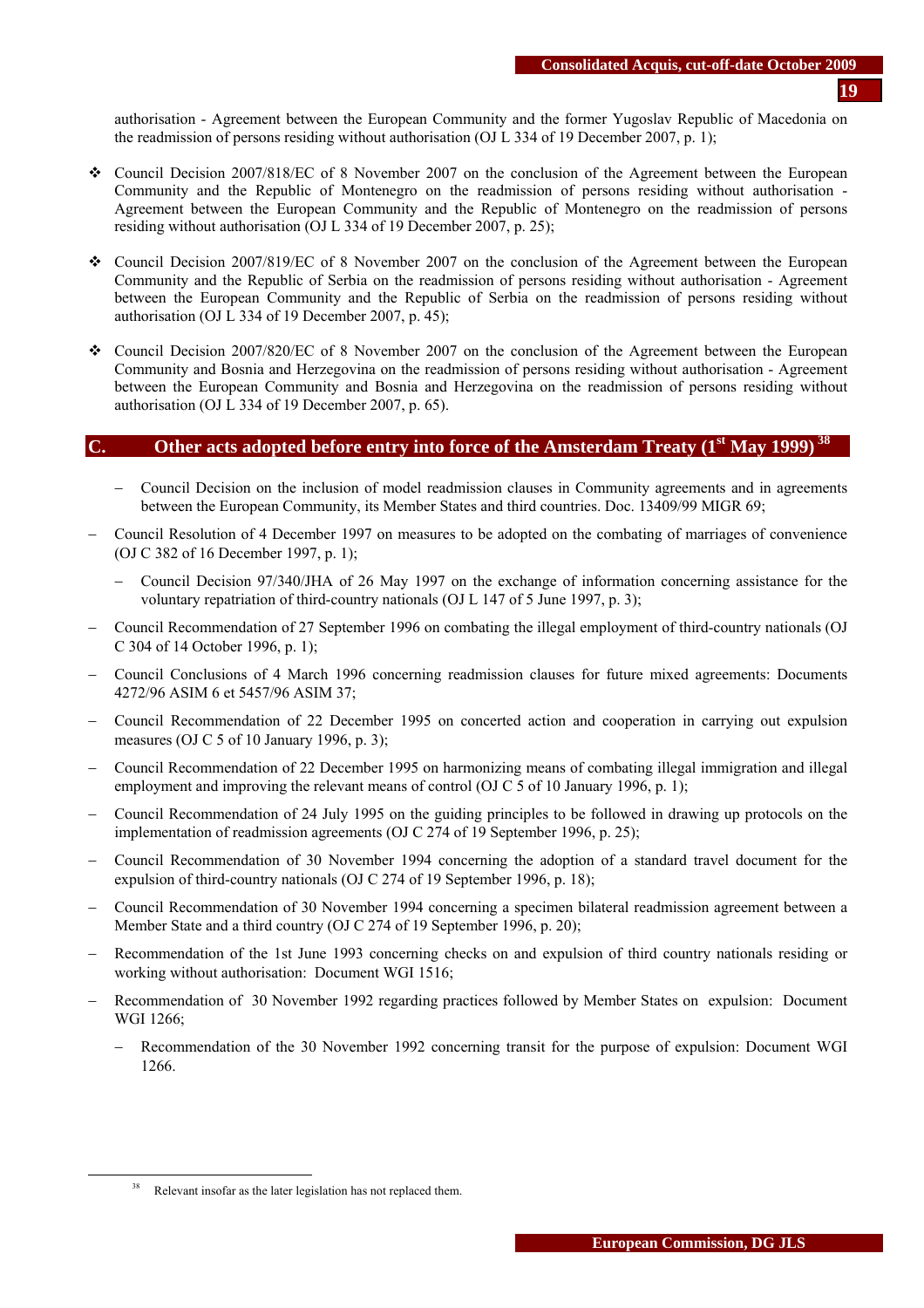authorisation - Agreement between the European Community and the former Yugoslav Republic of Macedonia on the readmission of persons residing without authorisation (OJ L 334 of 19 December 2007, p. 1);

- Council Decision 2007/818/EC of 8 November 2007 on the conclusion of the Agreement between the European Community and the Republic of Montenegro on the readmission of persons residing without authorisation - Agreement between the European Community and the Republic of Montenegro on the readmission of persons residing without authorisation (OJ L 334 of 19 December 2007, p. 25);

- Council Decision 2007/819/EC of 8 November 2007 on the conclusion of the Agreement between the European Community and the Republic of Serbia on the readmission of persons residing without authorisation - Agreement between the European Community and the Republic of Serbia on the readmission of persons residing without authorisation (OJ L 334 of 19 December 2007, p. 45);

- Council Decision 2007/820/EC of 8 November 2007 on the conclusion of the Agreement between the European Community and Bosnia and Herzegovina on the readmission of persons residing without authorisation - Agreement between the European Community and Bosnia and Herzegovina on the readmission of persons residing without authorisation (OJ L 334 of 19 December 2007, p. 65).

## C. Other acts adopted before entry into force of the Amsterdam Treaty (1st May 1999) [38]

- Council Decision on the inclusion of model readmission clauses in Community agreements and in agreements between the European Community, its Member States and third countries. Doc. 13409/99 MIGR 69;
- Council Resolution of 4 December 1997 on measures to be adopted on the combating of marriages of convenience (OJ C 382 of 16 December 1997, p. 1);
- Council Decision 97/340/JHA of 26 May 1997 on the exchange of information concerning assistance for the voluntary repatriation of third-country nationals (OJ L 147 of 5 June 1997, p. 3);
- Council Recommendation of 27 September 1996 on combating the illegal employment of third-country nationals (OJ C 304 of 14 October 1996, p. 1);
- Council Conclusions of 4 March 1996 concerning readmission clauses for future mixed agreements: Documents 4272/96 ASIM 6 et 5457/96 ASIM 37;
- Council Recommendation of 22 December 1995 on concerted action and cooperation in carrying out expulsion measures (OJ C 5 of 10 January 1996, p. 3);
- Council Recommendation of 22 December 1995 on harmonizing means of combating illegal immigration and illegal employment and improving the relevant means of control (OJ C 5 of 10 January 1996, p. 1);
- Council Recommendation of 24 July 1995 on the guiding principles to be followed in drawing up protocols on the implementation of readmission agreements (OJ C 274 of 19 September 1996, p. 25);
- Council Recommendation of 30 November 1994 concerning the adoption of a standard travel document for the expulsion of third-country nationals (OJ C 274 of 19 September 1996, p. 18);
- Council Recommendation of 30 November 1994 concerning a specimen bilateral readmission agreement between a Member State and a third country (OJ C 274 of 19 September 1996, p. 20);
- Recommendation of the 1st June 1993 concerning checks on and expulsion of third country nationals residing or working without authorisation: Document WGI 1516;
- Recommendation of 30 November 1992 regarding practices followed by Member States on expulsion: Document WGI 1266;
- Recommendation of the 30 November 1992 concerning transit for the purpose of expulsion: Document WGI 1266.

[38] Relevant insofar as the later legislation has not replaced them.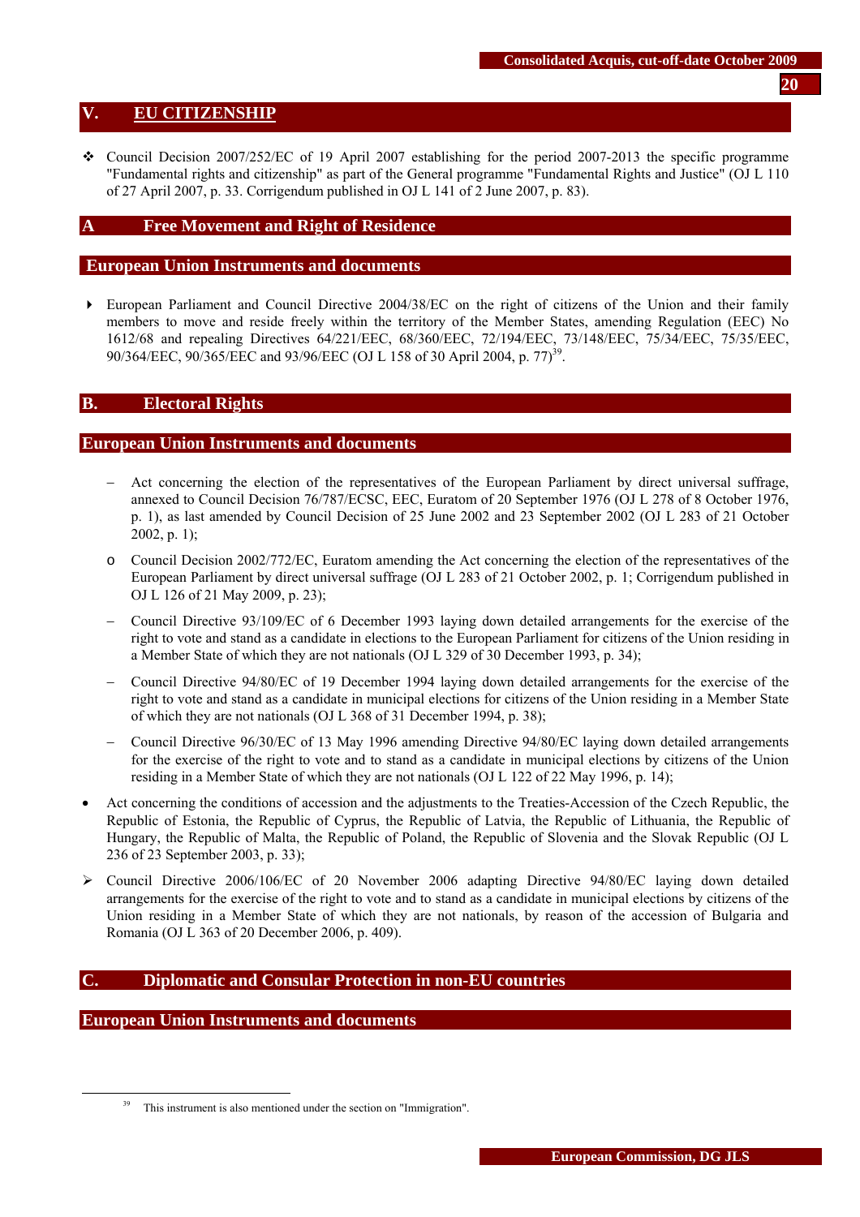# V. EU CITIZENSHIP

- Council Decision 2007/252/EC of 19 April 2007 establishing for the period 2007-2013 the specific programme "Fundamental rights and citizenship" as part of the General programme "Fundamental Rights and Justice" (OJ L 110 of 27 April 2007, p. 33. Corrigendum published in OJ L 141 of 2 June 2007, p. 83).

## A Free Movement and Right of Residence

### European Union Instruments and documents

- European Parliament and Council Directive 2004/38/EC on the right of citizens of the Union and their family members to move and reside freely within the territory of the Member States, amending Regulation (EEC) No 1612/68 and repealing Directives 64/221/EEC, 68/360/EEC, 72/194/EEC, 73/148/EEC, 75/34/EEC, 75/35/EEC, 90/364/EEC, 90/365/EEC and 93/96/EEC (OJ L 158 of 30 April 2004, p. 77)[39].

## B. Electoral Rights

### European Union Instruments and documents

- Act concerning the election of the representatives of the European Parliament by direct universal suffrage, annexed to Council Decision 76/787/ECSC, EEC, Euratom of 20 September 1976 (OJ L 278 of 8 October 1976, p. 1), as last amended by Council Decision of 25 June 2002 and 23 September 2002 (OJ L 283 of 21 October 2002, p. 1);
- Council Decision 2002/772/EC, Euratom amending the Act concerning the election of the representatives of the European Parliament by direct universal suffrage (OJ L 283 of 21 October 2002, p. 1; Corrigendum published in OJ L 126 of 21 May 2009, p. 23);
- Council Directive 93/109/EC of 6 December 1993 laying down detailed arrangements for the exercise of the right to vote and stand as a candidate in elections to the European Parliament for citizens of the Union residing in a Member State of which they are not nationals (OJ L 329 of 30 December 1993, p. 34);
- Council Directive 94/80/EC of 19 December 1994 laying down detailed arrangements for the exercise of the right to vote and stand as a candidate in municipal elections for citizens of the Union residing in a Member State of which they are not nationals (OJ L 368 of 31 December 1994, p. 38);
- Council Directive 96/30/EC of 13 May 1996 amending Directive 94/80/EC laying down detailed arrangements for the exercise of the right to vote and to stand as a candidate in municipal elections by citizens of the Union residing in a Member State of which they are not nationals (OJ L 122 of 22 May 1996, p. 14);

- Act concerning the conditions of accession and the adjustments to the Treaties-Accession of the Czech Republic, the Republic of Estonia, the Republic of Cyprus, the Republic of Latvia, the Republic of Lithuania, the Republic of Hungary, the Republic of Malta, the Republic of Poland, the Republic of Slovenia and the Slovak Republic (OJ L 236 of 23 September 2003, p. 33);
- Council Directive 2006/106/EC of 20 November 2006 adapting Directive 94/80/EC laying down detailed arrangements for the exercise of the right to vote and to stand as a candidate in municipal elections by citizens of the Union residing in a Member State of which they are not nationals, by reason of the accession of Bulgaria and Romania (OJ L 363 of 20 December 2006, p. 409).

## C. Diplomatic and Consular Protection in non-EU countries

### European Union Instruments and documents

[39] This instrument is also mentioned under the section on "Immigration".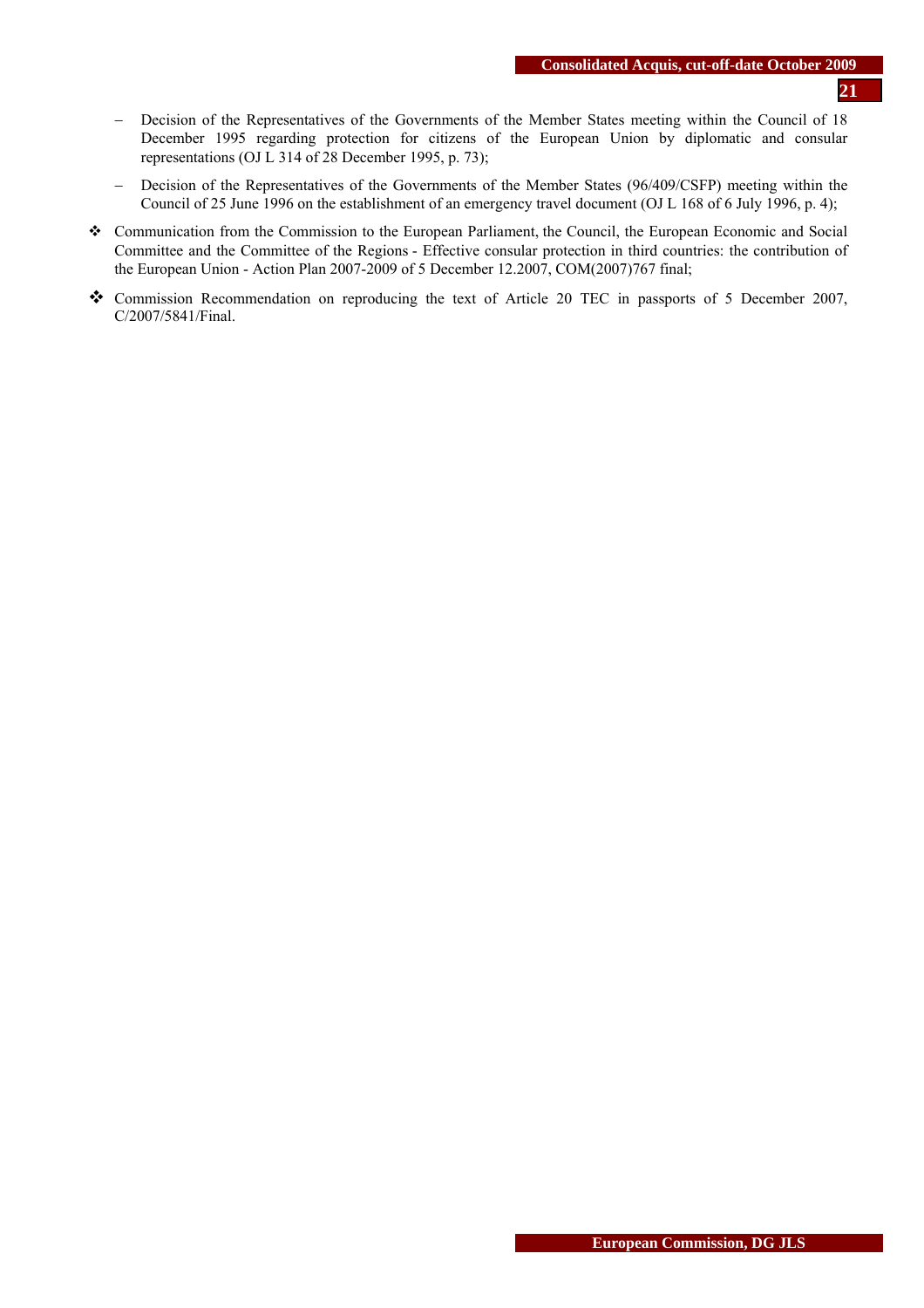- Decision of the Representatives of the Governments of the Member States meeting within the Council of 18 December 1995 regarding protection for citizens of the European Union by diplomatic and consular representations (OJ L 314 of 28 December 1995, p. 73);
  - Decision of the Representatives of the Governments of the Member States (96/409/CSFP) meeting within the Council of 25 June 1996 on the establishment of an emergency travel document (OJ L 168 of 6 July 1996, p. 4);

- Communication from the Commission to the European Parliament, the Council, the European Economic and Social Committee and the Committee of the Regions - Effective consular protection in third countries: the contribution of the European Union - Action Plan 2007-2009 of 5 December 12.2007, COM(2007)767 final;
- Commission Recommendation on reproducing the text of Article 20 TEC in passports of 5 December 2007, C/2007/5841/Final.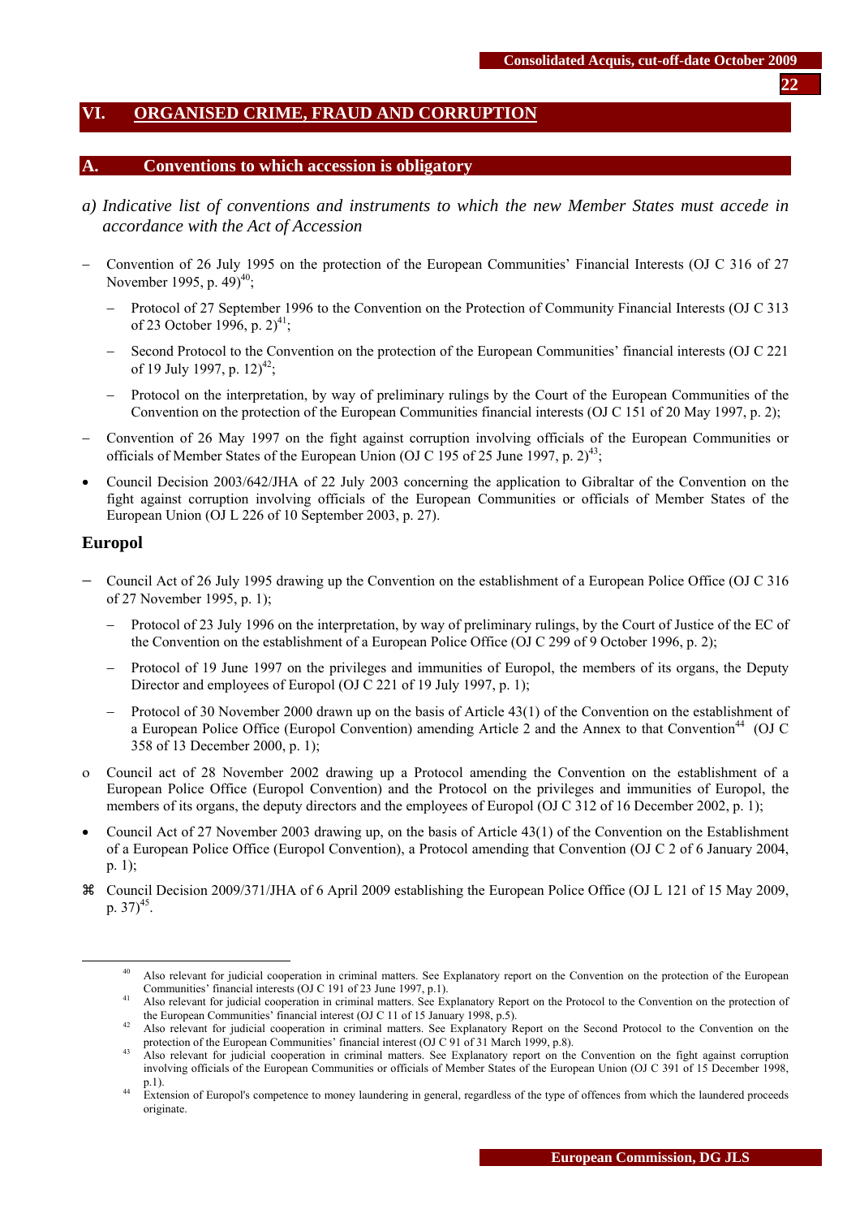## VI. ORGANISED CRIME, FRAUD AND CORRUPTION

### A. Conventions to which accession is obligatory

*a) Indicative list of conventions and instruments to which the new Member States must accede in accordance with the Act of Accession*

- Convention of 26 July 1995 on the protection of the European Communities' Financial Interests (OJ C 316 of 27 November 1995, p. 49)[40];
  - Protocol of 27 September 1996 to the Convention on the Protection of Community Financial Interests (OJ C 313 of 23 October 1996, p. 2)[41];
  - Second Protocol to the Convention on the protection of the European Communities' financial interests (OJ C 221 of 19 July 1997, p. 12)[42];
  - Protocol on the interpretation, by way of preliminary rulings by the Court of the European Communities of the Convention on the protection of the European Communities financial interests (OJ C 151 of 20 May 1997, p. 2);
- Convention of 26 May 1997 on the fight against corruption involving officials of the European Communities or officials of Member States of the European Union (OJ C 195 of 25 June 1997, p. 2)[43];
- • Council Decision 2003/642/JHA of 22 July 2003 concerning the application to Gibraltar of the Convention on the fight against corruption involving officials of the European Communities or officials of Member States of the European Union (OJ L 226 of 10 September 2003, p. 27).

### Europol

- Council Act of 26 July 1995 drawing up the Convention on the establishment of a European Police Office (OJ C 316 of 27 November 1995, p. 1);
  - Protocol of 23 July 1996 on the interpretation, by way of preliminary rulings, by the Court of Justice of the EC of the Convention on the establishment of a European Police Office (OJ C 299 of 9 October 1996, p. 2);
  - Protocol of 19 June 1997 on the privileges and immunities of Europol, the members of its organs, the Deputy Director and employees of Europol (OJ C 221 of 19 July 1997, p. 1);
  - Protocol of 30 November 2000 drawn up on the basis of Article 43(1) of the Convention on the establishment of a European Police Office (Europol Convention) amending Article 2 and the Annex to that Convention[44] (OJ C 358 of 13 December 2000, p. 1);
- o Council act of 28 November 2002 drawing up a Protocol amending the Convention on the establishment of a European Police Office (Europol Convention) and the Protocol on the privileges and immunities of Europol, the members of its organs, the deputy directors and the employees of Europol (OJ C 312 of 16 December 2002, p. 1);
- • Council Act of 27 November 2003 drawing up, on the basis of Article 43(1) of the Convention on the Establishment of a European Police Office (Europol Convention), a Protocol amending that Convention (OJ C 2 of 6 January 2004, p. 1);
- ⌘ Council Decision 2009/371/JHA of 6 April 2009 establishing the European Police Office (OJ L 121 of 15 May 2009, p. 37)[45].

---

[40] Also relevant for judicial cooperation in criminal matters. See Explanatory report on the Convention on the protection of the European Communities' financial interests (OJ C 191 of 23 June 1997, p.1).

[41] Also relevant for judicial cooperation in criminal matters. See Explanatory Report on the Protocol to the Convention on the protection of the European Communities' financial interest (OJ C 11 of 15 January 1998, p.5).

[42] Also relevant for judicial cooperation in criminal matters. See Explanatory Report on the Second Protocol to the Convention on the protection of the European Communities' financial interest (OJ C 91 of 31 March 1999, p.8).

[43] Also relevant for judicial cooperation in criminal matters. See Explanatory report on the Convention on the fight against corruption involving officials of the European Communities or officials of Member States of the European Union (OJ C 391 of 15 December 1998, p.1).

[44] Extension of Europol's competence to money laundering in general, regardless of the type of offences from which the laundered proceeds originate.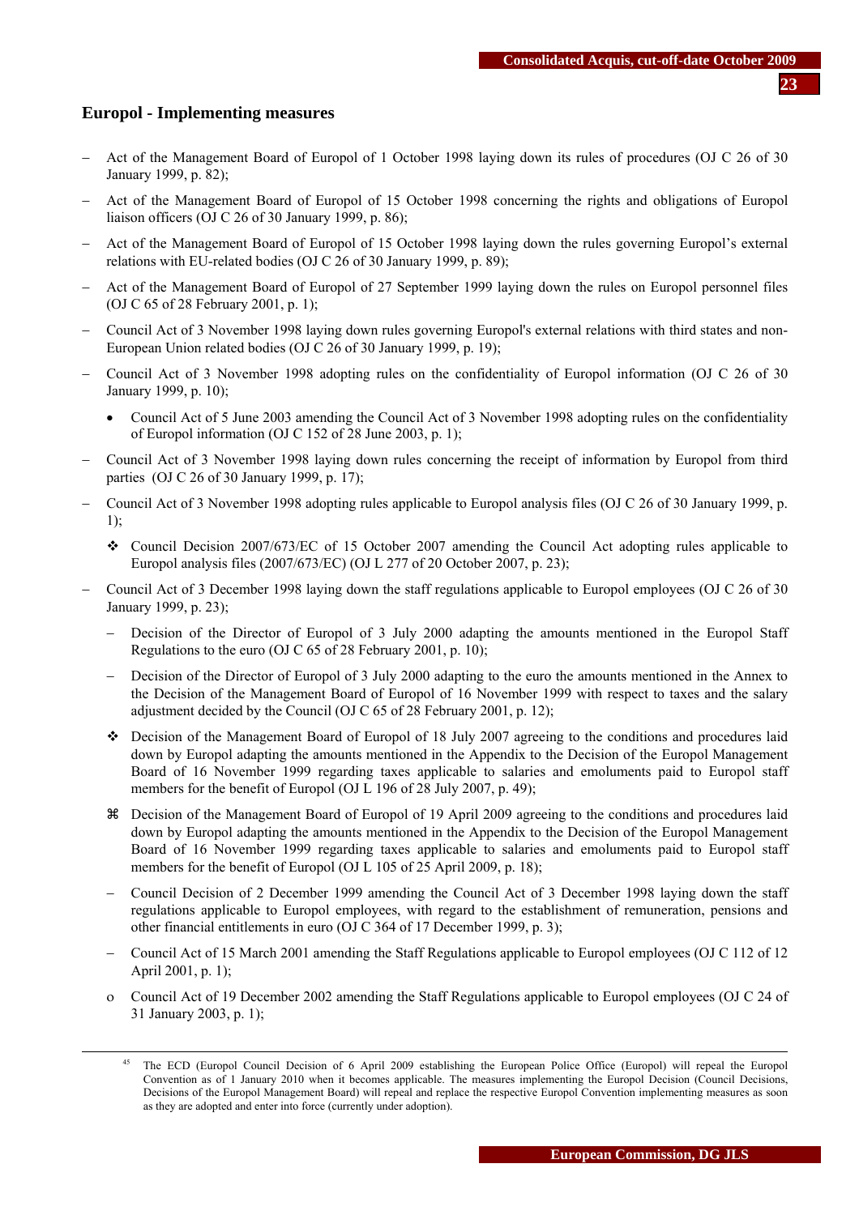## Europol - Implementing measures

- Act of the Management Board of Europol of 1 October 1998 laying down its rules of procedures (OJ C 26 of 30 January 1999, p. 82);
- Act of the Management Board of Europol of 15 October 1998 concerning the rights and obligations of Europol liaison officers (OJ C 26 of 30 January 1999, p. 86);
- Act of the Management Board of Europol of 15 October 1998 laying down the rules governing Europol's external relations with EU-related bodies (OJ C 26 of 30 January 1999, p. 89);
- Act of the Management Board of Europol of 27 September 1999 laying down the rules on Europol personnel files (OJ C 65 of 28 February 2001, p. 1);
- Council Act of 3 November 1998 laying down rules governing Europol's external relations with third states and non-European Union related bodies (OJ C 26 of 30 January 1999, p. 19);
- Council Act of 3 November 1998 adopting rules on the confidentiality of Europol information (OJ C 26 of 30 January 1999, p. 10);
  - • Council Act of 5 June 2003 amending the Council Act of 3 November 1998 adopting rules on the confidentiality of Europol information (OJ C 152 of 28 June 2003, p. 1);
- Council Act of 3 November 1998 laying down rules concerning the receipt of information by Europol from third parties (OJ C 26 of 30 January 1999, p. 17);
- Council Act of 3 November 1998 adopting rules applicable to Europol analysis files (OJ C 26 of 30 January 1999, p. 1);
  - ❖ Council Decision 2007/673/EC of 15 October 2007 amending the Council Act adopting rules applicable to Europol analysis files (2007/673/EC) (OJ L 277 of 20 October 2007, p. 23);
- Council Act of 3 December 1998 laying down the staff regulations applicable to Europol employees (OJ C 26 of 30 January 1999, p. 23);
  - – Decision of the Director of Europol of 3 July 2000 adapting the amounts mentioned in the Europol Staff Regulations to the euro (OJ C 65 of 28 February 2001, p. 10);
  - – Decision of the Director of Europol of 3 July 2000 adapting to the euro the amounts mentioned in the Annex to the Decision of the Management Board of Europol of 16 November 1999 with respect to taxes and the salary adjustment decided by the Council (OJ C 65 of 28 February 2001, p. 12);
  - ❖ Decision of the Management Board of Europol of 18 July 2007 agreeing to the conditions and procedures laid down by Europol adapting the amounts mentioned in the Appendix to the Decision of the Europol Management Board of 16 November 1999 regarding taxes applicable to salaries and emoluments paid to Europol staff members for the benefit of Europol (OJ L 196 of 28 July 2007, p. 49);
  - ⌘ Decision of the Management Board of Europol of 19 April 2009 agreeing to the conditions and procedures laid down by Europol adapting the amounts mentioned in the Appendix to the Decision of the Europol Management Board of 16 November 1999 regarding taxes applicable to salaries and emoluments paid to Europol staff members for the benefit of Europol (OJ L 105 of 25 April 2009, p. 18);
  - – Council Decision of 2 December 1999 amending the Council Act of 3 December 1998 laying down the staff regulations applicable to Europol employees, with regard to the establishment of remuneration, pensions and other financial entitlements in euro (OJ C 364 of 17 December 1999, p. 3);
  - – Council Act of 15 March 2001 amending the Staff Regulations applicable to Europol employees (OJ C 112 of 12 April 2001, p. 1);
  - o Council Act of 19 December 2002 amending the Staff Regulations applicable to Europol employees (OJ C 24 of 31 January 2003, p. 1);

---

[45] The ECD (Europol Council Decision of 6 April 2009 establishing the European Police Office (Europol) will repeal the Europol Convention as of 1 January 2010 when it becomes applicable. The measures implementing the Europol Decision (Council Decisions, Decisions of the Europol Management Board) will repeal and replace the respective Europol Convention implementing measures as soon as they are adopted and enter into force (currently under adoption).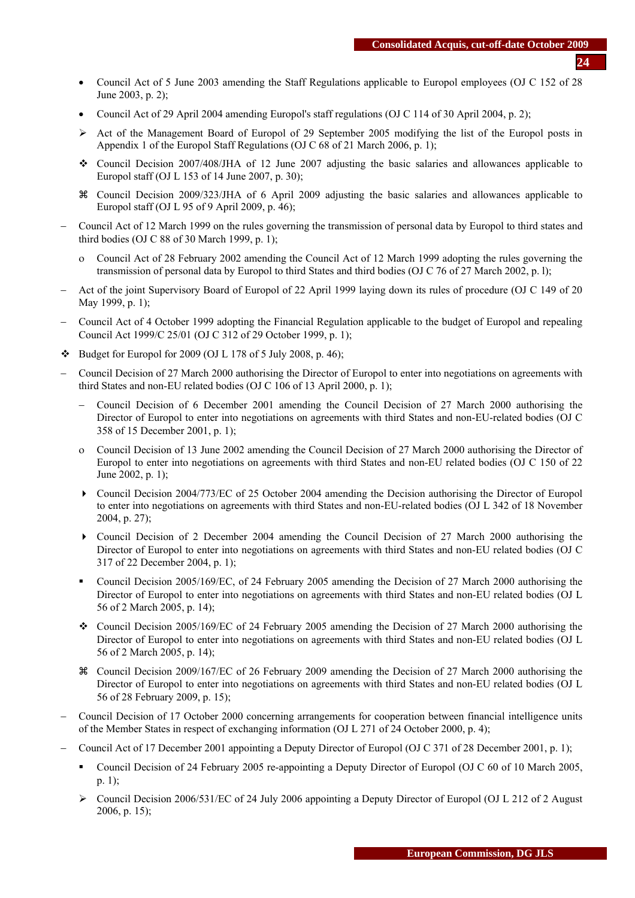- Council Act of 5 June 2003 amending the Staff Regulations applicable to Europol employees (OJ C 152 of 28 June 2003, p. 2);
- Council Act of 29 April 2004 amending Europol's staff regulations (OJ C 114 of 30 April 2004, p. 2);
- ➢ Act of the Management Board of Europol of 29 September 2005 modifying the list of the Europol posts in Appendix 1 of the Europol Staff Regulations (OJ C 68 of 21 March 2006, p. 1);
- ❖ Council Decision 2007/408/JHA of 12 June 2007 adjusting the basic salaries and allowances applicable to Europol staff (OJ L 153 of 14 June 2007, p. 30);
- ⌘ Council Decision 2009/323/JHA of 6 April 2009 adjusting the basic salaries and allowances applicable to Europol staff (OJ L 95 of 9 April 2009, p. 46);

– Council Act of 12 March 1999 on the rules governing the transmission of personal data by Europol to third states and third bodies (OJ C 88 of 30 March 1999, p. 1);

  - o Council Act of 28 February 2002 amending the Council Act of 12 March 1999 adopting the rules governing the transmission of personal data by Europol to third States and third bodies (OJ C 76 of 27 March 2002, p. l);

– Act of the joint Supervisory Board of Europol of 22 April 1999 laying down its rules of procedure (OJ C 149 of 20 May 1999, p. 1);

– Council Act of 4 October 1999 adopting the Financial Regulation applicable to the budget of Europol and repealing Council Act 1999/C 25/01 (OJ C 312 of 29 October 1999, p. 1);

❖ Budget for Europol for 2009 (OJ L 178 of 5 July 2008, p. 46);

– Council Decision of 27 March 2000 authorising the Director of Europol to enter into negotiations on agreements with third States and non-EU related bodies (OJ C 106 of 13 April 2000, p. 1);

  - – Council Decision of 6 December 2001 amending the Council Decision of 27 March 2000 authorising the Director of Europol to enter into negotiations on agreements with third States and non-EU-related bodies (OJ C 358 of 15 December 2001, p. 1);
  - o Council Decision of 13 June 2002 amending the Council Decision of 27 March 2000 authorising the Director of Europol to enter into negotiations on agreements with third States and non-EU related bodies (OJ C 150 of 22 June 2002, p. 1);
  - ▸ Council Decision 2004/773/EC of 25 October 2004 amending the Decision authorising the Director of Europol to enter into negotiations on agreements with third States and non-EU-related bodies (OJ L 342 of 18 November 2004, p. 27);
  - ▸ Council Decision of 2 December 2004 amending the Council Decision of 27 March 2000 authorising the Director of Europol to enter into negotiations on agreements with third States and non-EU related bodies (OJ C 317 of 22 December 2004, p. 1);
  - ▪ Council Decision 2005/169/EC, of 24 February 2005 amending the Decision of 27 March 2000 authorising the Director of Europol to enter into negotiations on agreements with third States and non-EU related bodies (OJ L 56 of 2 March 2005, p. 14);
  - ❖ Council Decision 2005/169/EC of 24 February 2005 amending the Decision of 27 March 2000 authorising the Director of Europol to enter into negotiations on agreements with third States and non-EU related bodies (OJ L 56 of 2 March 2005, p. 14);
  - ⌘ Council Decision 2009/167/EC of 26 February 2009 amending the Decision of 27 March 2000 authorising the Director of Europol to enter into negotiations on agreements with third States and non-EU related bodies (OJ L 56 of 28 February 2009, p. 15);

– Council Decision of 17 October 2000 concerning arrangements for cooperation between financial intelligence units of the Member States in respect of exchanging information (OJ L 271 of 24 October 2000, p. 4);

– Council Act of 17 December 2001 appointing a Deputy Director of Europol (OJ C 371 of 28 December 2001, p. 1);

  - ▪ Council Decision of 24 February 2005 re-appointing a Deputy Director of Europol (OJ C 60 of 10 March 2005, p. 1);
  - ➢ Council Decision 2006/531/EC of 24 July 2006 appointing a Deputy Director of Europol (OJ L 212 of 2 August 2006, p. 15);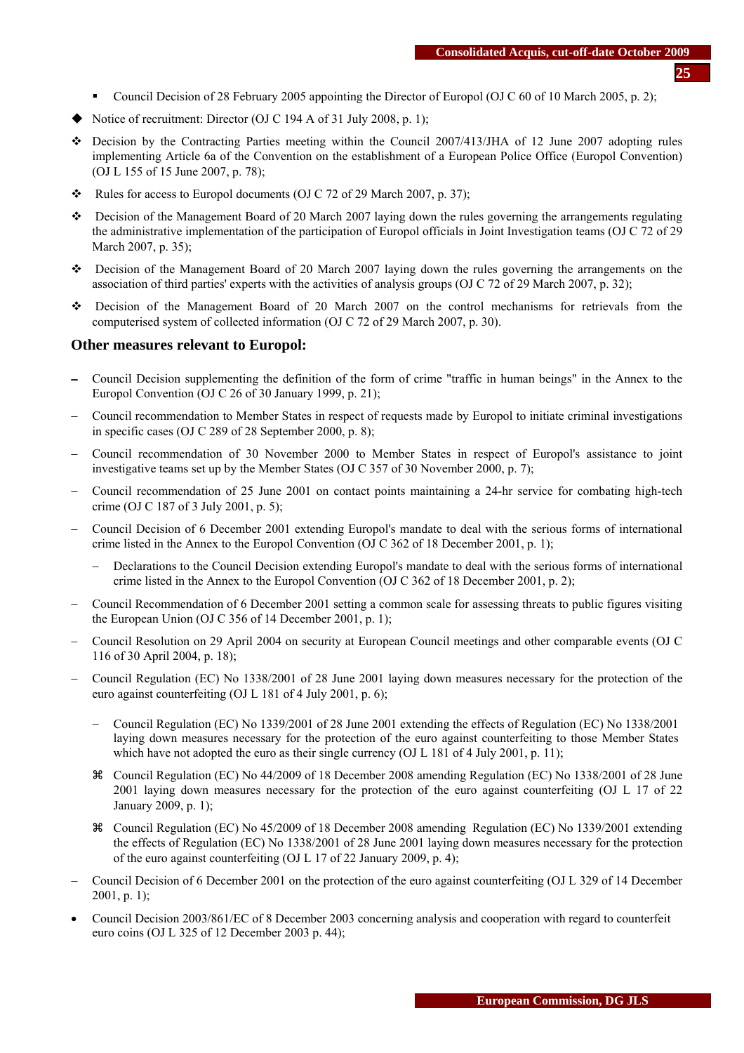- Council Decision of 28 February 2005 appointing the Director of Europol (OJ C 60 of 10 March 2005, p. 2);

◆ Notice of recruitment: Director (OJ C 194 A of 31 July 2008, p. 1);

❖ Decision by the Contracting Parties meeting within the Council 2007/413/JHA of 12 June 2007 adopting rules implementing Article 6a of the Convention on the establishment of a European Police Office (Europol Convention) (OJ L 155 of 15 June 2007, p. 78);

❖ Rules for access to Europol documents (OJ C 72 of 29 March 2007, p. 37);

❖ Decision of the Management Board of 20 March 2007 laying down the rules governing the arrangements regulating the administrative implementation of the participation of Europol officials in Joint Investigation teams (OJ C 72 of 29 March 2007, p. 35);

❖ Decision of the Management Board of 20 March 2007 laying down the rules governing the arrangements on the association of third parties' experts with the activities of analysis groups (OJ C 72 of 29 March 2007, p. 32);

❖ Decision of the Management Board of 20 March 2007 on the control mechanisms for retrievals from the computerised system of collected information (OJ C 72 of 29 March 2007, p. 30).

## Other measures relevant to Europol:

- Council Decision supplementing the definition of the form of crime "traffic in human beings" in the Annex to the Europol Convention (OJ C 26 of 30 January 1999, p. 21);
- Council recommendation to Member States in respect of requests made by Europol to initiate criminal investigations in specific cases (OJ C 289 of 28 September 2000, p. 8);
- Council recommendation of 30 November 2000 to Member States in respect of Europol's assistance to joint investigative teams set up by the Member States (OJ C 357 of 30 November 2000, p. 7);
- Council recommendation of 25 June 2001 on contact points maintaining a 24-hr service for combating high-tech crime (OJ C 187 of 3 July 2001, p. 5);
- Council Decision of 6 December 2001 extending Europol's mandate to deal with the serious forms of international crime listed in the Annex to the Europol Convention (OJ C 362 of 18 December 2001, p. 1);
  - Declarations to the Council Decision extending Europol's mandate to deal with the serious forms of international crime listed in the Annex to the Europol Convention (OJ C 362 of 18 December 2001, p. 2);
- Council Recommendation of 6 December 2001 setting a common scale for assessing threats to public figures visiting the European Union (OJ C 356 of 14 December 2001, p. 1);
- Council Resolution on 29 April 2004 on security at European Council meetings and other comparable events (OJ C 116 of 30 April 2004, p. 18);
- Council Regulation (EC) No 1338/2001 of 28 June 2001 laying down measures necessary for the protection of the euro against counterfeiting (OJ L 181 of 4 July 2001, p. 6);
  - Council Regulation (EC) No 1339/2001 of 28 June 2001 extending the effects of Regulation (EC) No 1338/2001 laying down measures necessary for the protection of the euro against counterfeiting to those Member States which have not adopted the euro as their single currency (OJ L 181 of 4 July 2001, p. 11);
  - ⌘ Council Regulation (EC) No 44/2009 of 18 December 2008 amending Regulation (EC) No 1338/2001 of 28 June 2001 laying down measures necessary for the protection of the euro against counterfeiting (OJ L 17 of 22 January 2009, p. 1);
  - ⌘ Council Regulation (EC) No 45/2009 of 18 December 2008 amending Regulation (EC) No 1339/2001 extending the effects of Regulation (EC) No 1338/2001 of 28 June 2001 laying down measures necessary for the protection of the euro against counterfeiting (OJ L 17 of 22 January 2009, p. 4);
- Council Decision of 6 December 2001 on the protection of the euro against counterfeiting (OJ L 329 of 14 December 2001, p. 1);

- Council Decision 2003/861/EC of 8 December 2003 concerning analysis and cooperation with regard to counterfeit euro coins (OJ L 325 of 12 December 2003 p. 44);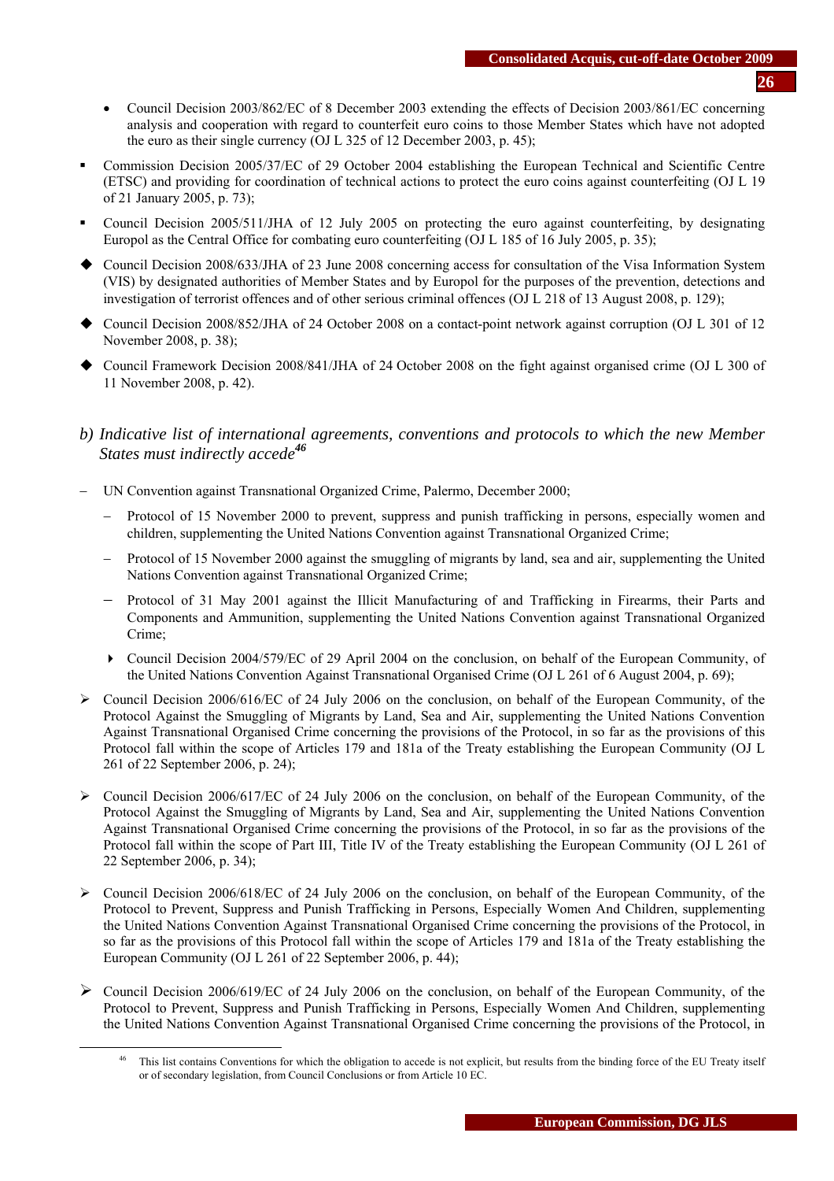- Council Decision 2003/862/EC of 8 December 2003 extending the effects of Decision 2003/861/EC concerning analysis and cooperation with regard to counterfeit euro coins to those Member States which have not adopted the euro as their single currency (OJ L 325 of 12 December 2003, p. 45);

- Commission Decision 2005/37/EC of 29 October 2004 establishing the European Technical and Scientific Centre (ETSC) and providing for coordination of technical actions to protect the euro coins against counterfeiting (OJ L 19 of 21 January 2005, p. 73);

- Council Decision 2005/511/JHA of 12 July 2005 on protecting the euro against counterfeiting, by designating Europol as the Central Office for combating euro counterfeiting (OJ L 185 of 16 July 2005, p. 35);

- Council Decision 2008/633/JHA of 23 June 2008 concerning access for consultation of the Visa Information System (VIS) by designated authorities of Member States and by Europol for the purposes of the prevention, detections and investigation of terrorist offences and of other serious criminal offences (OJ L 218 of 13 August 2008, p. 129);

- Council Decision 2008/852/JHA of 24 October 2008 on a contact-point network against corruption (OJ L 301 of 12 November 2008, p. 38);

- Council Framework Decision 2008/841/JHA of 24 October 2008 on the fight against organised crime (OJ L 300 of 11 November 2008, p. 42).

### *b) Indicative list of international agreements, conventions and protocols to which the new Member States must indirectly accede*[46]

- UN Convention against Transnational Organized Crime, Palermo, December 2000;
  - Protocol of 15 November 2000 to prevent, suppress and punish trafficking in persons, especially women and children, supplementing the United Nations Convention against Transnational Organized Crime;
  - Protocol of 15 November 2000 against the smuggling of migrants by land, sea and air, supplementing the United Nations Convention against Transnational Organized Crime;
  - Protocol of 31 May 2001 against the Illicit Manufacturing of and Trafficking in Firearms, their Parts and Components and Ammunition, supplementing the United Nations Convention against Transnational Organized Crime;
  - Council Decision 2004/579/EC of 29 April 2004 on the conclusion, on behalf of the European Community, of the United Nations Convention Against Transnational Organised Crime (OJ L 261 of 6 August 2004, p. 69);

- Council Decision 2006/616/EC of 24 July 2006 on the conclusion, on behalf of the European Community, of the Protocol Against the Smuggling of Migrants by Land, Sea and Air, supplementing the United Nations Convention Against Transnational Organised Crime concerning the provisions of the Protocol, in so far as the provisions of this Protocol fall within the scope of Articles 179 and 181a of the Treaty establishing the European Community (OJ L 261 of 22 September 2006, p. 24);

- Council Decision 2006/617/EC of 24 July 2006 on the conclusion, on behalf of the European Community, of the Protocol Against the Smuggling of Migrants by Land, Sea and Air, supplementing the United Nations Convention Against Transnational Organised Crime concerning the provisions of the Protocol, in so far as the provisions of the Protocol fall within the scope of Part III, Title IV of the Treaty establishing the European Community (OJ L 261 of 22 September 2006, p. 34);

- Council Decision 2006/618/EC of 24 July 2006 on the conclusion, on behalf of the European Community, of the Protocol to Prevent, Suppress and Punish Trafficking in Persons, Especially Women And Children, supplementing the United Nations Convention Against Transnational Organised Crime concerning the provisions of the Protocol, in so far as the provisions of this Protocol fall within the scope of Articles 179 and 181a of the Treaty establishing the European Community (OJ L 261 of 22 September 2006, p. 44);

- Council Decision 2006/619/EC of 24 July 2006 on the conclusion, on behalf of the European Community, of the Protocol to Prevent, Suppress and Punish Trafficking in Persons, Especially Women And Children, supplementing the United Nations Convention Against Transnational Organised Crime concerning the provisions of the Protocol, in

---

[46] This list contains Conventions for which the obligation to accede is not explicit, but results from the binding force of the EU Treaty itself or of secondary legislation, from Council Conclusions or from Article 10 EC.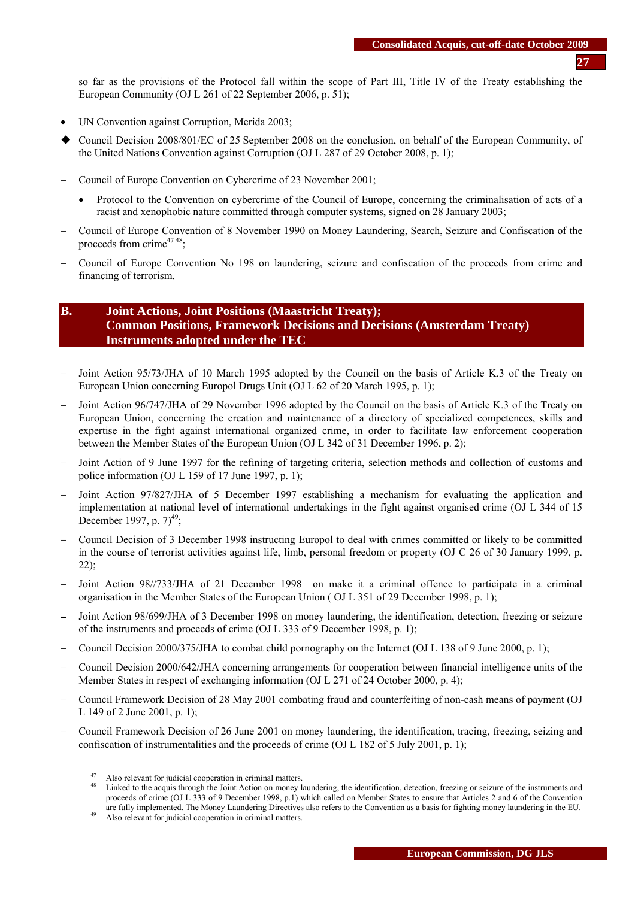so far as the provisions of the Protocol fall within the scope of Part III, Title IV of the Treaty establishing the European Community (OJ L 261 of 22 September 2006, p. 51);

- UN Convention against Corruption, Merida 2003;

◆ Council Decision 2008/801/EC of 25 September 2008 on the conclusion, on behalf of the European Community, of the United Nations Convention against Corruption (OJ L 287 of 29 October 2008, p. 1);

– Council of Europe Convention on Cybercrime of 23 November 2001;
  - Protocol to the Convention on cybercrime of the Council of Europe, concerning the criminalisation of acts of a racist and xenophobic nature committed through computer systems, signed on 28 January 2003;

– Council of Europe Convention of 8 November 1990 on Money Laundering, Search, Seizure and Confiscation of the proceeds from crime[47] [48];

– Council of Europe Convention No 198 on laundering, seizure and confiscation of the proceeds from crime and financing of terrorism.

## B. Joint Actions, Joint Positions (Maastricht Treaty); Common Positions, Framework Decisions and Decisions (Amsterdam Treaty) Instruments adopted under the TEC

– Joint Action 95/73/JHA of 10 March 1995 adopted by the Council on the basis of Article K.3 of the Treaty on European Union concerning Europol Drugs Unit (OJ L 62 of 20 March 1995, p. 1);

– Joint Action 96/747/JHA of 29 November 1996 adopted by the Council on the basis of Article K.3 of the Treaty on European Union, concerning the creation and maintenance of a directory of specialized competences, skills and expertise in the fight against international organized crime, in order to facilitate law enforcement cooperation between the Member States of the European Union (OJ L 342 of 31 December 1996, p. 2);

– Joint Action of 9 June 1997 for the refining of targeting criteria, selection methods and collection of customs and police information (OJ L 159 of 17 June 1997, p. 1);

– Joint Action 97/827/JHA of 5 December 1997 establishing a mechanism for evaluating the application and implementation at national level of international undertakings in the fight against organised crime (OJ L 344 of 15 December 1997, p. 7)[49];

– Council Decision of 3 December 1998 instructing Europol to deal with crimes committed or likely to be committed in the course of terrorist activities against life, limb, personal freedom or property (OJ C 26 of 30 January 1999, p. 22);

– Joint Action 98//733/JHA of 21 December 1998 on make it a criminal offence to participate in a criminal organisation in the Member States of the European Union ( OJ L 351 of 29 December 1998, p. 1);

– Joint Action 98/699/JHA of 3 December 1998 on money laundering, the identification, detection, freezing or seizure of the instruments and proceeds of crime (OJ L 333 of 9 December 1998, p. 1);

– Council Decision 2000/375/JHA to combat child pornography on the Internet (OJ L 138 of 9 June 2000, p. 1);

– Council Decision 2000/642/JHA concerning arrangements for cooperation between financial intelligence units of the Member States in respect of exchanging information (OJ L 271 of 24 October 2000, p. 4);

– Council Framework Decision of 28 May 2001 combating fraud and counterfeiting of non-cash means of payment (OJ L 149 of 2 June 2001, p. 1);

– Council Framework Decision of 26 June 2001 on money laundering, the identification, tracing, freezing, seizing and confiscation of instrumentalities and the proceeds of crime (OJ L 182 of 5 July 2001, p. 1);

---

[47] Also relevant for judicial cooperation in criminal matters.

[48] Linked to the acquis through the Joint Action on money laundering, the identification, detection, freezing or seizure of the instruments and proceeds of crime (OJ L 333 of 9 December 1998, p.1) which called on Member States to ensure that Articles 2 and 6 of the Convention are fully implemented. The Money Laundering Directives also refers to the Convention as a basis for fighting money laundering in the EU.

[49] Also relevant for judicial cooperation in criminal matters.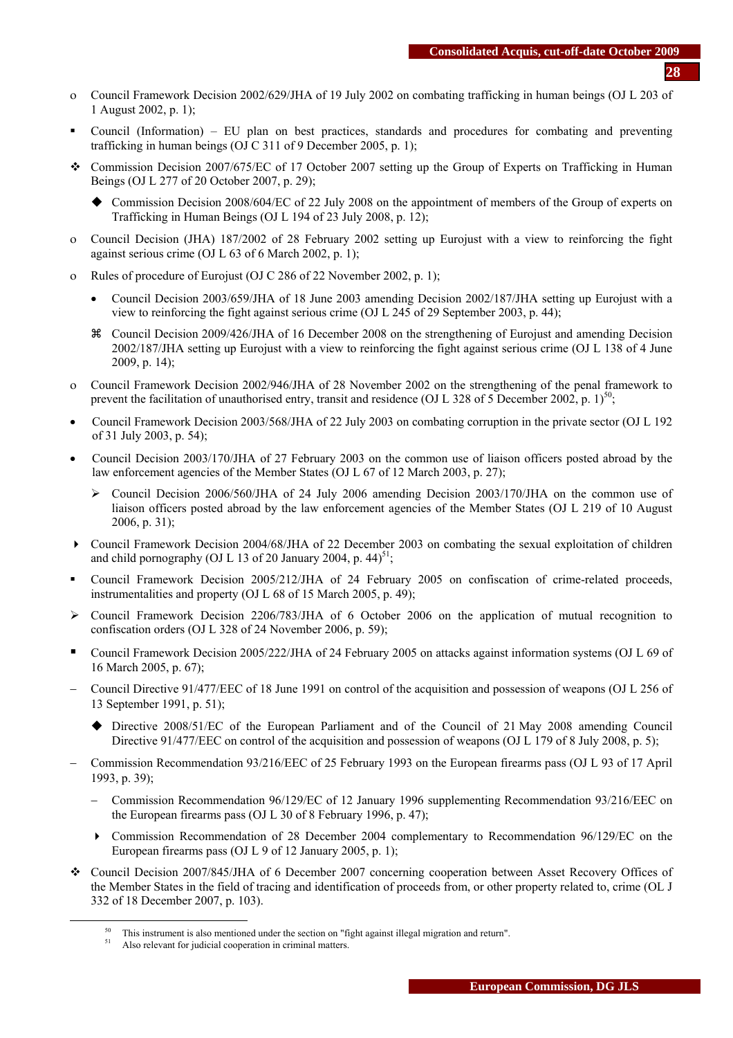- Council Framework Decision 2002/629/JHA of 19 July 2002 on combating trafficking in human beings (OJ L 203 of 1 August 2002, p. 1);
- Council (Information) – EU plan on best practices, standards and procedures for combating and preventing trafficking in human beings (OJ C 311 of 9 December 2005, p. 1);
- Commission Decision 2007/675/EC of 17 October 2007 setting up the Group of Experts on Trafficking in Human Beings (OJ L 277 of 20 October 2007, p. 29);
  - Commission Decision 2008/604/EC of 22 July 2008 on the appointment of members of the Group of experts on Trafficking in Human Beings (OJ L 194 of 23 July 2008, p. 12);
- Council Decision (JHA) 187/2002 of 28 February 2002 setting up Eurojust with a view to reinforcing the fight against serious crime (OJ L 63 of 6 March 2002, p. 1);
- Rules of procedure of Eurojust (OJ C 286 of 22 November 2002, p. 1);
  - Council Decision 2003/659/JHA of 18 June 2003 amending Decision 2002/187/JHA setting up Eurojust with a view to reinforcing the fight against serious crime (OJ L 245 of 29 September 2003, p. 44);
  - Council Decision 2009/426/JHA of 16 December 2008 on the strengthening of Eurojust and amending Decision 2002/187/JHA setting up Eurojust with a view to reinforcing the fight against serious crime (OJ L 138 of 4 June 2009, p. 14);
- Council Framework Decision 2002/946/JHA of 28 November 2002 on the strengthening of the penal framework to prevent the facilitation of unauthorised entry, transit and residence (OJ L 328 of 5 December 2002, p. 1)[50];
- Council Framework Decision 2003/568/JHA of 22 July 2003 on combating corruption in the private sector (OJ L 192 of 31 July 2003, p. 54);
- Council Decision 2003/170/JHA of 27 February 2003 on the common use of liaison officers posted abroad by the law enforcement agencies of the Member States (OJ L 67 of 12 March 2003, p. 27);
  - Council Decision 2006/560/JHA of 24 July 2006 amending Decision 2003/170/JHA on the common use of liaison officers posted abroad by the law enforcement agencies of the Member States (OJ L 219 of 10 August 2006, p. 31);
- Council Framework Decision 2004/68/JHA of 22 December 2003 on combating the sexual exploitation of children and child pornography (OJ L 13 of 20 January 2004, p. 44)[51];
- Council Framework Decision 2005/212/JHA of 24 February 2005 on confiscation of crime-related proceeds, instrumentalities and property (OJ L 68 of 15 March 2005, p. 49);
- Council Framework Decision 2206/783/JHA of 6 October 2006 on the application of mutual recognition to confiscation orders (OJ L 328 of 24 November 2006, p. 59);
- Council Framework Decision 2005/222/JHA of 24 February 2005 on attacks against information systems (OJ L 69 of 16 March 2005, p. 67);
- Council Directive 91/477/EEC of 18 June 1991 on control of the acquisition and possession of weapons (OJ L 256 of 13 September 1991, p. 51);
  - Directive 2008/51/EC of the European Parliament and of the Council of 21 May 2008 amending Council Directive 91/477/EEC on control of the acquisition and possession of weapons (OJ L 179 of 8 July 2008, p. 5);
- Commission Recommendation 93/216/EEC of 25 February 1993 on the European firearms pass (OJ L 93 of 17 April 1993, p. 39);
  - Commission Recommendation 96/129/EC of 12 January 1996 supplementing Recommendation 93/216/EEC on the European firearms pass (OJ L 30 of 8 February 1996, p. 47);
  - Commission Recommendation of 28 December 2004 complementary to Recommendation 96/129/EC on the European firearms pass (OJ L 9 of 12 January 2005, p. 1);
- Council Decision 2007/845/JHA of 6 December 2007 concerning cooperation between Asset Recovery Offices of the Member States in the field of tracing and identification of proceeds from, or other property related to, crime (OL J 332 of 18 December 2007, p. 103).

---

[50] This instrument is also mentioned under the section on "fight against illegal migration and return".

[51] Also relevant for judicial cooperation in criminal matters.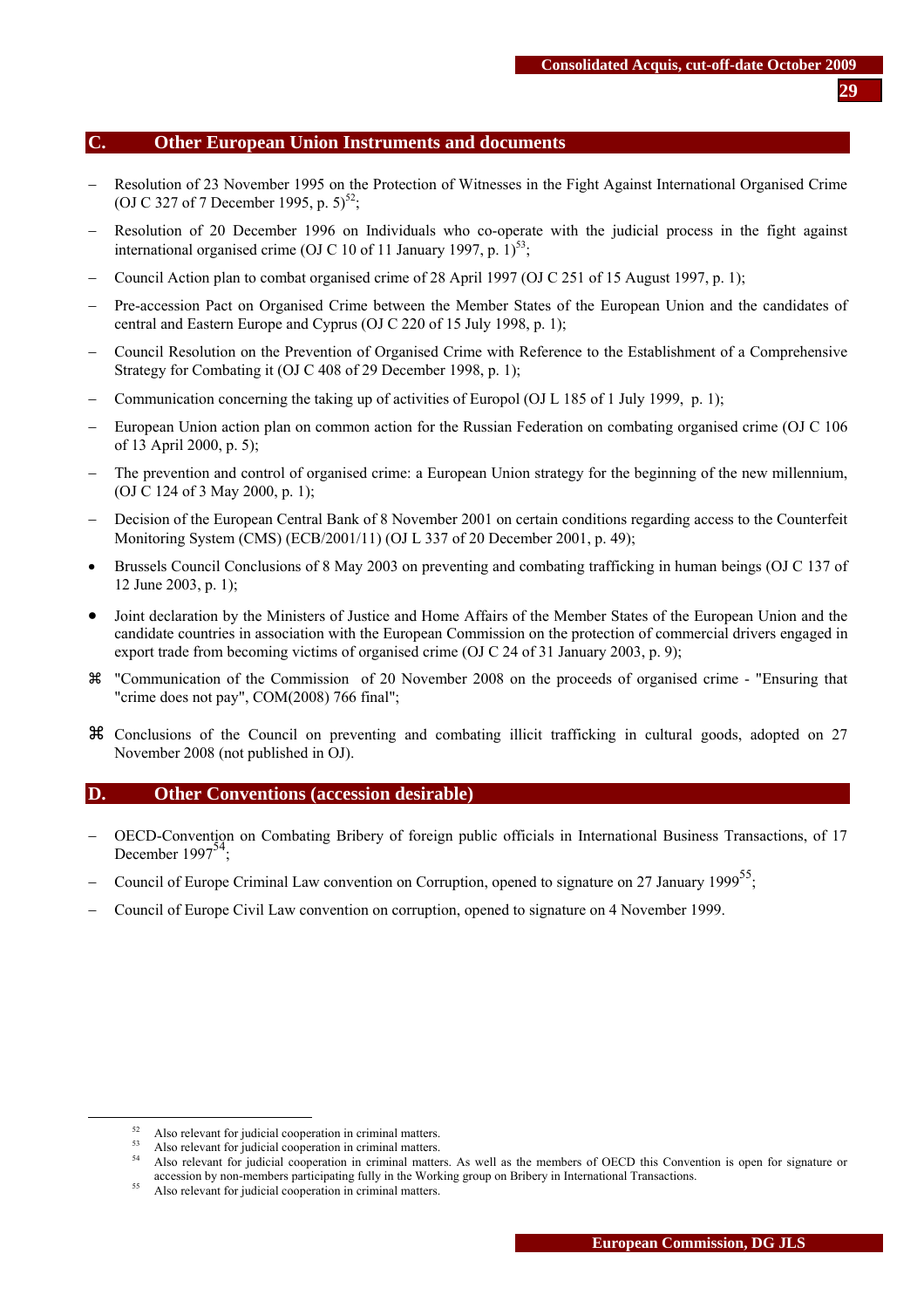## C. Other European Union Instruments and documents

- Resolution of 23 November 1995 on the Protection of Witnesses in the Fight Against International Organised Crime (OJ C 327 of 7 December 1995, p. 5)[52];
- Resolution of 20 December 1996 on Individuals who co-operate with the judicial process in the fight against international organised crime (OJ C 10 of 11 January 1997, p. 1)[53];
- Council Action plan to combat organised crime of 28 April 1997 (OJ C 251 of 15 August 1997, p. 1);
- Pre-accession Pact on Organised Crime between the Member States of the European Union and the candidates of central and Eastern Europe and Cyprus (OJ C 220 of 15 July 1998, p. 1);
- Council Resolution on the Prevention of Organised Crime with Reference to the Establishment of a Comprehensive Strategy for Combating it (OJ C 408 of 29 December 1998, p. 1);
- Communication concerning the taking up of activities of Europol (OJ L 185 of 1 July 1999, p. 1);
- European Union action plan on common action for the Russian Federation on combating organised crime (OJ C 106 of 13 April 2000, p. 5);
- The prevention and control of organised crime: a European Union strategy for the beginning of the new millennium, (OJ C 124 of 3 May 2000, p. 1);
- Decision of the European Central Bank of 8 November 2001 on certain conditions regarding access to the Counterfeit Monitoring System (CMS) (ECB/2001/11) (OJ L 337 of 20 December 2001, p. 49);
- Brussels Council Conclusions of 8 May 2003 on preventing and combating trafficking in human beings (OJ C 137 of 12 June 2003, p. 1);
- Joint declaration by the Ministers of Justice and Home Affairs of the Member States of the European Union and the candidate countries in association with the European Commission on the protection of commercial drivers engaged in export trade from becoming victims of organised crime (OJ C 24 of 31 January 2003, p. 9);
- ⌘ "Communication of the Commission of 20 November 2008 on the proceeds of organised crime - "Ensuring that "crime does not pay", COM(2008) 766 final";
- ⌘ Conclusions of the Council on preventing and combating illicit trafficking in cultural goods, adopted on 27 November 2008 (not published in OJ).

## D. Other Conventions (accession desirable)

- OECD-Convention on Combating Bribery of foreign public officials in International Business Transactions, of 17 December 1997[54];
- Council of Europe Criminal Law convention on Corruption, opened to signature on 27 January 1999[55];
- Council of Europe Civil Law convention on corruption, opened to signature on 4 November 1999.

---

[52] Also relevant for judicial cooperation in criminal matters.

[53] Also relevant for judicial cooperation in criminal matters.

[54] Also relevant for judicial cooperation in criminal matters. As well as the members of OECD this Convention is open for signature or accession by non-members participating fully in the Working group on Bribery in International Transactions.

[55] Also relevant for judicial cooperation in criminal matters.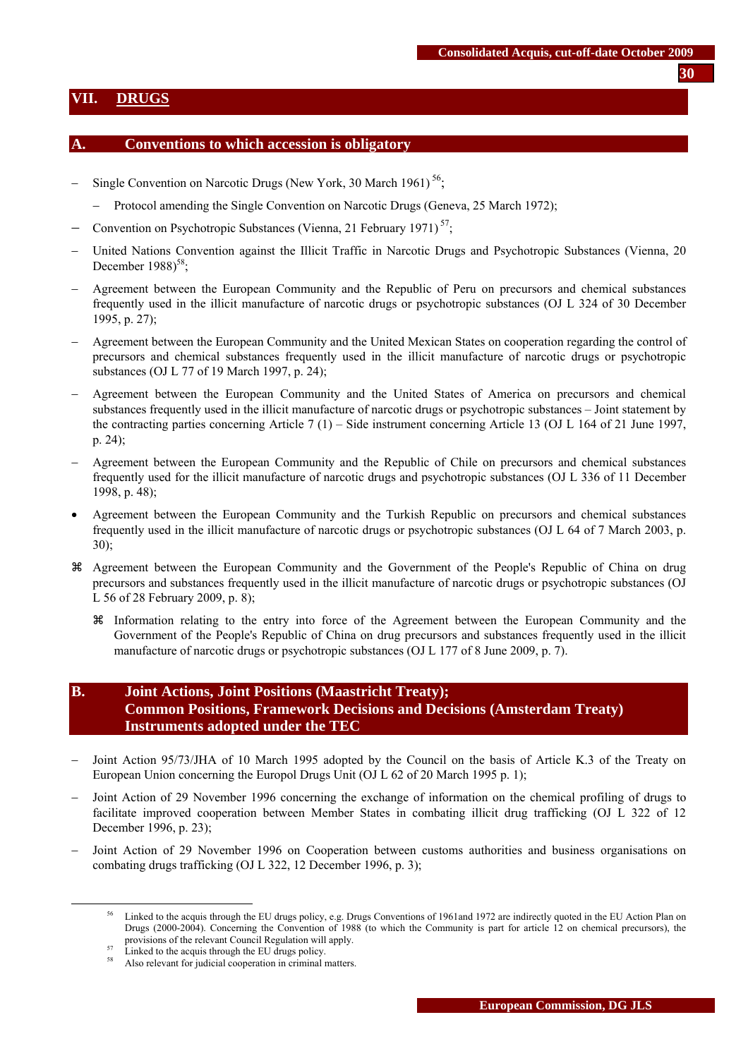# VII. DRAGS

# VII. DRUGS

## A. Conventions to which accession is obligatory

- Single Convention on Narcotic Drugs (New York, 30 March 1961) [56];
  - Protocol amending the Single Convention on Narcotic Drugs (Geneva, 25 March 1972);
- Convention on Psychotropic Substances (Vienna, 21 February 1971) [57];
- United Nations Convention against the Illicit Traffic in Narcotic Drugs and Psychotropic Substances (Vienna, 20 December 1988)[58];
- Agreement between the European Community and the Republic of Peru on precursors and chemical substances frequently used in the illicit manufacture of narcotic drugs or psychotropic substances (OJ L 324 of 30 December 1995, p. 27);
- Agreement between the European Community and the United Mexican States on cooperation regarding the control of precursors and chemical substances frequently used in the illicit manufacture of narcotic drugs or psychotropic substances (OJ L 77 of 19 March 1997, p. 24);
- Agreement between the European Community and the United States of America on precursors and chemical substances frequently used in the illicit manufacture of narcotic drugs or psychotropic substances – Joint statement by the contracting parties concerning Article 7 (1) – Side instrument concerning Article 13 (OJ L 164 of 21 June 1997, p. 24);
- Agreement between the European Community and the Republic of Chile on precursors and chemical substances frequently used for the illicit manufacture of narcotic drugs and psychotropic substances (OJ L 336 of 11 December 1998, p. 48);
- • Agreement between the European Community and the Turkish Republic on precursors and chemical substances frequently used in the illicit manufacture of narcotic drugs or psychotropic substances (OJ L 64 of 7 March 2003, p. 30);
- ⌘ Agreement between the European Community and the Government of the People's Republic of China on drug precursors and substances frequently used in the illicit manufacture of narcotic drugs or psychotropic substances (OJ L 56 of 28 February 2009, p. 8);
  - ⌘ Information relating to the entry into force of the Agreement between the European Community and the Government of the People's Republic of China on drug precursors and substances frequently used in the illicit manufacture of narcotic drugs or psychotropic substances (OJ L 177 of 8 June 2009, p. 7).

## B. Joint Actions, Joint Positions (Maastricht Treaty); Common Positions, Framework Decisions and Decisions (Amsterdam Treaty) Instruments adopted under the TEC

- Joint Action 95/73/JHA of 10 March 1995 adopted by the Council on the basis of Article K.3 of the Treaty on European Union concerning the Europol Drugs Unit (OJ L 62 of 20 March 1995 p. 1);
- Joint Action of 29 November 1996 concerning the exchange of information on the chemical profiling of drugs to facilitate improved cooperation between Member States in combating illicit drug trafficking (OJ L 322 of 12 December 1996, p. 23);
- Joint Action of 29 November 1996 on Cooperation between customs authorities and business organisations on combating drugs trafficking (OJ L 322, 12 December 1996, p. 3);

---

[56] Linked to the acquis through the EU drugs policy, e.g. Drugs Conventions of 1961and 1972 are indirectly quoted in the EU Action Plan on Drugs (2000-2004). Concerning the Convention of 1988 (to which the Community is part for article 12 on chemical precursors), the provisions of the relevant Council Regulation will apply.

[57] Linked to the acquis through the EU drugs policy.

[58] Also relevant for judicial cooperation in criminal matters.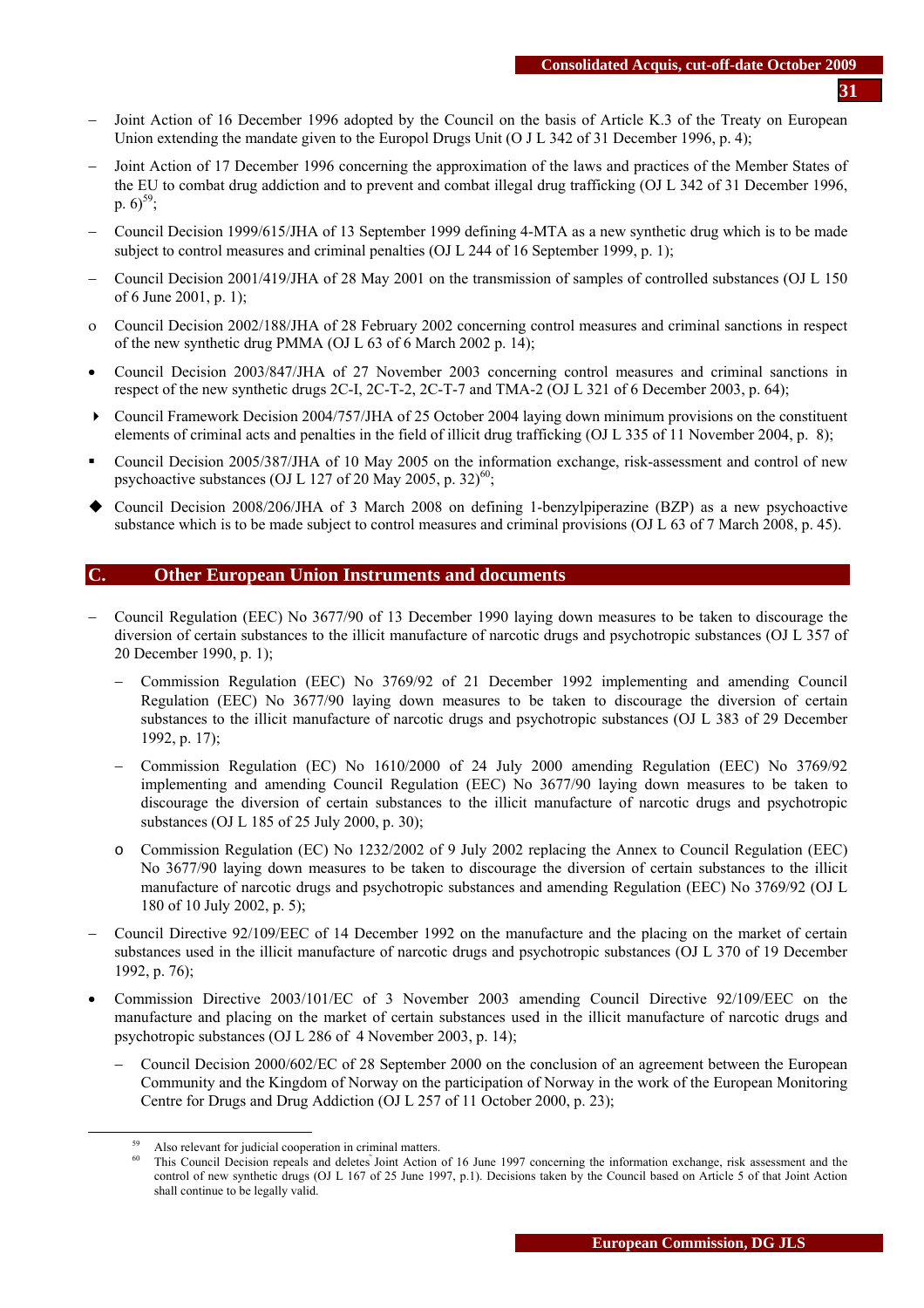- Joint Action of 16 December 1996 adopted by the Council on the basis of Article K.3 of the Treaty on European Union extending the mandate given to the Europol Drugs Unit (O J L 342 of 31 December 1996, p. 4);
- Joint Action of 17 December 1996 concerning the approximation of the laws and practices of the Member States of the EU to combat drug addiction and to prevent and combat illegal drug trafficking (OJ L 342 of 31 December 1996, p. 6)[59];
- Council Decision 1999/615/JHA of 13 September 1999 defining 4-MTA as a new synthetic drug which is to be made subject to control measures and criminal penalties (OJ L 244 of 16 September 1999, p. 1);
- Council Decision 2001/419/JHA of 28 May 2001 on the transmission of samples of controlled substances (OJ L 150 of 6 June 2001, p. 1);
- Council Decision 2002/188/JHA of 28 February 2002 concerning control measures and criminal sanctions in respect of the new synthetic drug PMMA (OJ L 63 of 6 March 2002 p. 14);
- Council Decision 2003/847/JHA of 27 November 2003 concerning control measures and criminal sanctions in respect of the new synthetic drugs 2C-I, 2C-T-2, 2C-T-7 and TMA-2 (OJ L 321 of 6 December 2003, p. 64);
- Council Framework Decision 2004/757/JHA of 25 October 2004 laying down minimum provisions on the constituent elements of criminal acts and penalties in the field of illicit drug trafficking (OJ L 335 of 11 November 2004, p. 8);
- Council Decision 2005/387/JHA of 10 May 2005 on the information exchange, risk-assessment and control of new psychoactive substances (OJ L 127 of 20 May 2005, p. 32)[60];
- Council Decision 2008/206/JHA of 3 March 2008 on defining 1-benzylpiperazine (BZP) as a new psychoactive substance which is to be made subject to control measures and criminal provisions (OJ L 63 of 7 March 2008, p. 45).

## C. Other European Union Instruments and documents

- Council Regulation (EEC) No 3677/90 of 13 December 1990 laying down measures to be taken to discourage the diversion of certain substances to the illicit manufacture of narcotic drugs and psychotropic substances (OJ L 357 of 20 December 1990, p. 1);
  - Commission Regulation (EEC) No 3769/92 of 21 December 1992 implementing and amending Council Regulation (EEC) No 3677/90 laying down measures to be taken to discourage the diversion of certain substances to the illicit manufacture of narcotic drugs and psychotropic substances (OJ L 383 of 29 December 1992, p. 17);
  - Commission Regulation (EC) No 1610/2000 of 24 July 2000 amending Regulation (EEC) No 3769/92 implementing and amending Council Regulation (EEC) No 3677/90 laying down measures to be taken to discourage the diversion of certain substances to the illicit manufacture of narcotic drugs and psychotropic substances (OJ L 185 of 25 July 2000, p. 30);
  - Commission Regulation (EC) No 1232/2002 of 9 July 2002 replacing the Annex to Council Regulation (EEC) No 3677/90 laying down measures to be taken to discourage the diversion of certain substances to the illicit manufacture of narcotic drugs and psychotropic substances and amending Regulation (EEC) No 3769/92 (OJ L 180 of 10 July 2002, p. 5);
- Council Directive 92/109/EEC of 14 December 1992 on the manufacture and the placing on the market of certain substances used in the illicit manufacture of narcotic drugs and psychotropic substances (OJ L 370 of 19 December 1992, p. 76);
- Commission Directive 2003/101/EC of 3 November 2003 amending Council Directive 92/109/EEC on the manufacture and placing on the market of certain substances used in the illicit manufacture of narcotic drugs and psychotropic substances (OJ L 286 of 4 November 2003, p. 14);
  - Council Decision 2000/602/EC of 28 September 2000 on the conclusion of an agreement between the European Community and the Kingdom of Norway on the participation of Norway in the work of the European Monitoring Centre for Drugs and Drug Addiction (OJ L 257 of 11 October 2000, p. 23);

---

[59] Also relevant for judicial cooperation in criminal matters.

[60] This Council Decision repeals and deletes Joint Action of 16 June 1997 concerning the information exchange, risk assessment and the control of new synthetic drugs (OJ L 167 of 25 June 1997, p.1). Decisions taken by the Council based on Article 5 of that Joint Action shall continue to be legally valid.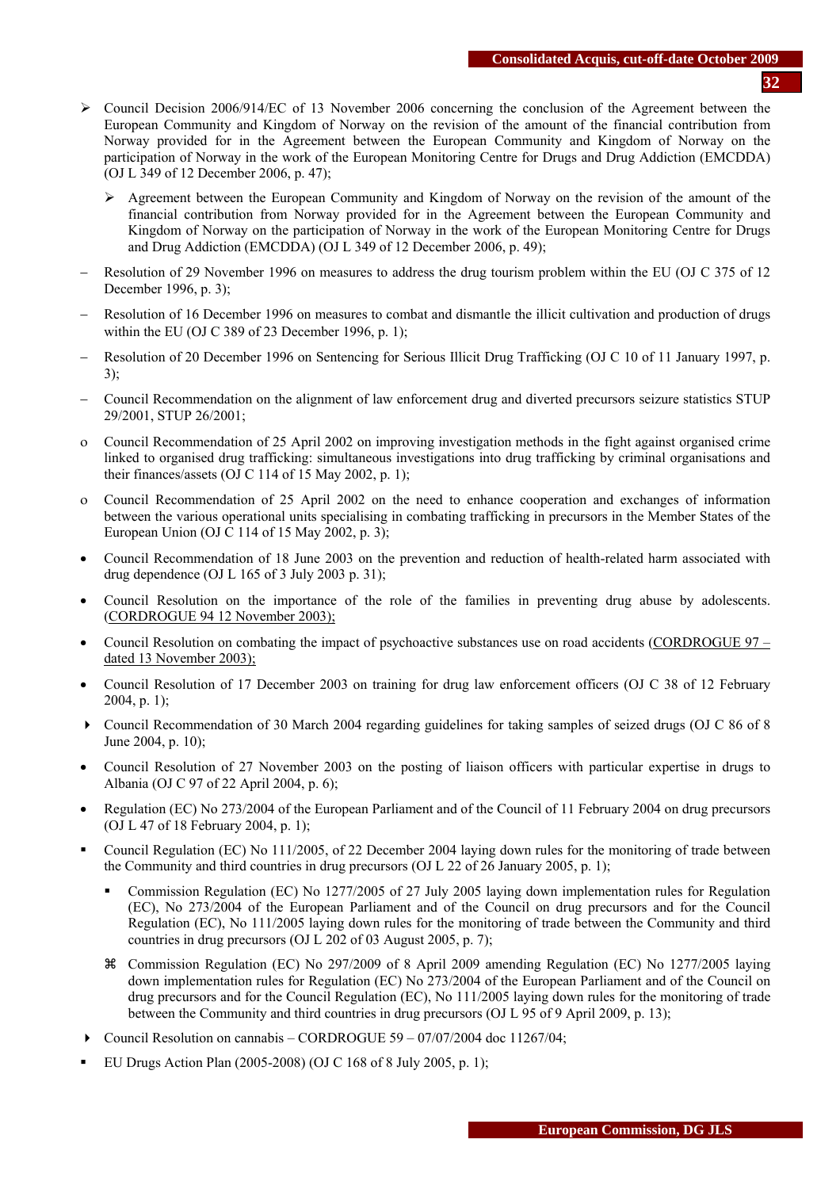- ➢ Council Decision 2006/914/EC of 13 November 2006 concerning the conclusion of the Agreement between the European Community and Kingdom of Norway on the revision of the amount of the financial contribution from Norway provided for in the Agreement between the European Community and Kingdom of Norway on the participation of Norway in the work of the European Monitoring Centre for Drugs and Drug Addiction (EMCDDA) (OJ L 349 of 12 December 2006, p. 47);
  - ➢ Agreement between the European Community and Kingdom of Norway on the revision of the amount of the financial contribution from Norway provided for in the Agreement between the European Community and Kingdom of Norway on the participation of Norway in the work of the European Monitoring Centre for Drugs and Drug Addiction (EMCDDA) (OJ L 349 of 12 December 2006, p. 49);
- – Resolution of 29 November 1996 on measures to address the drug tourism problem within the EU (OJ C 375 of 12 December 1996, p. 3);
- – Resolution of 16 December 1996 on measures to combat and dismantle the illicit cultivation and production of drugs within the EU (OJ C 389 of 23 December 1996, p. 1);
- – Resolution of 20 December 1996 on Sentencing for Serious Illicit Drug Trafficking (OJ C 10 of 11 January 1997, p. 3);
- – Council Recommendation on the alignment of law enforcement drug and diverted precursors seizure statistics STUP 29/2001, STUP 26/2001;
- o Council Recommendation of 25 April 2002 on improving investigation methods in the fight against organised crime linked to organised drug trafficking: simultaneous investigations into drug trafficking by criminal organisations and their finances/assets (OJ C 114 of 15 May 2002, p. 1);
- o Council Recommendation of 25 April 2002 on the need to enhance cooperation and exchanges of information between the various operational units specialising in combating trafficking in precursors in the Member States of the European Union (OJ C 114 of 15 May 2002, p. 3);
- • Council Recommendation of 18 June 2003 on the prevention and reduction of health-related harm associated with drug dependence (OJ L 165 of 3 July 2003 p. 31);
- • Council Resolution on the importance of the role of the families in preventing drug abuse by adolescents. (CORDROGUE 94 12 November 2003);
- • Council Resolution on combating the impact of psychoactive substances use on road accidents (CORDROGUE 97 – dated 13 November 2003);
- • Council Resolution of 17 December 2003 on training for drug law enforcement officers (OJ C 38 of 12 February 2004, p. 1);
- ▸ Council Recommendation of 30 March 2004 regarding guidelines for taking samples of seized drugs (OJ C 86 of 8 June 2004, p. 10);
- • Council Resolution of 27 November 2003 on the posting of liaison officers with particular expertise in drugs to Albania (OJ C 97 of 22 April 2004, p. 6);
- • Regulation (EC) No 273/2004 of the European Parliament and of the Council of 11 February 2004 on drug precursors (OJ L 47 of 18 February 2004, p. 1);
- ▪ Council Regulation (EC) No 111/2005, of 22 December 2004 laying down rules for the monitoring of trade between the Community and third countries in drug precursors (OJ L 22 of 26 January 2005, p. 1);
  - ▪ Commission Regulation (EC) No 1277/2005 of 27 July 2005 laying down implementation rules for Regulation (EC), No 273/2004 of the European Parliament and of the Council on drug precursors and for the Council Regulation (EC), No 111/2005 laying down rules for the monitoring of trade between the Community and third countries in drug precursors (OJ L 202 of 03 August 2005, p. 7);
  - ⌘ Commission Regulation (EC) No 297/2009 of 8 April 2009 amending Regulation (EC) No 1277/2005 laying down implementation rules for Regulation (EC) No 273/2004 of the European Parliament and of the Council on drug precursors and for the Council Regulation (EC), No 111/2005 laying down rules for the monitoring of trade between the Community and third countries in drug precursors (OJ L 95 of 9 April 2009, p. 13);
- ▸ Council Resolution on cannabis – CORDROGUE 59 – 07/07/2004 doc 11267/04;
- ▪ EU Drugs Action Plan (2005-2008) (OJ C 168 of 8 July 2005, p. 1);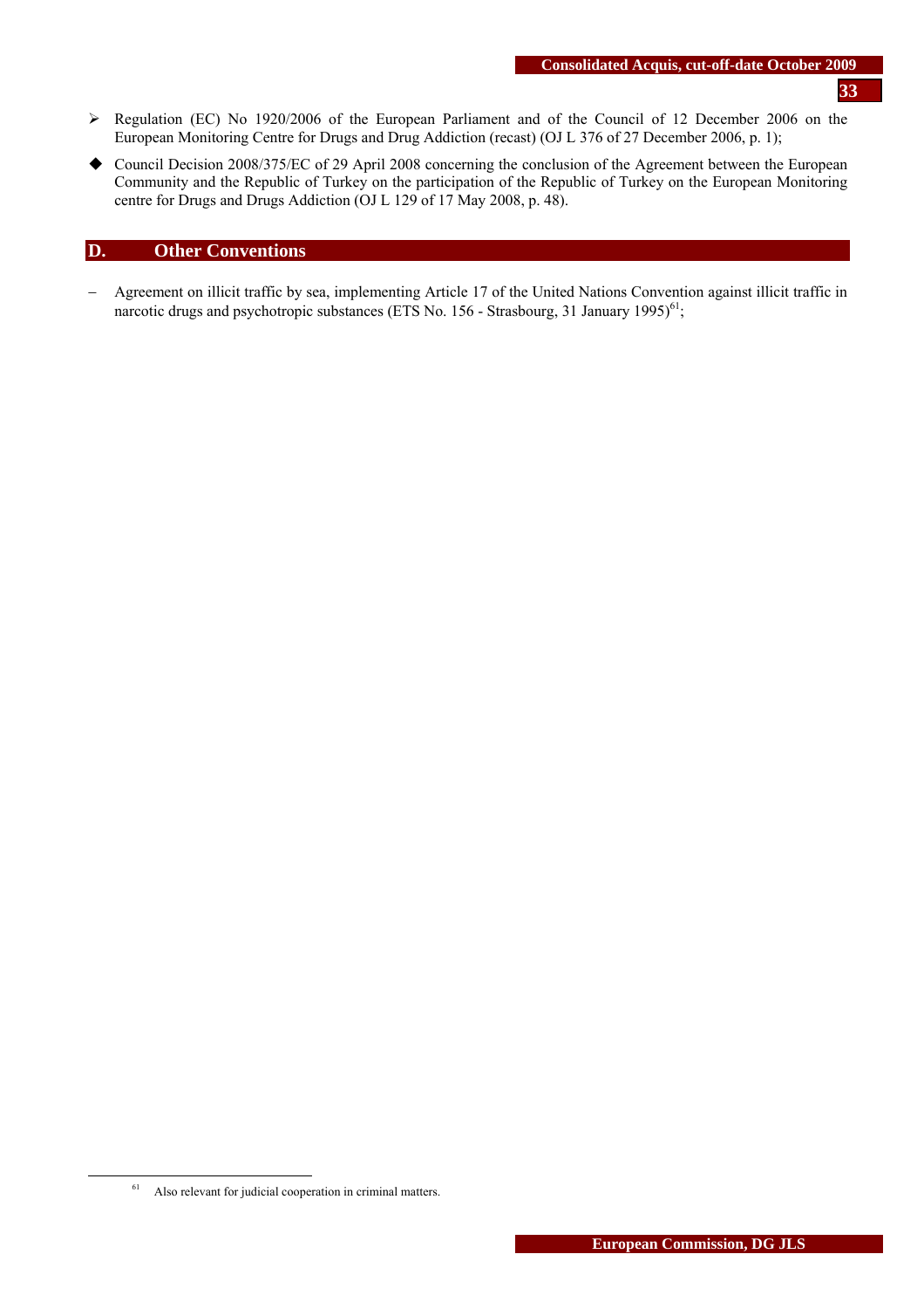- Regulation (EC) No 1920/2006 of the European Parliament and of the Council of 12 December 2006 on the European Monitoring Centre for Drugs and Drug Addiction (recast) (OJ L 376 of 27 December 2006, p. 1);
- Council Decision 2008/375/EC of 29 April 2008 concerning the conclusion of the Agreement between the European Community and the Republic of Turkey on the participation of the Republic of Turkey on the European Monitoring centre for Drugs and Drugs Addiction (OJ L 129 of 17 May 2008, p. 48).

## D. Other Conventions

- Agreement on illicit traffic by sea, implementing Article 17 of the United Nations Convention against illicit traffic in narcotic drugs and psychotropic substances (ETS No. 156 - Strasbourg, 31 January 1995)[61];

[61] Also relevant for judicial cooperation in criminal matters.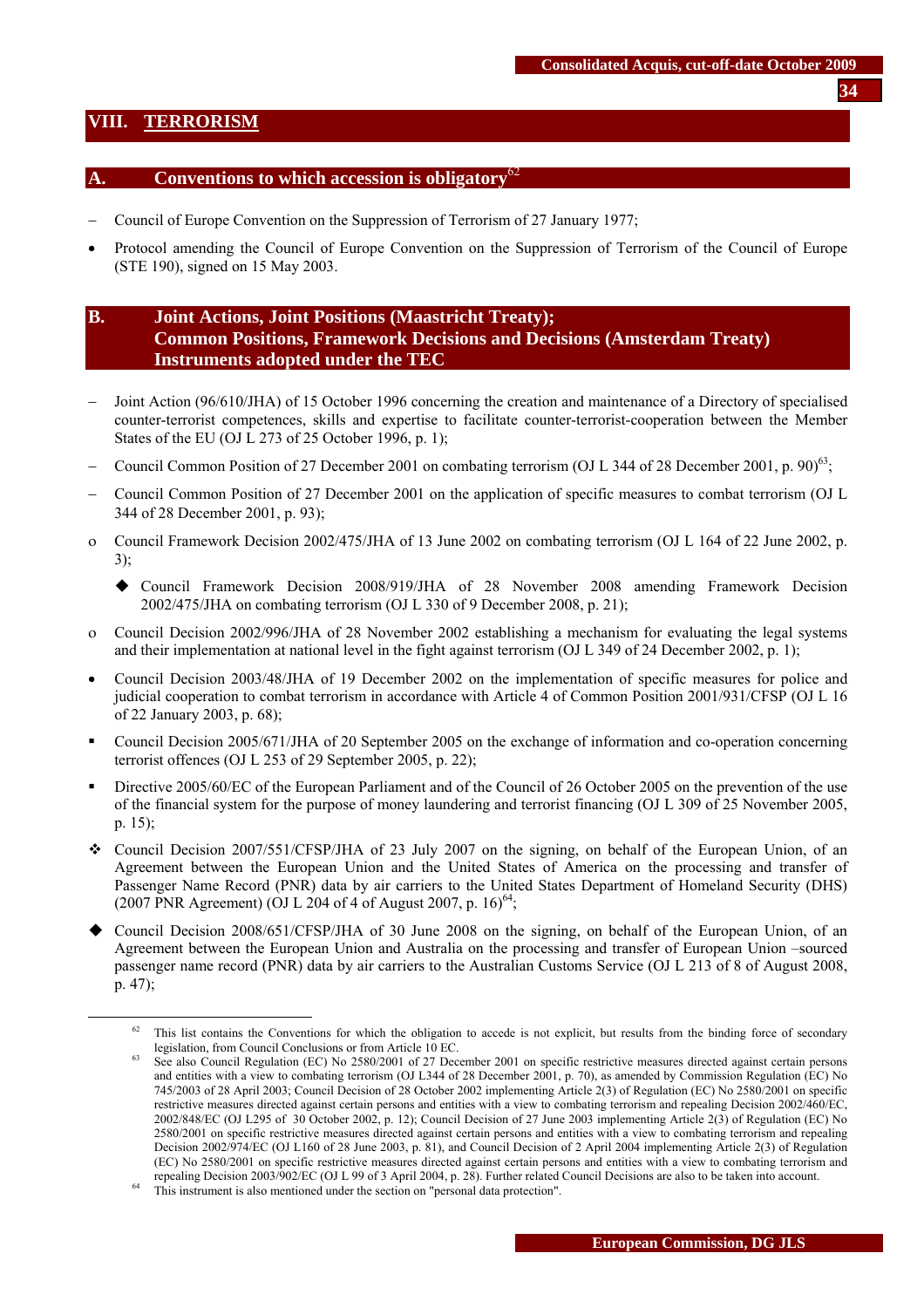# VIII. TERRORISM

## A. Conventions to which accession is obligatory[62]

– Council of Europe Convention on the Suppression of Terrorism of 27 January 1977;

• Protocol amending the Council of Europe Convention on the Suppression of Terrorism of the Council of Europe (STE 190), signed on 15 May 2003.

## B. Joint Actions, Joint Positions (Maastricht Treaty); Common Positions, Framework Decisions and Decisions (Amsterdam Treaty) Instruments adopted under the TEC

– Joint Action (96/610/JHA) of 15 October 1996 concerning the creation and maintenance of a Directory of specialised counter-terrorist competences, skills and expertise to facilitate counter-terrorist-cooperation between the Member States of the EU (OJ L 273 of 25 October 1996, p. 1);

– Council Common Position of 27 December 2001 on combating terrorism (OJ L 344 of 28 December 2001, p. 90)[63];

– Council Common Position of 27 December 2001 on the application of specific measures to combat terrorism (OJ L 344 of 28 December 2001, p. 93);

o Council Framework Decision 2002/475/JHA of 13 June 2002 on combating terrorism (OJ L 164 of 22 June 2002, p. 3);

  ◆ Council Framework Decision 2008/919/JHA of 28 November 2008 amending Framework Decision 2002/475/JHA on combating terrorism (OJ L 330 of 9 December 2008, p. 21);

o Council Decision 2002/996/JHA of 28 November 2002 establishing a mechanism for evaluating the legal systems and their implementation at national level in the fight against terrorism (OJ L 349 of 24 December 2002, p. 1);

• Council Decision 2003/48/JHA of 19 December 2002 on the implementation of specific measures for police and judicial cooperation to combat terrorism in accordance with Article 4 of Common Position 2001/931/CFSP (OJ L 16 of 22 January 2003, p. 68);

▪ Council Decision 2005/671/JHA of 20 September 2005 on the exchange of information and co-operation concerning terrorist offences (OJ L 253 of 29 September 2005, p. 22);

▪ Directive 2005/60/EC of the European Parliament and of the Council of 26 October 2005 on the prevention of the use of the financial system for the purpose of money laundering and terrorist financing (OJ L 309 of 25 November 2005, p. 15);

❖ Council Decision 2007/551/CFSP/JHA of 23 July 2007 on the signing, on behalf of the European Union, of an Agreement between the European Union and the United States of America on the processing and transfer of Passenger Name Record (PNR) data by air carriers to the United States Department of Homeland Security (DHS) (2007 PNR Agreement) (OJ L 204 of 4 of August 2007, p. 16)[64];

◆ Council Decision 2008/651/CFSP/JHA of 30 June 2008 on the signing, on behalf of the European Union, of an Agreement between the European Union and Australia on the processing and transfer of European Union –sourced passenger name record (PNR) data by air carriers to the Australian Customs Service (OJ L 213 of 8 of August 2008, p. 47);

---

[62] This list contains the Conventions for which the obligation to accede is not explicit, but results from the binding force of secondary legislation, from Council Conclusions or from Article 10 EC.

[63] See also Council Regulation (EC) No 2580/2001 of 27 December 2001 on specific restrictive measures directed against certain persons and entities with a view to combating terrorism (OJ L344 of 28 December 2001, p. 70), as amended by Commission Regulation (EC) No 745/2003 of 28 April 2003; Council Decision of 28 October 2002 implementing Article 2(3) of Regulation (EC) No 2580/2001 on specific restrictive measures directed against certain persons and entities with a view to combating terrorism and repealing Decision 2002/460/EC, 2002/848/EC (OJ L295 of 30 October 2002, p. 12); Council Decision of 27 June 2003 implementing Article 2(3) of Regulation (EC) No 2580/2001 on specific restrictive measures directed against certain persons and entities with a view to combating terrorism and repealing Decision 2002/974/EC (OJ L160 of 28 June 2003, p. 81), and Council Decision of 2 April 2004 implementing Article 2(3) of Regulation (EC) No 2580/2001 on specific restrictive measures directed against certain persons and entities with a view to combating terrorism and repealing Decision 2003/902/EC (OJ L 99 of 3 April 2004, p. 28). Further related Council Decisions are also to be taken into account.

[64] This instrument is also mentioned under the section on "personal data protection".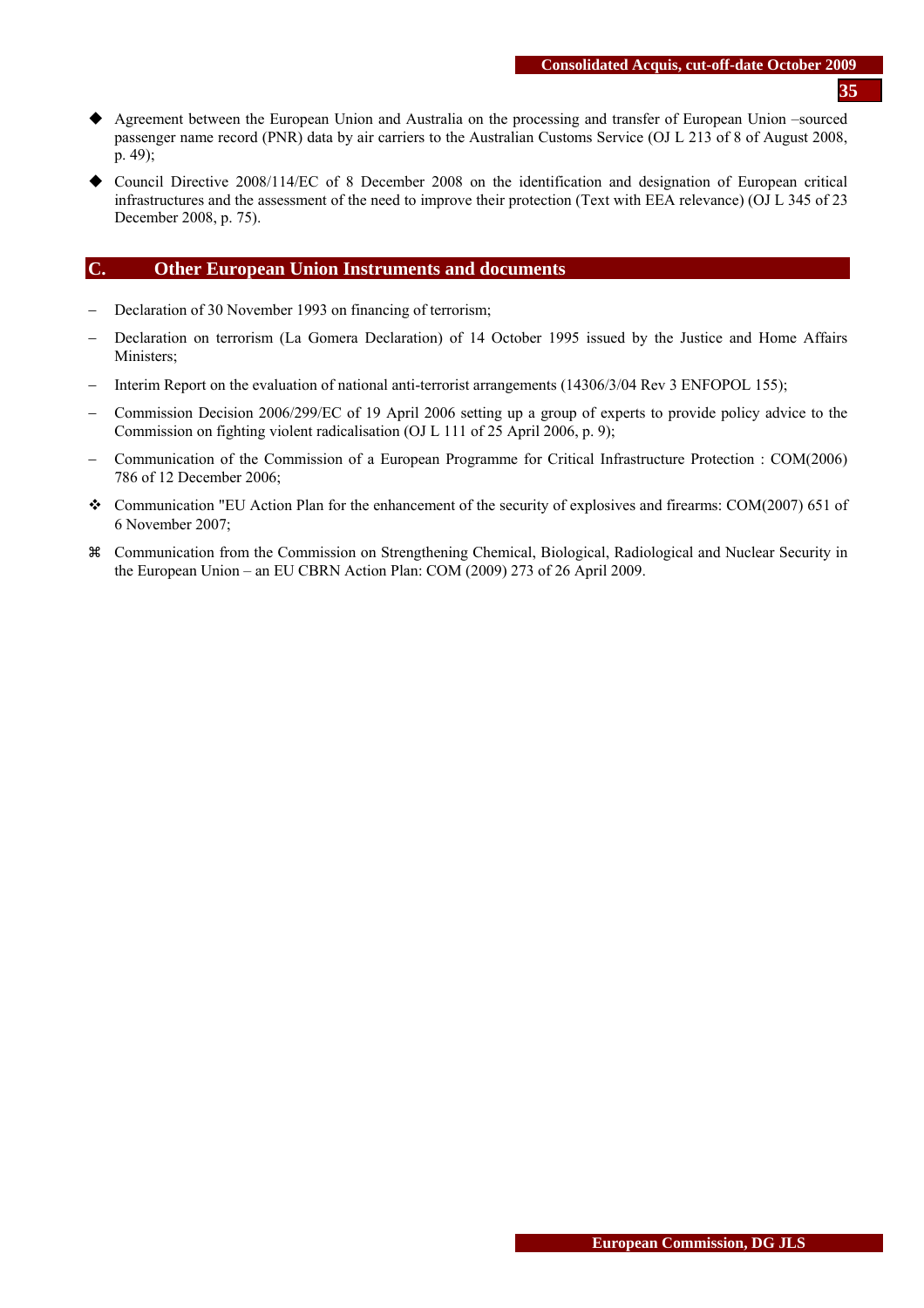- ◆ Agreement between the European Union and Australia on the processing and transfer of European Union –sourced passenger name record (PNR) data by air carriers to the Australian Customs Service (OJ L 213 of 8 of August 2008, p. 49);
- ◆ Council Directive 2008/114/EC of 8 December 2008 on the identification and designation of European critical infrastructures and the assessment of the need to improve their protection (Text with EEA relevance) (OJ L 345 of 23 December 2008, p. 75).

## C. Other European Union Instruments and documents

- – Declaration of 30 November 1993 on financing of terrorism;
- – Declaration on terrorism (La Gomera Declaration) of 14 October 1995 issued by the Justice and Home Affairs Ministers;
- – Interim Report on the evaluation of national anti-terrorist arrangements (14306/3/04 Rev 3 ENFOPOL 155);
- – Commission Decision 2006/299/EC of 19 April 2006 setting up a group of experts to provide policy advice to the Commission on fighting violent radicalisation (OJ L 111 of 25 April 2006, p. 9);
- – Communication of the Commission of a European Programme for Critical Infrastructure Protection : COM(2006) 786 of 12 December 2006;
- ❖ Communication "EU Action Plan for the enhancement of the security of explosives and firearms: COM(2007) 651 of 6 November 2007;
- ⌘ Communication from the Commission on Strengthening Chemical, Biological, Radiological and Nuclear Security in the European Union – an EU CBRN Action Plan: COM (2009) 273 of 26 April 2009.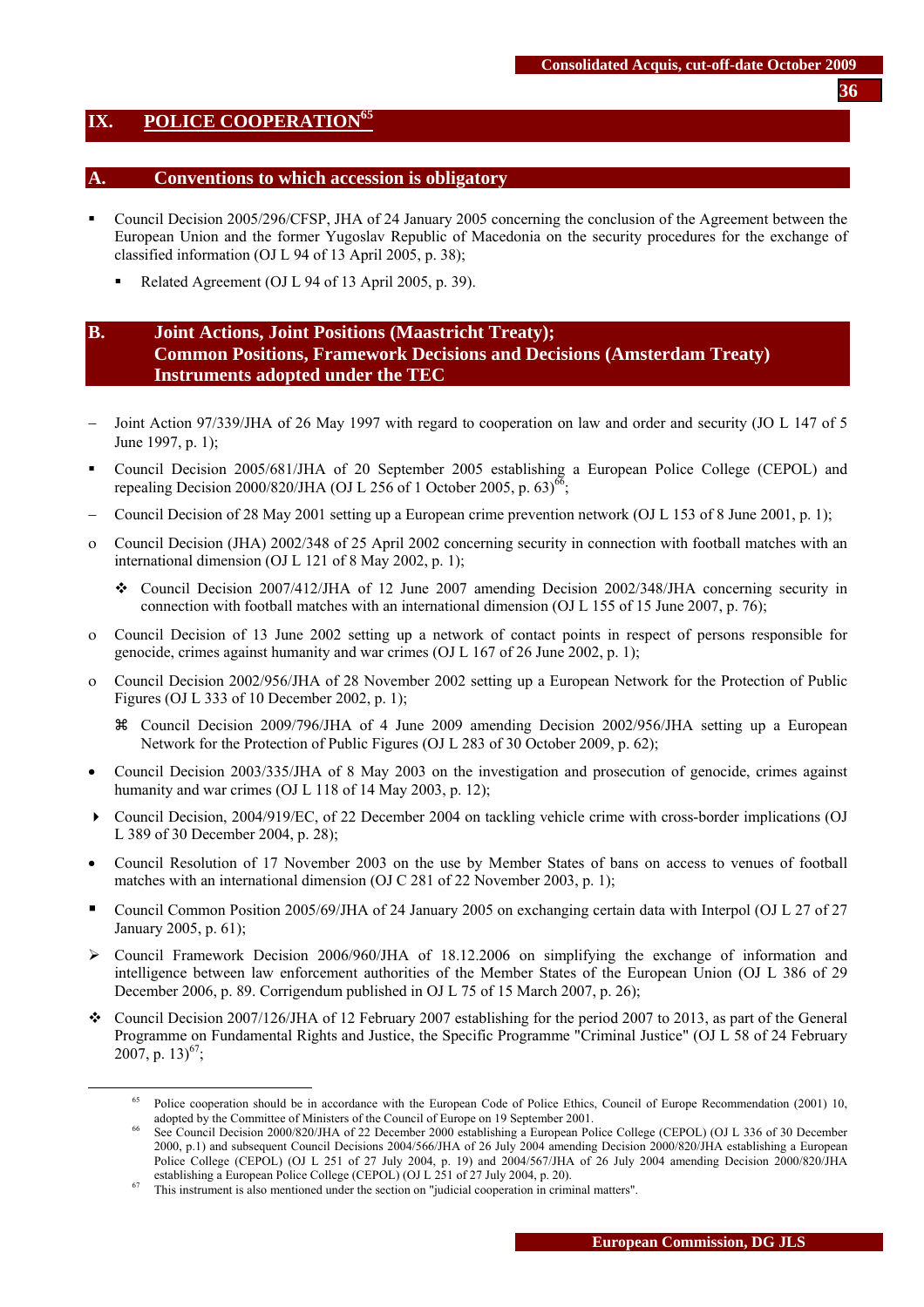## IX. POLICE COOPERATION[65]

### A. Conventions to which accession is obligatory

- Council Decision 2005/296/CFSP, JHA of 24 January 2005 concerning the conclusion of the Agreement between the European Union and the former Yugoslav Republic of Macedonia on the security procedures for the exchange of classified information (OJ L 94 of 13 April 2005, p. 38);
  - Related Agreement (OJ L 94 of 13 April 2005, p. 39).

### B. Joint Actions, Joint Positions (Maastricht Treaty); Common Positions, Framework Decisions and Decisions (Amsterdam Treaty) Instruments adopted under the TEC

- Joint Action 97/339/JHA of 26 May 1997 with regard to cooperation on law and order and security (JO L 147 of 5 June 1997, p. 1);
- Council Decision 2005/681/JHA of 20 September 2005 establishing a European Police College (CEPOL) and repealing Decision 2000/820/JHA (OJ L 256 of 1 October 2005, p. 63)[66];
- Council Decision of 28 May 2001 setting up a European crime prevention network (OJ L 153 of 8 June 2001, p. 1);
- Council Decision (JHA) 2002/348 of 25 April 2002 concerning security in connection with football matches with an international dimension (OJ L 121 of 8 May 2002, p. 1);
  - Council Decision 2007/412/JHA of 12 June 2007 amending Decision 2002/348/JHA concerning security in connection with football matches with an international dimension (OJ L 155 of 15 June 2007, p. 76);
- Council Decision of 13 June 2002 setting up a network of contact points in respect of persons responsible for genocide, crimes against humanity and war crimes (OJ L 167 of 26 June 2002, p. 1);
- Council Decision 2002/956/JHA of 28 November 2002 setting up a European Network for the Protection of Public Figures (OJ L 333 of 10 December 2002, p. 1);
  - Council Decision 2009/796/JHA of 4 June 2009 amending Decision 2002/956/JHA setting up a European Network for the Protection of Public Figures (OJ L 283 of 30 October 2009, p. 62);
- Council Decision 2003/335/JHA of 8 May 2003 on the investigation and prosecution of genocide, crimes against humanity and war crimes (OJ L 118 of 14 May 2003, p. 12);
- Council Decision, 2004/919/EC, of 22 December 2004 on tackling vehicle crime with cross-border implications (OJ L 389 of 30 December 2004, p. 28);
- Council Resolution of 17 November 2003 on the use by Member States of bans on access to venues of football matches with an international dimension (OJ C 281 of 22 November 2003, p. 1);
- Council Common Position 2005/69/JHA of 24 January 2005 on exchanging certain data with Interpol (OJ L 27 of 27 January 2005, p. 61);
- Council Framework Decision 2006/960/JHA of 18.12.2006 on simplifying the exchange of information and intelligence between law enforcement authorities of the Member States of the European Union (OJ L 386 of 29 December 2006, p. 89. Corrigendum published in OJ L 75 of 15 March 2007, p. 26);
- Council Decision 2007/126/JHA of 12 February 2007 establishing for the period 2007 to 2013, as part of the General Programme on Fundamental Rights and Justice, the Specific Programme "Criminal Justice" (OJ L 58 of 24 February 2007, p. 13)[67];

---

[65] Police cooperation should be in accordance with the European Code of Police Ethics, Council of Europe Recommendation (2001) 10, adopted by the Committee of Ministers of the Council of Europe on 19 September 2001.

[66] See Council Decision 2000/820/JHA of 22 December 2000 establishing a European Police College (CEPOL) (OJ L 336 of 30 December 2000, p.1) and subsequent Council Decisions 2004/566/JHA of 26 July 2004 amending Decision 2000/820/JHA establishing a European Police College (CEPOL) (OJ L 251 of 27 July 2004, p. 19) and 2004/567/JHA of 26 July 2004 amending Decision 2000/820/JHA establishing a European Police College (CEPOL) (OJ L 251 of 27 July 2004, p. 20).

[67] This instrument is also mentioned under the section on "judicial cooperation in criminal matters".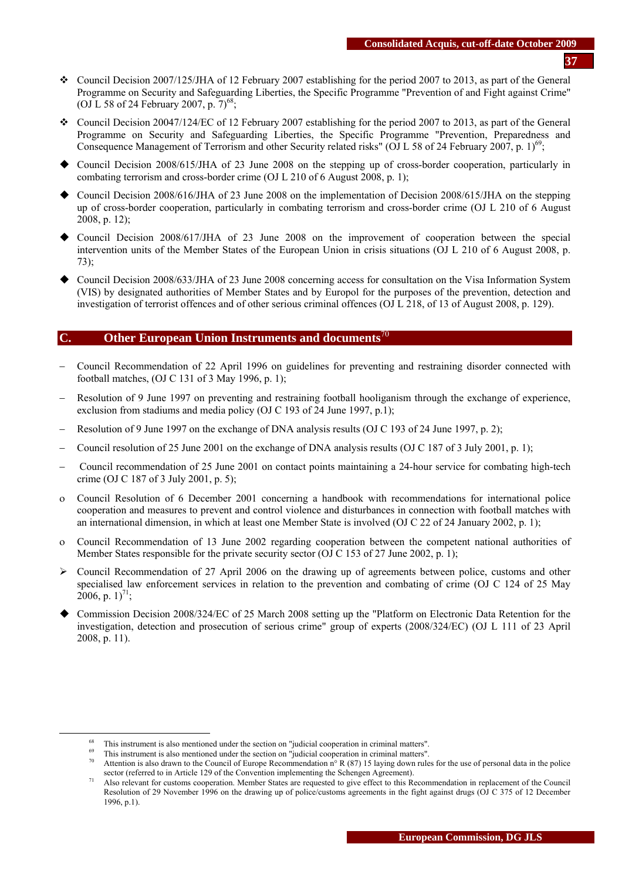- ❖ Council Decision 2007/125/JHA of 12 February 2007 establishing for the period 2007 to 2013, as part of the General Programme on Security and Safeguarding Liberties, the Specific Programme "Prevention of and Fight against Crime" (OJ L 58 of 24 February 2007, p. 7)[68];

- ❖ Council Decision 20047/124/EC of 12 February 2007 establishing for the period 2007 to 2013, as part of the General Programme on Security and Safeguarding Liberties, the Specific Programme "Prevention, Preparedness and Consequence Management of Terrorism and other Security related risks" (OJ L 58 of 24 February 2007, p. 1)[69];

- ◆ Council Decision 2008/615/JHA of 23 June 2008 on the stepping up of cross-border cooperation, particularly in combating terrorism and cross-border crime (OJ L 210 of 6 August 2008, p. 1);

- ◆ Council Decision 2008/616/JHA of 23 June 2008 on the implementation of Decision 2008/615/JHA on the stepping up of cross-border cooperation, particularly in combating terrorism and cross-border crime (OJ L 210 of 6 August 2008, p. 12);

- ◆ Council Decision 2008/617/JHA of 23 June 2008 on the improvement of cooperation between the special intervention units of the Member States of the European Union in crisis situations (OJ L 210 of 6 August 2008, p. 73);

- ◆ Council Decision 2008/633/JHA of 23 June 2008 concerning access for consultation on the Visa Information System (VIS) by designated authorities of Member States and by Europol for the purposes of the prevention, detection and investigation of terrorist offences and of other serious criminal offences (OJ L 218, of 13 of August 2008, p. 129).

## C. Other European Union Instruments and documents[70]

- – Council Recommendation of 22 April 1996 on guidelines for preventing and restraining disorder connected with football matches, (OJ C 131 of 3 May 1996, p. 1);

- – Resolution of 9 June 1997 on preventing and restraining football hooliganism through the exchange of experience, exclusion from stadiums and media policy (OJ C 193 of 24 June 1997, p.1);

- – Resolution of 9 June 1997 on the exchange of DNA analysis results (OJ C 193 of 24 June 1997, p. 2);

- – Council resolution of 25 June 2001 on the exchange of DNA analysis results (OJ C 187 of 3 July 2001, p. 1);

- – Council recommendation of 25 June 2001 on contact points maintaining a 24-hour service for combating high-tech crime (OJ C 187 of 3 July 2001, p. 5);

- o Council Resolution of 6 December 2001 concerning a handbook with recommendations for international police cooperation and measures to prevent and control violence and disturbances in connection with football matches with an international dimension, in which at least one Member State is involved (OJ C 22 of 24 January 2002, p. 1);

- o Council Recommendation of 13 June 2002 regarding cooperation between the competent national authorities of Member States responsible for the private security sector (OJ C 153 of 27 June 2002, p. 1);

- ➢ Council Recommendation of 27 April 2006 on the drawing up of agreements between police, customs and other specialised law enforcement services in relation to the prevention and combating of crime (OJ C 124 of 25 May 2006, p. 1)[71];

- ◆ Commission Decision 2008/324/EC of 25 March 2008 setting up the "Platform on Electronic Data Retention for the investigation, detection and prosecution of serious crime" group of experts (2008/324/EC) (OJ L 111 of 23 April 2008, p. 11).

---

[68] This instrument is also mentioned under the section on "judicial cooperation in criminal matters".

[69] This instrument is also mentioned under the section on "judicial cooperation in criminal matters".

[70] Attention is also drawn to the Council of Europe Recommendation n° R (87) 15 laying down rules for the use of personal data in the police sector (referred to in Article 129 of the Convention implementing the Schengen Agreement).

[71] Also relevant for customs cooperation. Member States are requested to give effect to this Recommendation in replacement of the Council Resolution of 29 November 1996 on the drawing up of police/customs agreements in the fight against drugs (OJ C 375 of 12 December 1996, p.1).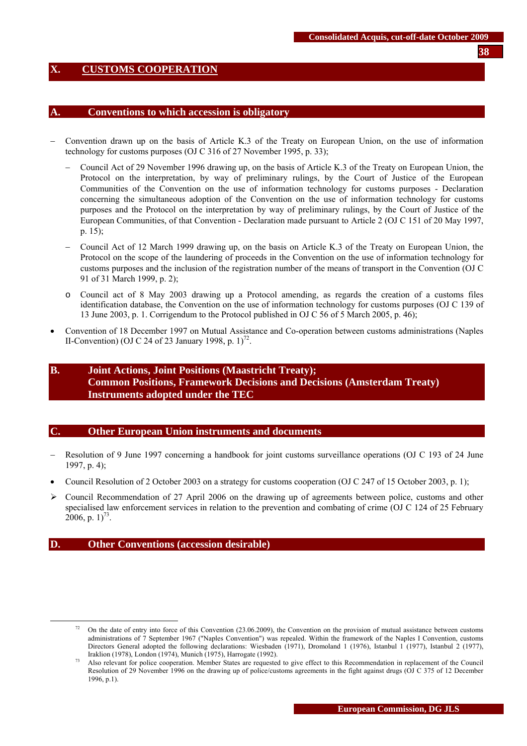# X. CUSTOMS COOPERATION

## A. Conventions to which accession is obligatory

- Convention drawn up on the basis of Article K.3 of the Treaty on European Union, on the use of information technology for customs purposes (OJ C 316 of 27 November 1995, p. 33);
  - Council Act of 29 November 1996 drawing up, on the basis of Article K.3 of the Treaty on European Union, the Protocol on the interpretation, by way of preliminary rulings, by the Court of Justice of the European Communities of the Convention on the use of information technology for customs purposes - Declaration concerning the simultaneous adoption of the Convention on the use of information technology for customs purposes and the Protocol on the interpretation by way of preliminary rulings, by the Court of Justice of the European Communities, of that Convention - Declaration made pursuant to Article 2 (OJ C 151 of 20 May 1997, p. 15);
  - Council Act of 12 March 1999 drawing up, on the basis on Article K.3 of the Treaty on European Union, the Protocol on the scope of the laundering of proceeds in the Convention on the use of information technology for customs purposes and the inclusion of the registration number of the means of transport in the Convention (OJ C 91 of 31 March 1999, p. 2);
  - Council act of 8 May 2003 drawing up a Protocol amending, as regards the creation of a customs files identification database, the Convention on the use of information technology for customs purposes (OJ C 139 of 13 June 2003, p. 1. Corrigendum to the Protocol published in OJ C 56 of 5 March 2005, p. 46);
- Convention of 18 December 1997 on Mutual Assistance and Co-operation between customs administrations (Naples II-Convention) (OJ C 24 of 23 January 1998, p. 1)[72].

## B. Joint Actions, Joint Positions (Maastricht Treaty); Common Positions, Framework Decisions and Decisions (Amsterdam Treaty) Instruments adopted under the TEC

## C. Other European Union instruments and documents

- Resolution of 9 June 1997 concerning a handbook for joint customs surveillance operations (OJ C 193 of 24 June 1997, p. 4);
- Council Resolution of 2 October 2003 on a strategy for customs cooperation (OJ C 247 of 15 October 2003, p. 1);
- Council Recommendation of 27 April 2006 on the drawing up of agreements between police, customs and other specialised law enforcement services in relation to the prevention and combating of crime (OJ C 124 of 25 February 2006, p. 1)[73].

## D. Other Conventions (accession desirable)

---

[72] On the date of entry into force of this Convention (23.06.2009), the Convention on the provision of mutual assistance between customs administrations of 7 September 1967 ("Naples Convention") was repealed. Within the framework of the Naples I Convention, customs Directors General adopted the following declarations: Wiesbaden (1971), Dromoland 1 (1976), Istanbul 1 (1977), Istanbul 2 (1977), Iraklion (1978), London (1974), Munich (1975), Harrogate (1992).

[73] Also relevant for police cooperation. Member States are requested to give effect to this Recommendation in replacement of the Council Resolution of 29 November 1996 on the drawing up of police/customs agreements in the fight against drugs (OJ C 375 of 12 December 1996, p.1).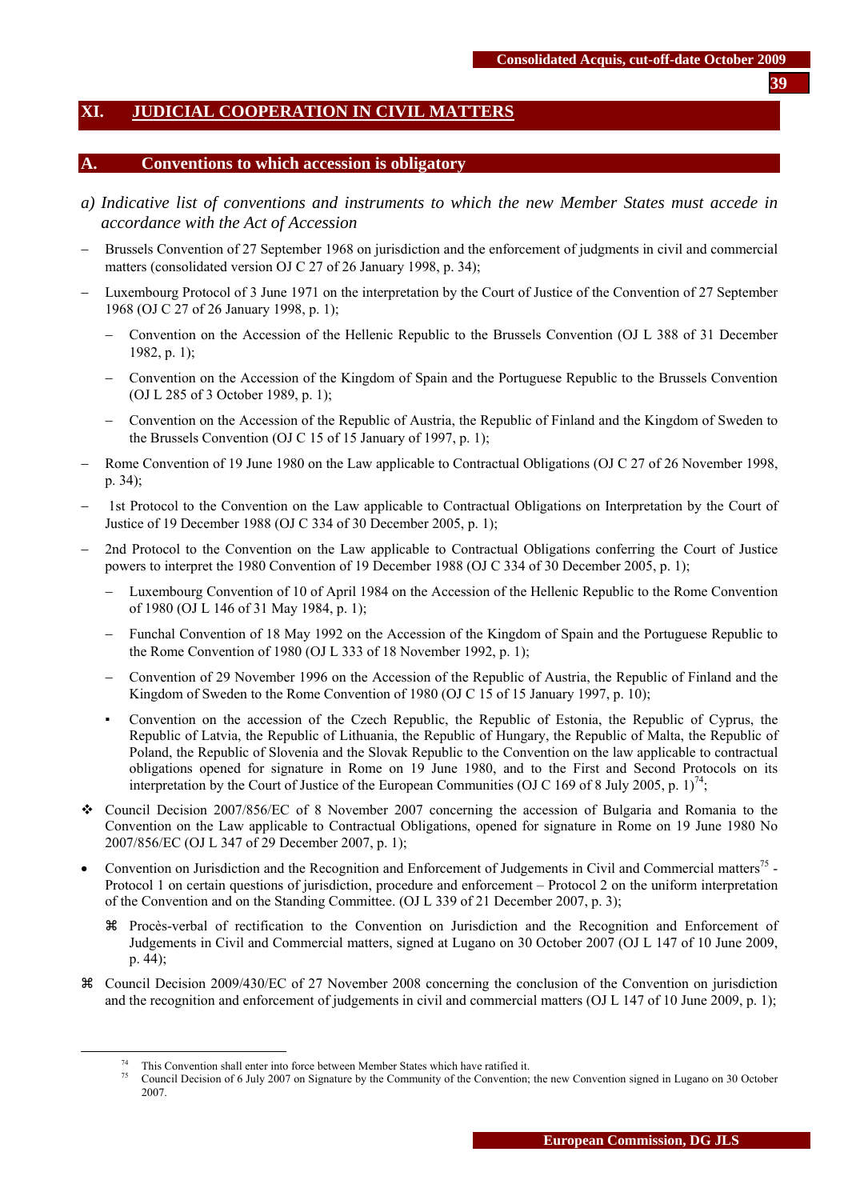# XI. JUDICIAL COOPERATION IN CIVIL MATTERS

## A. Conventions to which accession is obligatory

*a) Indicative list of conventions and instruments to which the new Member States must accede in accordance with the Act of Accession*

- Brussels Convention of 27 September 1968 on jurisdiction and the enforcement of judgments in civil and commercial matters (consolidated version OJ C 27 of 26 January 1998, p. 34);
- Luxembourg Protocol of 3 June 1971 on the interpretation by the Court of Justice of the Convention of 27 September 1968 (OJ C 27 of 26 January 1998, p. 1);
  - Convention on the Accession of the Hellenic Republic to the Brussels Convention (OJ L 388 of 31 December 1982, p. 1);
  - Convention on the Accession of the Kingdom of Spain and the Portuguese Republic to the Brussels Convention (OJ L 285 of 3 October 1989, p. 1);
  - Convention on the Accession of the Republic of Austria, the Republic of Finland and the Kingdom of Sweden to the Brussels Convention (OJ C 15 of 15 January of 1997, p. 1);
- Rome Convention of 19 June 1980 on the Law applicable to Contractual Obligations (OJ C 27 of 26 November 1998, p. 34);
- 1st Protocol to the Convention on the Law applicable to Contractual Obligations on Interpretation by the Court of Justice of 19 December 1988 (OJ C 334 of 30 December 2005, p. 1);
- 2nd Protocol to the Convention on the Law applicable to Contractual Obligations conferring the Court of Justice powers to interpret the 1980 Convention of 19 December 1988 (OJ C 334 of 30 December 2005, p. 1);
  - Luxembourg Convention of 10 of April 1984 on the Accession of the Hellenic Republic to the Rome Convention of 1980 (OJ L 146 of 31 May 1984, p. 1);
  - Funchal Convention of 18 May 1992 on the Accession of the Kingdom of Spain and the Portuguese Republic to the Rome Convention of 1980 (OJ L 333 of 18 November 1992, p. 1);
  - Convention of 29 November 1996 on the Accession of the Republic of Austria, the Republic of Finland and the Kingdom of Sweden to the Rome Convention of 1980 (OJ C 15 of 15 January 1997, p. 10);
  - ▪ Convention on the accession of the Czech Republic, the Republic of Estonia, the Republic of Cyprus, the Republic of Latvia, the Republic of Lithuania, the Republic of Hungary, the Republic of Malta, the Republic of Poland, the Republic of Slovenia and the Slovak Republic to the Convention on the law applicable to contractual obligations opened for signature in Rome on 19 June 1980, and to the First and Second Protocols on its interpretation by the Court of Justice of the European Communities (OJ C 169 of 8 July 2005, p. 1)[74];

❖ Council Decision 2007/856/EC of 8 November 2007 concerning the accession of Bulgaria and Romania to the Convention on the Law applicable to Contractual Obligations, opened for signature in Rome on 19 June 1980 No 2007/856/EC (OJ L 347 of 29 December 2007, p. 1);

- Convention on Jurisdiction and the Recognition and Enforcement of Judgements in Civil and Commercial matters[75] - Protocol 1 on certain questions of jurisdiction, procedure and enforcement – Protocol 2 on the uniform interpretation of the Convention and on the Standing Committee. (OJ L 339 of 21 December 2007, p. 3);
  - ⌘ Procès-verbal of rectification to the Convention on Jurisdiction and the Recognition and Enforcement of Judgements in Civil and Commercial matters, signed at Lugano on 30 October 2007 (OJ L 147 of 10 June 2009, p. 44);

⌘ Council Decision 2009/430/EC of 27 November 2008 concerning the conclusion of the Convention on jurisdiction and the recognition and enforcement of judgements in civil and commercial matters (OJ L 147 of 10 June 2009, p. 1);

---

[74] This Convention shall enter into force between Member States which have ratified it.

[75] Council Decision of 6 July 2007 on Signature by the Community of the Convention; the new Convention signed in Lugano on 30 October 2007.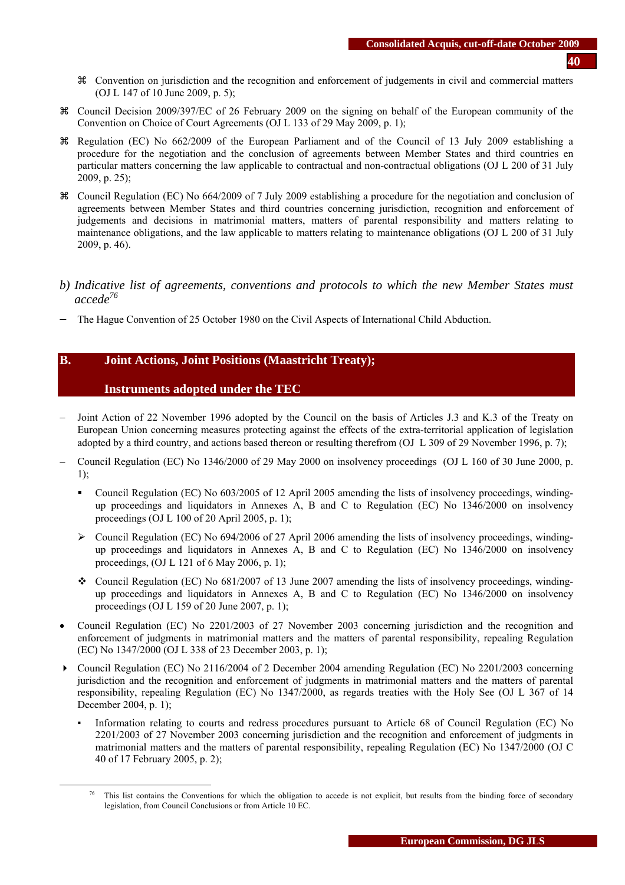- ⌘ Convention on jurisdiction and the recognition and enforcement of judgements in civil and commercial matters (OJ L 147 of 10 June 2009, p. 5);

- ⌘ Council Decision 2009/397/EC of 26 February 2009 on the signing on behalf of the European community of the Convention on Choice of Court Agreements (OJ L 133 of 29 May 2009, p. 1);
- ⌘ Regulation (EC) No 662/2009 of the European Parliament and of the Council of 13 July 2009 establishing a procedure for the negotiation and the conclusion of agreements between Member States and third countries en particular matters concerning the law applicable to contractual and non-contractual obligations (OJ L 200 of 31 July 2009, p. 25);
- ⌘ Council Regulation (EC) No 664/2009 of 7 July 2009 establishing a procedure for the negotiation and conclusion of agreements between Member States and third countries concerning jurisdiction, recognition and enforcement of judgements and decisions in matrimonial matters, matters of parental responsibility and matters relating to maintenance obligations, and the law applicable to matters relating to maintenance obligations (OJ L 200 of 31 July 2009, p. 46).

*b) Indicative list of agreements, conventions and protocols to which the new Member States must accede*[76]

- The Hague Convention of 25 October 1980 on the Civil Aspects of International Child Abduction.

## B. Joint Actions, Joint Positions (Maastricht Treaty); Instruments adopted under the TEC

- Joint Action of 22 November 1996 adopted by the Council on the basis of Articles J.3 and K.3 of the Treaty on European Union concerning measures protecting against the effects of the extra-territorial application of legislation adopted by a third country, and actions based thereon or resulting therefrom (OJ L 309 of 29 November 1996, p. 7);
- Council Regulation (EC) No 1346/2000 of 29 May 2000 on insolvency proceedings (OJ L 160 of 30 June 2000, p. 1);
  - ▪ Council Regulation (EC) No 603/2005 of 12 April 2005 amending the lists of insolvency proceedings, winding-up proceedings and liquidators in Annexes A, B and C to Regulation (EC) No 1346/2000 on insolvency proceedings (OJ L 100 of 20 April 2005, p. 1);
  - ➢ Council Regulation (EC) No 694/2006 of 27 April 2006 amending the lists of insolvency proceedings, winding-up proceedings and liquidators in Annexes A, B and C to Regulation (EC) No 1346/2000 on insolvency proceedings, (OJ L 121 of 6 May 2006, p. 1);
  - ❖ Council Regulation (EC) No 681/2007 of 13 June 2007 amending the lists of insolvency proceedings, winding-up proceedings and liquidators in Annexes A, B and C to Regulation (EC) No 1346/2000 on insolvency proceedings (OJ L 159 of 20 June 2007, p. 1);
- Council Regulation (EC) No 2201/2003 of 27 November 2003 concerning jurisdiction and the recognition and enforcement of judgments in matrimonial matters and the matters of parental responsibility, repealing Regulation (EC) No 1347/2000 (OJ L 338 of 23 December 2003, p. 1);
- ▸ Council Regulation (EC) No 2116/2004 of 2 December 2004 amending Regulation (EC) No 2201/2003 concerning jurisdiction and the recognition and enforcement of judgments in matrimonial matters and the matters of parental responsibility, repealing Regulation (EC) No 1347/2000, as regards treaties with the Holy See (OJ L 367 of 14 December 2004, p. 1);
  - ▪ Information relating to courts and redress procedures pursuant to Article 68 of Council Regulation (EC) No 2201/2003 of 27 November 2003 concerning jurisdiction and the recognition and enforcement of judgments in matrimonial matters and the matters of parental responsibility, repealing Regulation (EC) No 1347/2000 (OJ C 40 of 17 February 2005, p. 2);

---

[76] This list contains the Conventions for which the obligation to accede is not explicit, but results from the binding force of secondary legislation, from Council Conclusions or from Article 10 EC.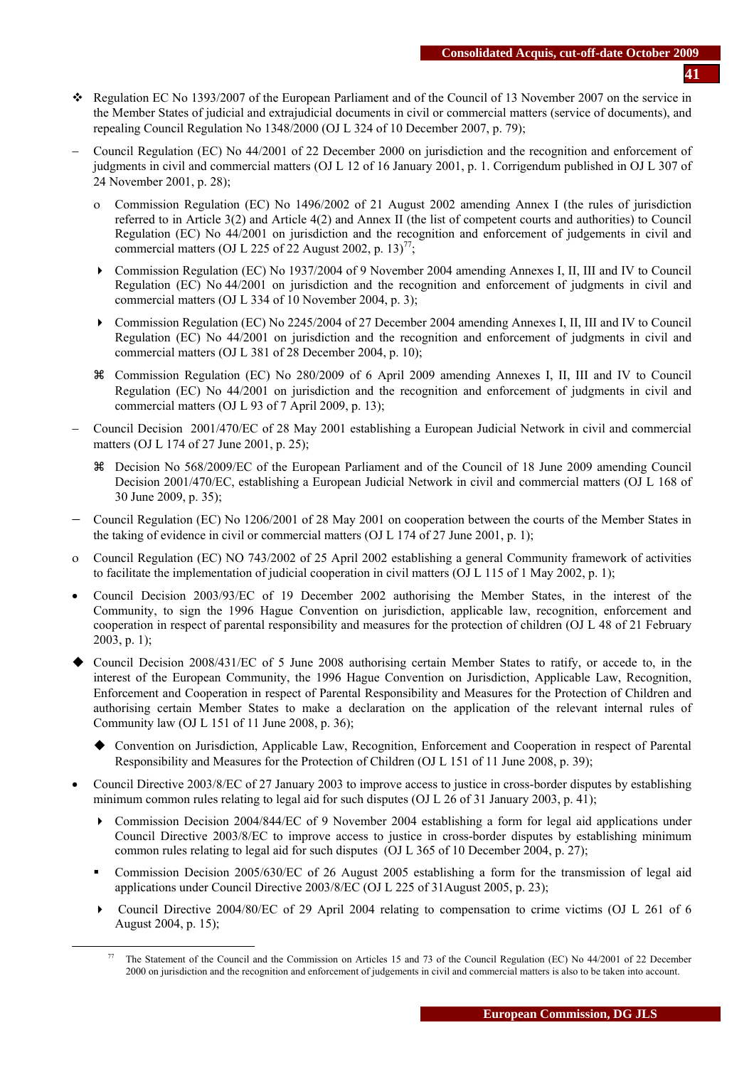- ❖ Regulation EC No 1393/2007 of the European Parliament and of the Council of 13 November 2007 on the service in the Member States of judicial and extrajudicial documents in civil or commercial matters (service of documents), and repealing Council Regulation No 1348/2000 (OJ L 324 of 10 December 2007, p. 79);
- – Council Regulation (EC) No 44/2001 of 22 December 2000 on jurisdiction and the recognition and enforcement of judgments in civil and commercial matters (OJ L 12 of 16 January 2001, p. 1. Corrigendum published in OJ L 307 of 24 November 2001, p. 28);
  - o Commission Regulation (EC) No 1496/2002 of 21 August 2002 amending Annex I (the rules of jurisdiction referred to in Article 3(2) and Article 4(2) and Annex II (the list of competent courts and authorities) to Council Regulation (EC) No 44/2001 on jurisdiction and the recognition and enforcement of judgements in civil and commercial matters (OJ L 225 of 22 August 2002, p. 13)[77];
  - ▸ Commission Regulation (EC) No 1937/2004 of 9 November 2004 amending Annexes I, II, III and IV to Council Regulation (EC) No 44/2001 on jurisdiction and the recognition and enforcement of judgments in civil and commercial matters (OJ L 334 of 10 November 2004, p. 3);
  - ▸ Commission Regulation (EC) No 2245/2004 of 27 December 2004 amending Annexes I, II, III and IV to Council Regulation (EC) No 44/2001 on jurisdiction and the recognition and enforcement of judgments in civil and commercial matters (OJ L 381 of 28 December 2004, p. 10);
  - ⌘ Commission Regulation (EC) No 280/2009 of 6 April 2009 amending Annexes I, II, III and IV to Council Regulation (EC) No 44/2001 on jurisdiction and the recognition and enforcement of judgments in civil and commercial matters (OJ L 93 of 7 April 2009, p. 13);
- – Council Decision 2001/470/EC of 28 May 2001 establishing a European Judicial Network in civil and commercial matters (OJ L 174 of 27 June 2001, p. 25);
  - ⌘ Decision No 568/2009/EC of the European Parliament and of the Council of 18 June 2009 amending Council Decision 2001/470/EC, establishing a European Judicial Network in civil and commercial matters (OJ L 168 of 30 June 2009, p. 35);
- – Council Regulation (EC) No 1206/2001 of 28 May 2001 on cooperation between the courts of the Member States in the taking of evidence in civil or commercial matters (OJ L 174 of 27 June 2001, p. 1);
- o Council Regulation (EC) NO 743/2002 of 25 April 2002 establishing a general Community framework of activities to facilitate the implementation of judicial cooperation in civil matters (OJ L 115 of 1 May 2002, p. 1);
- • Council Decision 2003/93/EC of 19 December 2002 authorising the Member States, in the interest of the Community, to sign the 1996 Hague Convention on jurisdiction, applicable law, recognition, enforcement and cooperation in respect of parental responsibility and measures for the protection of children (OJ L 48 of 21 February 2003, p. 1);
- ◆ Council Decision 2008/431/EC of 5 June 2008 authorising certain Member States to ratify, or accede to, in the interest of the European Community, the 1996 Hague Convention on Jurisdiction, Applicable Law, Recognition, Enforcement and Cooperation in respect of Parental Responsibility and Measures for the Protection of Children and authorising certain Member States to make a declaration on the application of the relevant internal rules of Community law (OJ L 151 of 11 June 2008, p. 36);
  - ◆ Convention on Jurisdiction, Applicable Law, Recognition, Enforcement and Cooperation in respect of Parental Responsibility and Measures for the Protection of Children (OJ L 151 of 11 June 2008, p. 39);
- • Council Directive 2003/8/EC of 27 January 2003 to improve access to justice in cross-border disputes by establishing minimum common rules relating to legal aid for such disputes (OJ L 26 of 31 January 2003, p. 41);
  - ▸ Commission Decision 2004/844/EC of 9 November 2004 establishing a form for legal aid applications under Council Directive 2003/8/EC to improve access to justice in cross-border disputes by establishing minimum common rules relating to legal aid for such disputes (OJ L 365 of 10 December 2004, p. 27);
  - ▪ Commission Decision 2005/630/EC of 26 August 2005 establishing a form for the transmission of legal aid applications under Council Directive 2003/8/EC (OJ L 225 of 31August 2005, p. 23);
  - ▸ Council Directive 2004/80/EC of 29 April 2004 relating to compensation to crime victims (OJ L 261 of 6 August 2004, p. 15);

---

[77] The Statement of the Council and the Commission on Articles 15 and 73 of the Council Regulation (EC) No 44/2001 of 22 December 2000 on jurisdiction and the recognition and enforcement of judgements in civil and commercial matters is also to be taken into account.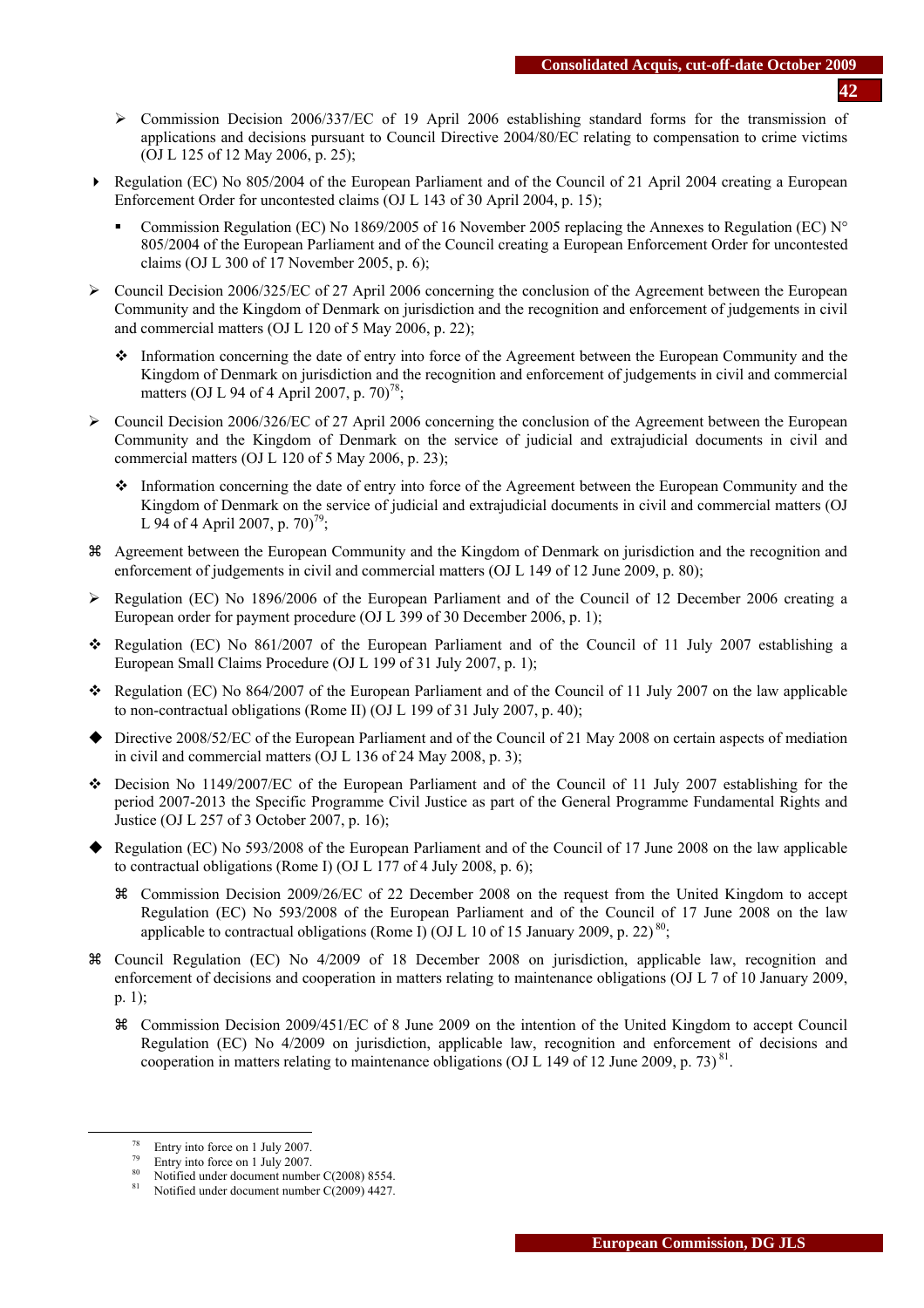- ➢ Commission Decision 2006/337/EC of 19 April 2006 establishing standard forms for the transmission of applications and decisions pursuant to Council Directive 2004/80/EC relating to compensation to crime victims (OJ L 125 of 12 May 2006, p. 25);

- ► Regulation (EC) No 805/2004 of the European Parliament and of the Council of 21 April 2004 creating a European Enforcement Order for uncontested claims (OJ L 143 of 30 April 2004, p. 15);

  - ▪ Commission Regulation (EC) No 1869/2005 of 16 November 2005 replacing the Annexes to Regulation (EC) N° 805/2004 of the European Parliament and of the Council creating a European Enforcement Order for uncontested claims (OJ L 300 of 17 November 2005, p. 6);

- ➢ Council Decision 2006/325/EC of 27 April 2006 concerning the conclusion of the Agreement between the European Community and the Kingdom of Denmark on jurisdiction and the recognition and enforcement of judgements in civil and commercial matters (OJ L 120 of 5 May 2006, p. 22);

  - ❖ Information concerning the date of entry into force of the Agreement between the European Community and the Kingdom of Denmark on jurisdiction and the recognition and enforcement of judgements in civil and commercial matters (OJ L 94 of 4 April 2007, p. 70)[78];

- ➢ Council Decision 2006/326/EC of 27 April 2006 concerning the conclusion of the Agreement between the European Community and the Kingdom of Denmark on the service of judicial and extrajudicial documents in civil and commercial matters (OJ L 120 of 5 May 2006, p. 23);

  - ❖ Information concerning the date of entry into force of the Agreement between the European Community and the Kingdom of Denmark on the service of judicial and extrajudicial documents in civil and commercial matters (OJ L 94 of 4 April 2007, p. 70)[79];

- ⌘ Agreement between the European Community and the Kingdom of Denmark on jurisdiction and the recognition and enforcement of judgements in civil and commercial matters (OJ L 149 of 12 June 2009, p. 80);

- ➢ Regulation (EC) No 1896/2006 of the European Parliament and of the Council of 12 December 2006 creating a European order for payment procedure (OJ L 399 of 30 December 2006, p. 1);

- ❖ Regulation (EC) No 861/2007 of the European Parliament and of the Council of 11 July 2007 establishing a European Small Claims Procedure (OJ L 199 of 31 July 2007, p. 1);

- ❖ Regulation (EC) No 864/2007 of the European Parliament and of the Council of 11 July 2007 on the law applicable to non-contractual obligations (Rome II) (OJ L 199 of 31 July 2007, p. 40);

- ◆ Directive 2008/52/EC of the European Parliament and of the Council of 21 May 2008 on certain aspects of mediation in civil and commercial matters (OJ L 136 of 24 May 2008, p. 3);

- ❖ Decision No 1149/2007/EC of the European Parliament and of the Council of 11 July 2007 establishing for the period 2007-2013 the Specific Programme Civil Justice as part of the General Programme Fundamental Rights and Justice (OJ L 257 of 3 October 2007, p. 16);

- ◆ Regulation (EC) No 593/2008 of the European Parliament and of the Council of 17 June 2008 on the law applicable to contractual obligations (Rome I) (OJ L 177 of 4 July 2008, p. 6);

  - ⌘ Commission Decision 2009/26/EC of 22 December 2008 on the request from the United Kingdom to accept Regulation (EC) No 593/2008 of the European Parliament and of the Council of 17 June 2008 on the law applicable to contractual obligations (Rome I) (OJ L 10 of 15 January 2009, p. 22)[80];

- ⌘ Council Regulation (EC) No 4/2009 of 18 December 2008 on jurisdiction, applicable law, recognition and enforcement of decisions and cooperation in matters relating to maintenance obligations (OJ L 7 of 10 January 2009, p. 1);

  - ⌘ Commission Decision 2009/451/EC of 8 June 2009 on the intention of the United Kingdom to accept Council Regulation (EC) No 4/2009 on jurisdiction, applicable law, recognition and enforcement of decisions and cooperation in matters relating to maintenance obligations (OJ L 149 of 12 June 2009, p. 73)[81].

---

[78] Entry into force on 1 July 2007.

[79] Entry into force on 1 July 2007.

[80] Notified under document number C(2008) 8554.

[81] Notified under document number C(2009) 4427.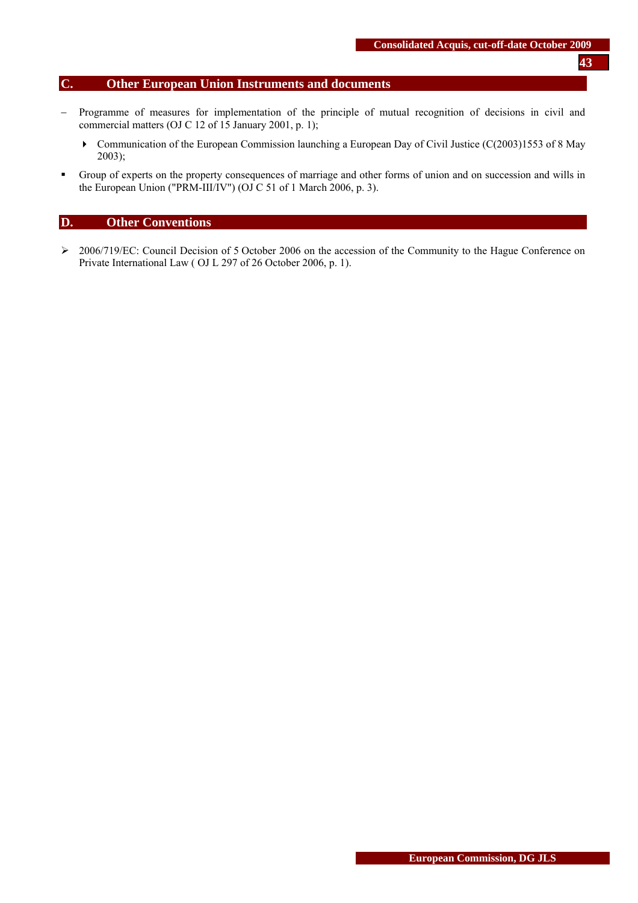## C. Other European Union Instruments and documents

- Programme of measures for implementation of the principle of mutual recognition of decisions in civil and commercial matters (OJ C 12 of 15 January 2001, p. 1);
  - Communication of the European Commission launching a European Day of Civil Justice (C(2003)1553 of 8 May 2003);
- Group of experts on the property consequences of marriage and other forms of union and on succession and wills in the European Union ("PRM-III/IV") (OJ C 51 of 1 March 2006, p. 3).

## D. Other Conventions

- 2006/719/EC: Council Decision of 5 October 2006 on the accession of the Community to the Hague Conference on Private International Law ( OJ L 297 of 26 October 2006, p. 1).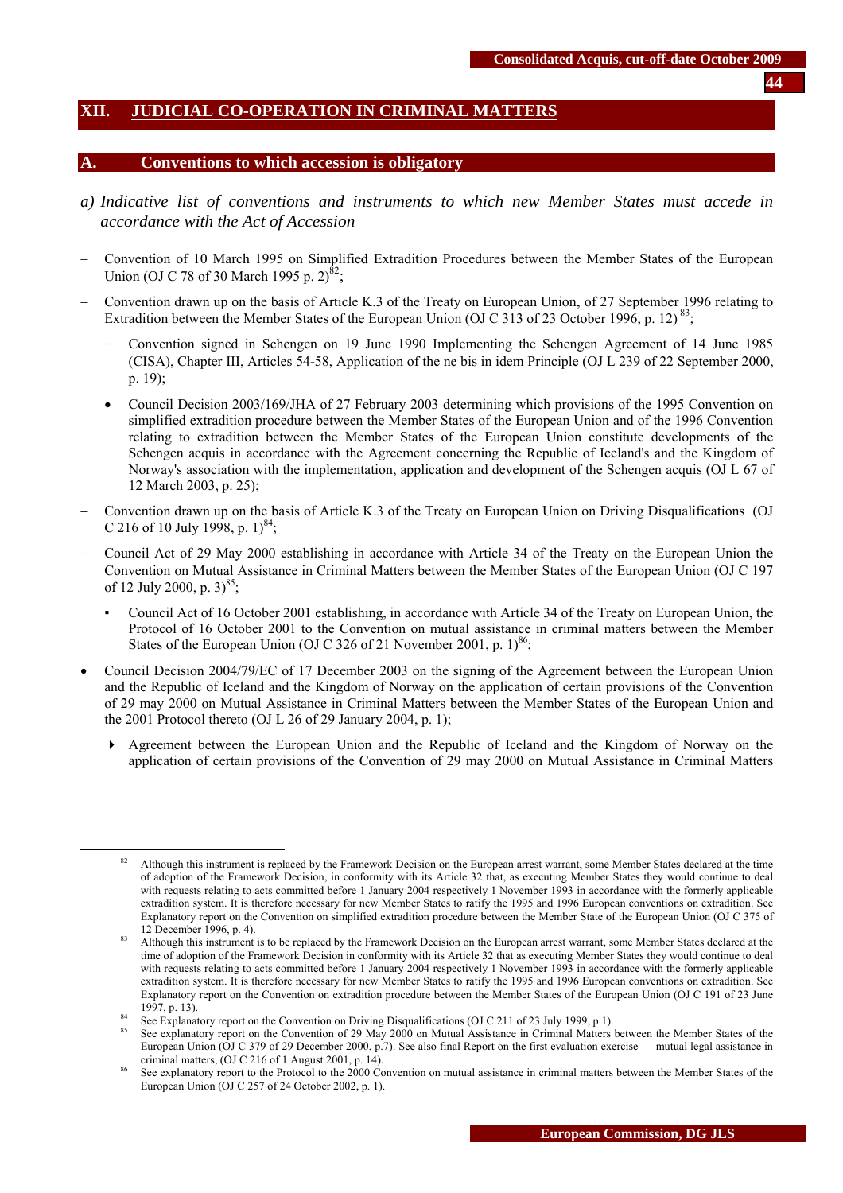## XII. JUDICIAL CO-OPERATION IN CRIMINAL MATTERS

### A. Conventions to which accession is obligatory

*a) Indicative list of conventions and instruments to which new Member States must accede in accordance with the Act of Accession*

- Convention of 10 March 1995 on Simplified Extradition Procedures between the Member States of the European Union (OJ C 78 of 30 March 1995 p. 2)[82];
- Convention drawn up on the basis of Article K.3 of the Treaty on European Union, of 27 September 1996 relating to Extradition between the Member States of the European Union (OJ C 313 of 23 October 1996, p. 12)[83];
  - Convention signed in Schengen on 19 June 1990 Implementing the Schengen Agreement of 14 June 1985 (CISA), Chapter III, Articles 54-58, Application of the ne bis in idem Principle (OJ L 239 of 22 September 2000, p. 19);
  - Council Decision 2003/169/JHA of 27 February 2003 determining which provisions of the 1995 Convention on simplified extradition procedure between the Member States of the European Union and of the 1996 Convention relating to extradition between the Member States of the European Union constitute developments of the Schengen acquis in accordance with the Agreement concerning the Republic of Iceland's and the Kingdom of Norway's association with the implementation, application and development of the Schengen acquis (OJ L 67 of 12 March 2003, p. 25);
- Convention drawn up on the basis of Article K.3 of the Treaty on European Union on Driving Disqualifications (OJ C 216 of 10 July 1998, p. 1)[84];
- Council Act of 29 May 2000 establishing in accordance with Article 34 of the Treaty on the European Union the Convention on Mutual Assistance in Criminal Matters between the Member States of the European Union (OJ C 197 of 12 July 2000, p. 3)[85];
  - Council Act of 16 October 2001 establishing, in accordance with Article 34 of the Treaty on European Union, the Protocol of 16 October 2001 to the Convention on mutual assistance in criminal matters between the Member States of the European Union (OJ C 326 of 21 November 2001, p. 1)[86];
- Council Decision 2004/79/EC of 17 December 2003 on the signing of the Agreement between the European Union and the Republic of Iceland and the Kingdom of Norway on the application of certain provisions of the Convention of 29 may 2000 on Mutual Assistance in Criminal Matters between the Member States of the European Union and the 2001 Protocol thereto (OJ L 26 of 29 January 2004, p. 1);
  - Agreement between the European Union and the Republic of Iceland and the Kingdom of Norway on the application of certain provisions of the Convention of 29 may 2000 on Mutual Assistance in Criminal Matters

---

[82] Although this instrument is replaced by the Framework Decision on the European arrest warrant, some Member States declared at the time of adoption of the Framework Decision, in conformity with its Article 32 that, as executing Member States they would continue to deal with requests relating to acts committed before 1 January 2004 respectively 1 November 1993 in accordance with the formerly applicable extradition system. It is therefore necessary for new Member States to ratify the 1995 and 1996 European conventions on extradition. See Explanatory report on the Convention on simplified extradition procedure between the Member State of the European Union (OJ C 375 of 12 December 1996, p. 4).

[83] Although this instrument is to be replaced by the Framework Decision on the European arrest warrant, some Member States declared at the time of adoption of the Framework Decision in conformity with its Article 32 that as executing Member States they would continue to deal with requests relating to acts committed before 1 January 2004 respectively 1 November 1993 in accordance with the formerly applicable extradition system. It is therefore necessary for new Member States to ratify the 1995 and 1996 European conventions on extradition. See Explanatory report on the Convention on extradition procedure between the Member States of the European Union (OJ C 191 of 23 June 1997, p. 13).

[84] See Explanatory report on the Convention on Driving Disqualifications (OJ C 211 of 23 July 1999, p.1).

[85] See explanatory report on the Convention of 29 May 2000 on Mutual Assistance in Criminal Matters between the Member States of the European Union (OJ C 379 of 29 December 2000, p.7). See also final Report on the first evaluation exercise — mutual legal assistance in criminal matters, (OJ C 216 of 1 August 2001, p. 14).

[86] See explanatory report to the Protocol to the 2000 Convention on mutual assistance in criminal matters between the Member States of the European Union (OJ C 257 of 24 October 2002, p. 1).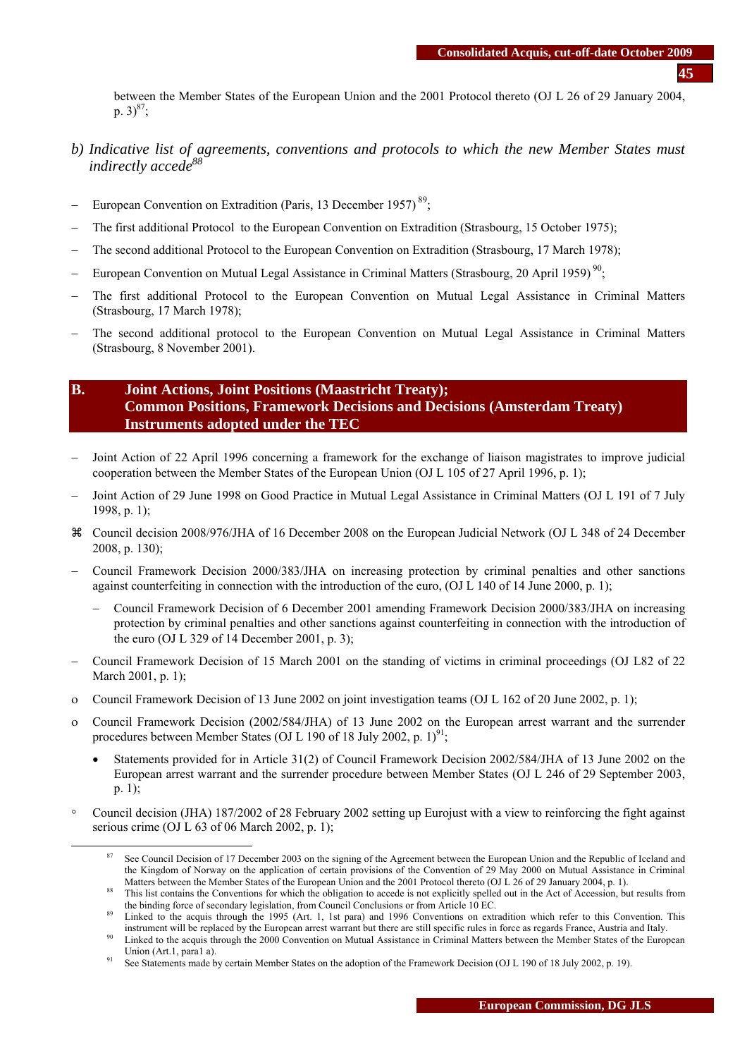between the Member States of the European Union and the 2001 Protocol thereto (OJ L 26 of 29 January 2004, p. 3)[87];

*b) Indicative list of agreements, conventions and protocols to which the new Member States must indirectly accede*[88]

- European Convention on Extradition (Paris, 13 December 1957) [89];
- The first additional Protocol to the European Convention on Extradition (Strasbourg, 15 October 1975);
- The second additional Protocol to the European Convention on Extradition (Strasbourg, 17 March 1978);
- European Convention on Mutual Legal Assistance in Criminal Matters (Strasbourg, 20 April 1959) [90];
- The first additional Protocol to the European Convention on Mutual Legal Assistance in Criminal Matters (Strasbourg, 17 March 1978);
- The second additional protocol to the European Convention on Mutual Legal Assistance in Criminal Matters (Strasbourg, 8 November 2001).

## B. Joint Actions, Joint Positions (Maastricht Treaty); Common Positions, Framework Decisions and Decisions (Amsterdam Treaty) Instruments adopted under the TEC

- Joint Action of 22 April 1996 concerning a framework for the exchange of liaison magistrates to improve judicial cooperation between the Member States of the European Union (OJ L 105 of 27 April 1996, p. 1);
- Joint Action of 29 June 1998 on Good Practice in Mutual Legal Assistance in Criminal Matters (OJ L 191 of 7 July 1998, p. 1);
- ⌘ Council decision 2008/976/JHA of 16 December 2008 on the European Judicial Network (OJ L 348 of 24 December 2008, p. 130);
- Council Framework Decision 2000/383/JHA on increasing protection by criminal penalties and other sanctions against counterfeiting in connection with the introduction of the euro, (OJ L 140 of 14 June 2000, p. 1);
  - Council Framework Decision of 6 December 2001 amending Framework Decision 2000/383/JHA on increasing protection by criminal penalties and other sanctions against counterfeiting in connection with the introduction of the euro (OJ L 329 of 14 December 2001, p. 3);
- Council Framework Decision of 15 March 2001 on the standing of victims in criminal proceedings (OJ L82 of 22 March 2001, p. 1);
- o Council Framework Decision of 13 June 2002 on joint investigation teams (OJ L 162 of 20 June 2002, p. 1);
- o Council Framework Decision (2002/584/JHA) of 13 June 2002 on the European arrest warrant and the surrender procedures between Member States (OJ L 190 of 18 July 2002, p. 1)[91];
  - Statements provided for in Article 31(2) of Council Framework Decision 2002/584/JHA of 13 June 2002 on the European arrest warrant and the surrender procedure between Member States (OJ L 246 of 29 September 2003, p. 1);
- ◦ Council decision (JHA) 187/2002 of 28 February 2002 setting up Eurojust with a view to reinforcing the fight against serious crime (OJ L 63 of 06 March 2002, p. 1);

---

[87] See Council Decision of 17 December 2003 on the signing of the Agreement between the European Union and the Republic of Iceland and the Kingdom of Norway on the application of certain provisions of the Convention of 29 May 2000 on Mutual Assistance in Criminal Matters between the Member States of the European Union and the 2001 Protocol thereto (OJ L 26 of 29 January 2004, p. 1).

[88] This list contains the Conventions for which the obligation to accede is not explicitly spelled out in the Act of Accession, but results from the binding force of secondary legislation, from Council Conclusions or from Article 10 EC.

[89] Linked to the acquis through the 1995 (Art. 1, 1st para) and 1996 Conventions on extradition which refer to this Convention. This instrument will be replaced by the European arrest warrant but there are still specific rules in force as regards France, Austria and Italy.

[90] Linked to the acquis through the 2000 Convention on Mutual Assistance in Criminal Matters between the Member States of the European Union (Art.1, para1 a).

[91] See Statements made by certain Member States on the adoption of the Framework Decision (OJ L 190 of 18 July 2002, p. 19).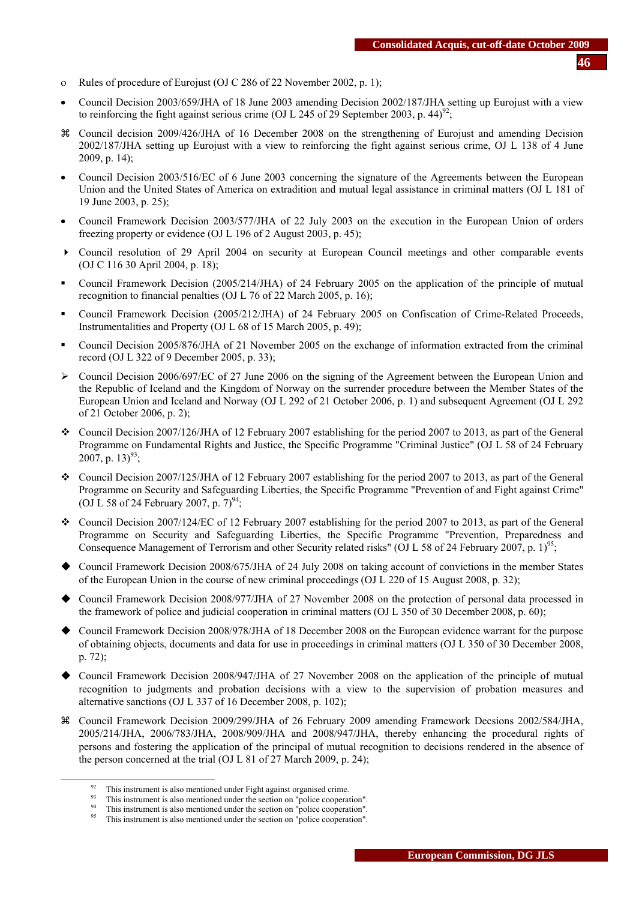- Rules of procedure of Eurojust (OJ C 286 of 22 November 2002, p. 1);
- Council Decision 2003/659/JHA of 18 June 2003 amending Decision 2002/187/JHA setting up Eurojust with a view to reinforcing the fight against serious crime (OJ L 245 of 29 September 2003, p. 44)[92];
- ⌘ Council decision 2009/426/JHA of 16 December 2008 on the strengthening of Eurojust and amending Decision 2002/187/JHA setting up Eurojust with a view to reinforcing the fight against serious crime, OJ L 138 of 4 June 2009, p. 14);
- Council Decision 2003/516/EC of 6 June 2003 concerning the signature of the Agreements between the European Union and the United States of America on extradition and mutual legal assistance in criminal matters (OJ L 181 of 19 June 2003, p. 25);
- Council Framework Decision 2003/577/JHA of 22 July 2003 on the execution in the European Union of orders freezing property or evidence (OJ L 196 of 2 August 2003, p. 45);
- Council resolution of 29 April 2004 on security at European Council meetings and other comparable events (OJ C 116 30 April 2004, p. 18);
- Council Framework Decision (2005/214/JHA) of 24 February 2005 on the application of the principle of mutual recognition to financial penalties (OJ L 76 of 22 March 2005, p. 16);
- Council Framework Decision (2005/212/JHA) of 24 February 2005 on Confiscation of Crime-Related Proceeds, Instrumentalities and Property (OJ L 68 of 15 March 2005, p. 49);
- Council Decision 2005/876/JHA of 21 November 2005 on the exchange of information extracted from the criminal record (OJ L 322 of 9 December 2005, p. 33);
- Council Decision 2006/697/EC of 27 June 2006 on the signing of the Agreement between the European Union and the Republic of Iceland and the Kingdom of Norway on the surrender procedure between the Member States of the European Union and Iceland and Norway (OJ L 292 of 21 October 2006, p. 1) and subsequent Agreement (OJ L 292 of 21 October 2006, p. 2);
- ❖ Council Decision 2007/126/JHA of 12 February 2007 establishing for the period 2007 to 2013, as part of the General Programme on Fundamental Rights and Justice, the Specific Programme "Criminal Justice" (OJ L 58 of 24 February 2007, p. 13)[93];
- ❖ Council Decision 2007/125/JHA of 12 February 2007 establishing for the period 2007 to 2013, as part of the General Programme on Security and Safeguarding Liberties, the Specific Programme "Prevention of and Fight against Crime" (OJ L 58 of 24 February 2007, p. 7)[94];
- ❖ Council Decision 2007/124/EC of 12 February 2007 establishing for the period 2007 to 2013, as part of the General Programme on Security and Safeguarding Liberties, the Specific Programme "Prevention, Preparedness and Consequence Management of Terrorism and other Security related risks" (OJ L 58 of 24 February 2007, p. 1)[95];
- ◆ Council Framework Decision 2008/675/JHA of 24 July 2008 on taking account of convictions in the member States of the European Union in the course of new criminal proceedings (OJ L 220 of 15 August 2008, p. 32);
- ◆ Council Framework Decision 2008/977/JHA of 27 November 2008 on the protection of personal data processed in the framework of police and judicial cooperation in criminal matters (OJ L 350 of 30 December 2008, p. 60);
- ◆ Council Framework Decision 2008/978/JHA of 18 December 2008 on the European evidence warrant for the purpose of obtaining objects, documents and data for use in proceedings in criminal matters (OJ L 350 of 30 December 2008, p. 72);
- ◆ Council Framework Decision 2008/947/JHA of 27 November 2008 on the application of the principle of mutual recognition to judgments and probation decisions with a view to the supervision of probation measures and alternative sanctions (OJ L 337 of 16 December 2008, p. 102);
- ⌘ Council Framework Decision 2009/299/JHA of 26 February 2009 amending Framework Decsions 2002/584/JHA, 2005/214/JHA, 2006/783/JHA, 2008/909/JHA and 2008/947/JHA, thereby enhancing the procedural rights of persons and fostering the application of the principal of mutual recognition to decisions rendered in the absence of the person concerned at the trial (OJ L 81 of 27 March 2009, p. 24);

---

[92] This instrument is also mentioned under Fight against organised crime.

[93] This instrument is also mentioned under the section on "police cooperation".

[94] This instrument is also mentioned under the section on "police cooperation".

[95] This instrument is also mentioned under the section on "police cooperation".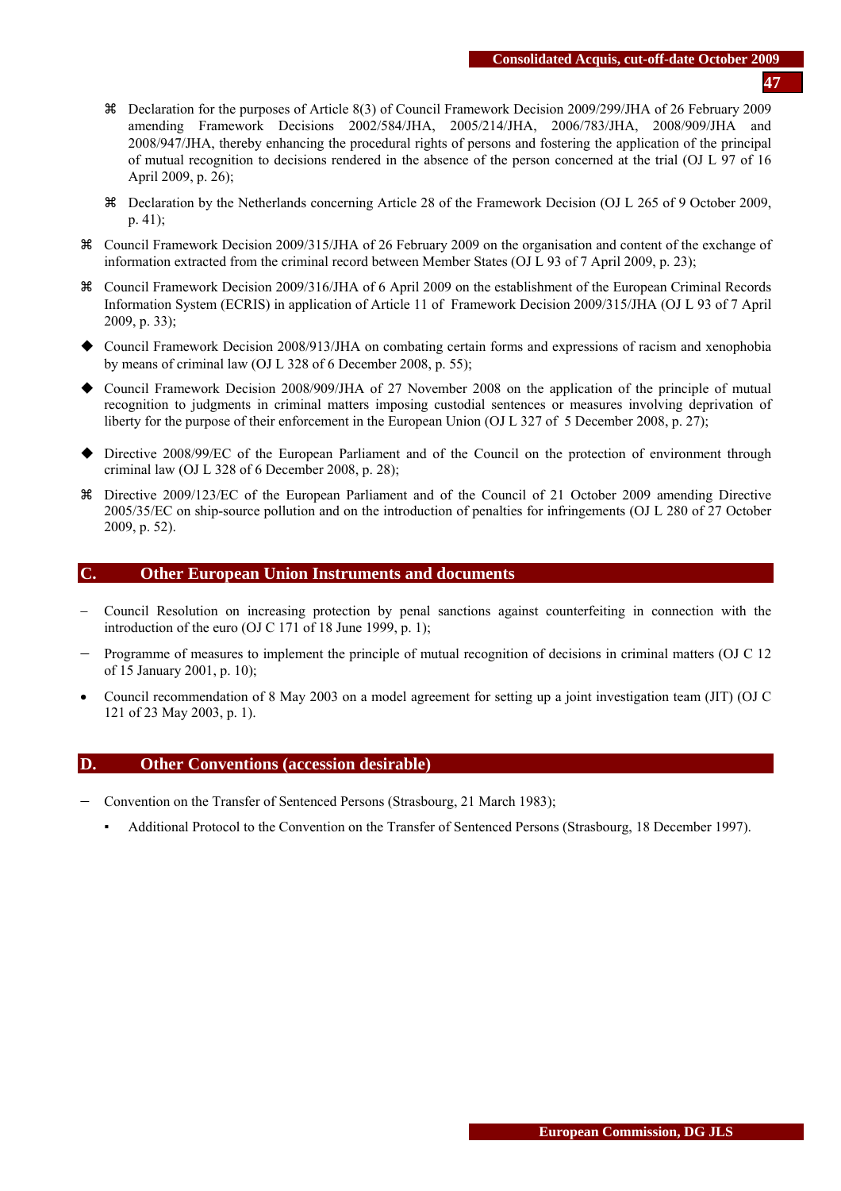- ⌘ Declaration for the purposes of Article 8(3) of Council Framework Decision 2009/299/JHA of 26 February 2009 amending Framework Decisions 2002/584/JHA, 2005/214/JHA, 2006/783/JHA, 2008/909/JHA and 2008/947/JHA, thereby enhancing the procedural rights of persons and fostering the application of the principal of mutual recognition to decisions rendered in the absence of the person concerned at the trial (OJ L 97 of 16 April 2009, p. 26);
- ⌘ Declaration by the Netherlands concerning Article 28 of the Framework Decision (OJ L 265 of 9 October 2009, p. 41);

⌘ Council Framework Decision 2009/315/JHA of 26 February 2009 on the organisation and content of the exchange of information extracted from the criminal record between Member States (OJ L 93 of 7 April 2009, p. 23);

⌘ Council Framework Decision 2009/316/JHA of 6 April 2009 on the establishment of the European Criminal Records Information System (ECRIS) in application of Article 11 of Framework Decision 2009/315/JHA (OJ L 93 of 7 April 2009, p. 33);

◆ Council Framework Decision 2008/913/JHA on combating certain forms and expressions of racism and xenophobia by means of criminal law (OJ L 328 of 6 December 2008, p. 55);

◆ Council Framework Decision 2008/909/JHA of 27 November 2008 on the application of the principle of mutual recognition to judgments in criminal matters imposing custodial sentences or measures involving deprivation of liberty for the purpose of their enforcement in the European Union (OJ L 327 of 5 December 2008, p. 27);

◆ Directive 2008/99/EC of the European Parliament and of the Council on the protection of environment through criminal law (OJ L 328 of 6 December 2008, p. 28);

⌘ Directive 2009/123/EC of the European Parliament and of the Council of 21 October 2009 amending Directive 2005/35/EC on ship-source pollution and on the introduction of penalties for infringements (OJ L 280 of 27 October 2009, p. 52).

## C. Other European Union Instruments and documents

- Council Resolution on increasing protection by penal sanctions against counterfeiting in connection with the introduction of the euro (OJ C 171 of 18 June 1999, p. 1);
- Programme of measures to implement the principle of mutual recognition of decisions in criminal matters (OJ C 12 of 15 January 2001, p. 10);
- Council recommendation of 8 May 2003 on a model agreement for setting up a joint investigation team (JIT) (OJ C 121 of 23 May 2003, p. 1).

## D. Other Conventions (accession desirable)

- Convention on the Transfer of Sentenced Persons (Strasbourg, 21 March 1983);
  - Additional Protocol to the Convention on the Transfer of Sentenced Persons (Strasbourg, 18 December 1997).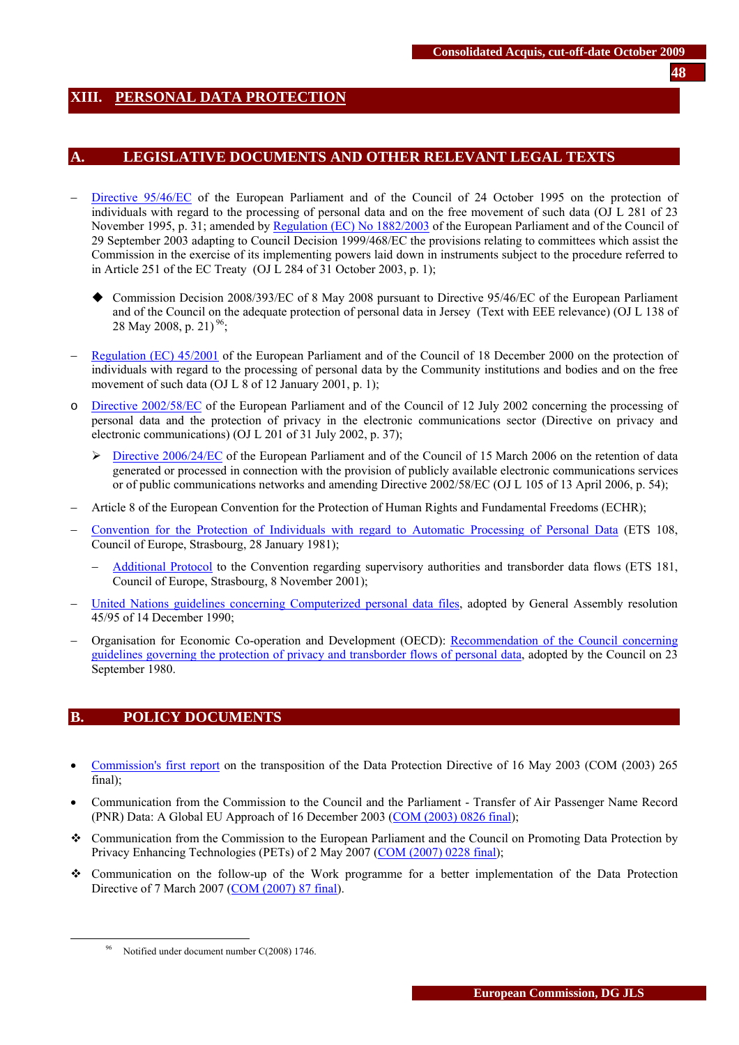# XIII. PERSONAL DATA PROTECTION

## A. LEGISLATIVE DOCUMENTS AND OTHER RELEVANT LEGAL TEXTS

– Directive 95/46/EC of the European Parliament and of the Council of 24 October 1995 on the protection of individuals with regard to the processing of personal data and on the free movement of such data (OJ L 281 of 23 November 1995, p. 31; amended by Regulation (EC) No 1882/2003 of the European Parliament and of the Council of 29 September 2003 adapting to Council Decision 1999/468/EC the provisions relating to committees which assist the Commission in the exercise of its implementing powers laid down in instruments subject to the procedure referred to in Article 251 of the EC Treaty (OJ L 284 of 31 October 2003, p. 1);

  ◆ Commission Decision 2008/393/EC of 8 May 2008 pursuant to Directive 95/46/EC of the European Parliament and of the Council on the adequate protection of personal data in Jersey (Text with EEE relevance) (OJ L 138 of 28 May 2008, p. 21)[96];

– Regulation (EC) 45/2001 of the European Parliament and of the Council of 18 December 2000 on the protection of individuals with regard to the processing of personal data by the Community institutions and bodies and on the free movement of such data (OJ L 8 of 12 January 2001, p. 1);

o Directive 2002/58/EC of the European Parliament and of the Council of 12 July 2002 concerning the processing of personal data and the protection of privacy in the electronic communications sector (Directive on privacy and electronic communications) (OJ L 201 of 31 July 2002, p. 37);

  ➢ Directive 2006/24/EC of the European Parliament and of the Council of 15 March 2006 on the retention of data generated or processed in connection with the provision of publicly available electronic communications services or of public communications networks and amending Directive 2002/58/EC (OJ L 105 of 13 April 2006, p. 54);

– Article 8 of the European Convention for the Protection of Human Rights and Fundamental Freedoms (ECHR);

– Convention for the Protection of Individuals with regard to Automatic Processing of Personal Data (ETS 108, Council of Europe, Strasbourg, 28 January 1981);

  – Additional Protocol to the Convention regarding supervisory authorities and transborder data flows (ETS 181, Council of Europe, Strasbourg, 8 November 2001);

– United Nations guidelines concerning Computerized personal data files, adopted by General Assembly resolution 45/95 of 14 December 1990;

– Organisation for Economic Co-operation and Development (OECD): Recommendation of the Council concerning guidelines governing the protection of privacy and transborder flows of personal data, adopted by the Council on 23 September 1980.

## B. POLICY DOCUMENTS

• Commission's first report on the transposition of the Data Protection Directive of 16 May 2003 (COM (2003) 265 final);

• Communication from the Commission to the Council and the Parliament - Transfer of Air Passenger Name Record (PNR) Data: A Global EU Approach of 16 December 2003 (COM (2003) 0826 final);

❖ Communication from the Commission to the European Parliament and the Council on Promoting Data Protection by Privacy Enhancing Technologies (PETs) of 2 May 2007 (COM (2007) 0228 final);

❖ Communication on the follow-up of the Work programme for a better implementation of the Data Protection Directive of 7 March 2007 (COM (2007) 87 final).

---

[96] Notified under document number C(2008) 1746.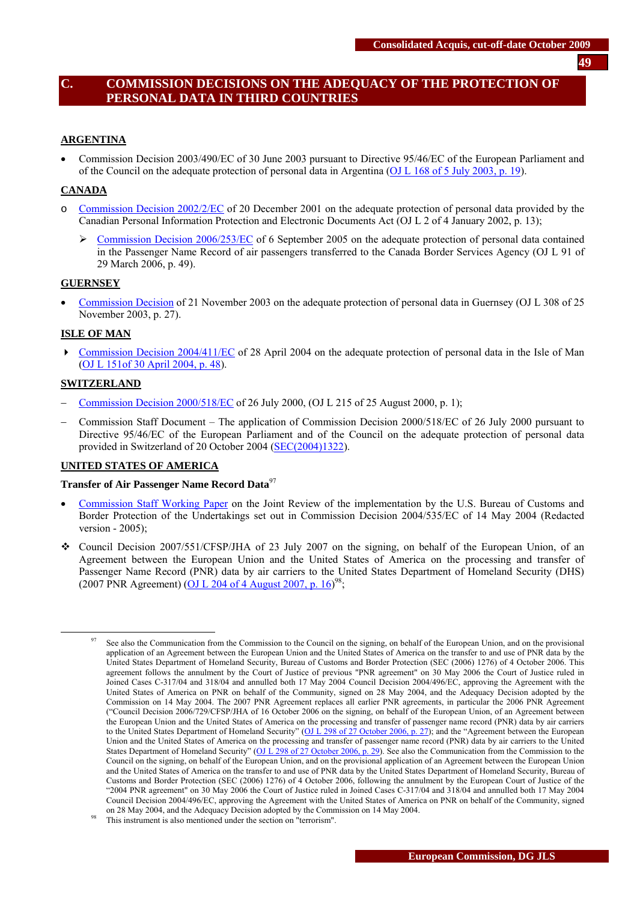## C. COMMISSION DECISIONS ON THE ADEQUACY OF THE PROTECTION OF PERSONAL DATA IN THIRD COUNTRIES

**ARGENTINA**

- Commission Decision 2003/490/EC of 30 June 2003 pursuant to Directive 95/46/EC of the European Parliament and of the Council on the adequate protection of personal data in Argentina (OJ L 168 of 5 July 2003, p. 19).

**CANADA**

- Commission Decision 2002/2/EC of 20 December 2001 on the adequate protection of personal data provided by the Canadian Personal Information Protection and Electronic Documents Act (OJ L 2 of 4 January 2002, p. 13);
  - Commission Decision 2006/253/EC of 6 September 2005 on the adequate protection of personal data contained in the Passenger Name Record of air passengers transferred to the Canada Border Services Agency (OJ L 91 of 29 March 2006, p. 49).

**GUERNSEY**

- Commission Decision of 21 November 2003 on the adequate protection of personal data in Guernsey (OJ L 308 of 25 November 2003, p. 27).

**ISLE OF MAN**

- Commission Decision 2004/411/EC of 28 April 2004 on the adequate protection of personal data in the Isle of Man (OJ L 151of 30 April 2004, p. 48).

**SWITZERLAND**

- Commission Decision 2000/518/EC of 26 July 2000, (OJ L 215 of 25 August 2000, p. 1);
- Commission Staff Document – The application of Commission Decision 2000/518/EC of 26 July 2000 pursuant to Directive 95/46/EC of the European Parliament and of the Council on the adequate protection of personal data provided in Switzerland of 20 October 2004 (SEC(2004)1322).

**UNITED STATES OF AMERICA**

**Transfer of Air Passenger Name Record Data**[97]

- Commission Staff Working Paper on the Joint Review of the implementation by the U.S. Bureau of Customs and Border Protection of the Undertakings set out in Commission Decision 2004/535/EC of 14 May 2004 (Redacted version - 2005);
- Council Decision 2007/551/CFSP/JHA of 23 July 2007 on the signing, on behalf of the European Union, of an Agreement between the European Union and the United States of America on the processing and transfer of Passenger Name Record (PNR) data by air carriers to the United States Department of Homeland Security (DHS) (2007 PNR Agreement) (OJ L 204 of 4 August 2007, p. 16)[98];

---

[97] See also the Communication from the Commission to the Council on the signing, on behalf of the European Union, and on the provisional application of an Agreement between the European Union and the United States of America on the transfer to and use of PNR data by the United States Department of Homeland Security, Bureau of Customs and Border Protection (SEC (2006) 1276) of 4 October 2006. This agreement follows the annulment by the Court of Justice of previous "PNR agreement" on 30 May 2006 the Court of Justice ruled in Joined Cases C-317/04 and 318/04 and annulled both 17 May 2004 Council Decision 2004/496/EC, approving the Agreement with the United States of America on PNR on behalf of the Community, signed on 28 May 2004, and the Adequacy Decision adopted by the Commission on 14 May 2004. The 2007 PNR Agreement replaces all earlier PNR agreements, in particular the 2006 PNR Agreement ("Council Decision 2006/729/CFSP/JHA of 16 October 2006 on the signing, on behalf of the European Union, of an Agreement between the European Union and the United States of America on the processing and transfer of passenger name record (PNR) data by air carriers to the United States Department of Homeland Security" (OJ L 298 of 27 October 2006, p. 27); and the "Agreement between the European Union and the United States of America on the processing and transfer of passenger name record (PNR) data by air carriers to the United States Department of Homeland Security" (OJ L 298 of 27 October 2006, p. 29). See also the Communication from the Commission to the Council on the signing, on behalf of the European Union, and on the provisional application of an Agreement between the European Union and the United States of America on the transfer to and use of PNR data by the United States Department of Homeland Security, Bureau of Customs and Border Protection (SEC (2006) 1276) of 4 October 2006, following the annulment by the European Court of Justice of the "2004 PNR agreement" on 30 May 2006 the Court of Justice ruled in Joined Cases C-317/04 and 318/04 and annulled both 17 May 2004 Council Decision 2004/496/EC, approving the Agreement with the United States of America on PNR on behalf of the Community, signed on 28 May 2004, and the Adequacy Decision adopted by the Commission on 14 May 2004.

[98] This instrument is also mentioned under the section on "terrorism".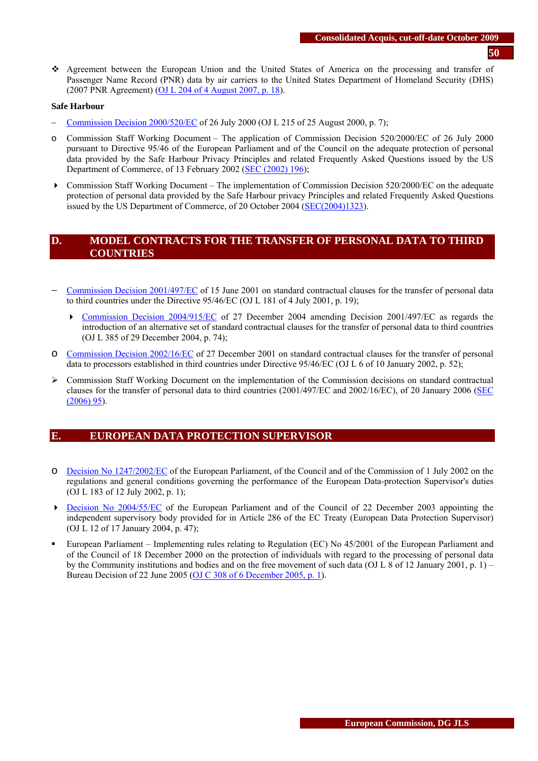- Agreement between the European Union and the United States of America on the processing and transfer of Passenger Name Record (PNR) data by air carriers to the United States Department of Homeland Security (DHS) (2007 PNR Agreement) (OJ L 204 of 4 August 2007, p. 18).

**Safe Harbour**

- Commission Decision 2000/520/EC of 26 July 2000 (OJ L 215 of 25 August 2000, p. 7);
- Commission Staff Working Document – The application of Commission Decision 520/2000/EC of 26 July 2000 pursuant to Directive 95/46 of the European Parliament and of the Council on the adequate protection of personal data provided by the Safe Harbour Privacy Principles and related Frequently Asked Questions issued by the US Department of Commerce, of 13 February 2002 (SEC (2002) 196);
- Commission Staff Working Document – The implementation of Commission Decision 520/2000/EC on the adequate protection of personal data provided by the Safe Harbour privacy Principles and related Frequently Asked Questions issued by the US Department of Commerce, of 20 October 2004 (SEC(2004)1323).

## D. MODEL CONTRACTS FOR THE TRANSFER OF PERSONAL DATA TO THIRD COUNTRIES

- Commission Decision 2001/497/EC of 15 June 2001 on standard contractual clauses for the transfer of personal data to third countries under the Directive 95/46/EC (OJ L 181 of 4 July 2001, p. 19);
  - Commission Decision 2004/915/EC of 27 December 2004 amending Decision 2001/497/EC as regards the introduction of an alternative set of standard contractual clauses for the transfer of personal data to third countries (OJ L 385 of 29 December 2004, p. 74);
- Commission Decision 2002/16/EC of 27 December 2001 on standard contractual clauses for the transfer of personal data to processors established in third countries under Directive 95/46/EC (OJ L 6 of 10 January 2002, p. 52);
- Commission Staff Working Document on the implementation of the Commission decisions on standard contractual clauses for the transfer of personal data to third countries (2001/497/EC and 2002/16/EC), of 20 January 2006 (SEC (2006) 95).

## E. EUROPEAN DATA PROTECTION SUPERVISOR

- Decision No 1247/2002/EC of the European Parliament, of the Council and of the Commission of 1 July 2002 on the regulations and general conditions governing the performance of the European Data-protection Supervisor's duties (OJ L 183 of 12 July 2002, p. 1);
- Decision No 2004/55/EC of the European Parliament and of the Council of 22 December 2003 appointing the independent supervisory body provided for in Article 286 of the EC Treaty (European Data Protection Supervisor) (OJ L 12 of 17 January 2004, p. 47);
- European Parliament – Implementing rules relating to Regulation (EC) No 45/2001 of the European Parliament and of the Council of 18 December 2000 on the protection of individuals with regard to the processing of personal data by the Community institutions and bodies and on the free movement of such data (OJ L 8 of 12 January 2001, p. 1) – Bureau Decision of 22 June 2005 (OJ C 308 of 6 December 2005, p. 1).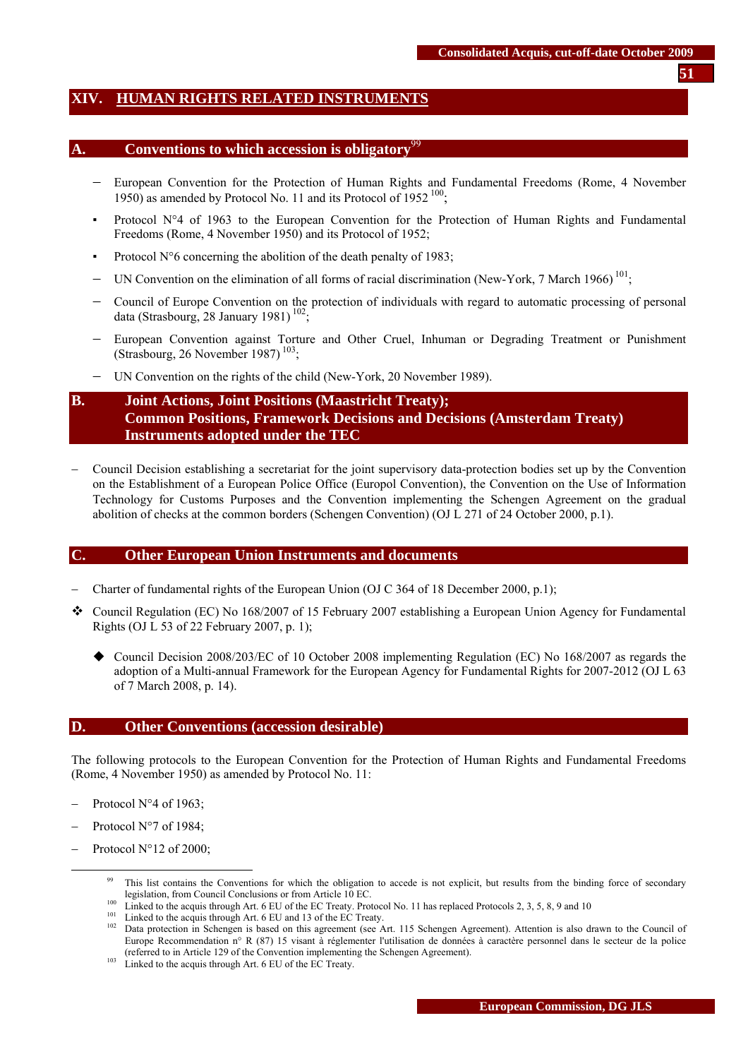# XIV. HUMAN RIGHTS RELATED INSTRUMENTS

## A. Conventions to which accession is obligatory[99]

- European Convention for the Protection of Human Rights and Fundamental Freedoms (Rome, 4 November 1950) as amended by Protocol No. 11 and its Protocol of 1952 [100];
  - Protocol N°4 of 1963 to the European Convention for the Protection of Human Rights and Fundamental Freedoms (Rome, 4 November 1950) and its Protocol of 1952;
  - Protocol N°6 concerning the abolition of the death penalty of 1983;
- UN Convention on the elimination of all forms of racial discrimination (New-York, 7 March 1966) [101];
- Council of Europe Convention on the protection of individuals with regard to automatic processing of personal data (Strasbourg, 28 January 1981) [102];
- European Convention against Torture and Other Cruel, Inhuman or Degrading Treatment or Punishment (Strasbourg, 26 November 1987) [103];
- UN Convention on the rights of the child (New-York, 20 November 1989).

## B. Joint Actions, Joint Positions (Maastricht Treaty); Common Positions, Framework Decisions and Decisions (Amsterdam Treaty) Instruments adopted under the TEC

- Council Decision establishing a secretariat for the joint supervisory data-protection bodies set up by the Convention on the Establishment of a European Police Office (Europol Convention), the Convention on the Use of Information Technology for Customs Purposes and the Convention implementing the Schengen Agreement on the gradual abolition of checks at the common borders (Schengen Convention) (OJ L 271 of 24 October 2000, p.1).

## C. Other European Union Instruments and documents

- Charter of fundamental rights of the European Union (OJ C 364 of 18 December 2000, p.1);
- ❖ Council Regulation (EC) No 168/2007 of 15 February 2007 establishing a European Union Agency for Fundamental Rights (OJ L 53 of 22 February 2007, p. 1);
  - ◆ Council Decision 2008/203/EC of 10 October 2008 implementing Regulation (EC) No 168/2007 as regards the adoption of a Multi-annual Framework for the European Agency for Fundamental Rights for 2007-2012 (OJ L 63 of 7 March 2008, p. 14).

## D. Other Conventions (accession desirable)

The following protocols to the European Convention for the Protection of Human Rights and Fundamental Freedoms (Rome, 4 November 1950) as amended by Protocol No. 11:

- Protocol N°4 of 1963;
- Protocol N°7 of 1984;
- Protocol N°12 of 2000;

---

[99] This list contains the Conventions for which the obligation to accede is not explicit, but results from the binding force of secondary legislation, from Council Conclusions or from Article 10 EC.

[100] Linked to the acquis through Art. 6 EU of the EC Treaty. Protocol No. 11 has replaced Protocols 2, 3, 5, 8, 9 and 10

[101] Linked to the acquis through Art. 6 EU and 13 of the EC Treaty.

[102] Data protection in Schengen is based on this agreement (see Art. 115 Schengen Agreement). Attention is also drawn to the Council of Europe Recommendation n° R (87) 15 visant à réglementer l'utilisation de données à caractère personnel dans le secteur de la police (referred to in Article 129 of the Convention implementing the Schengen Agreement).

[103] Linked to the acquis through Art. 6 EU of the EC Treaty.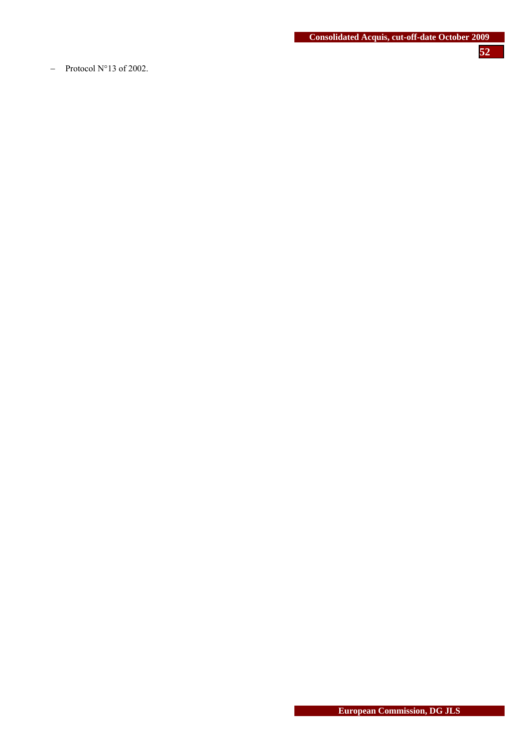- Protocol N°13 of 2002.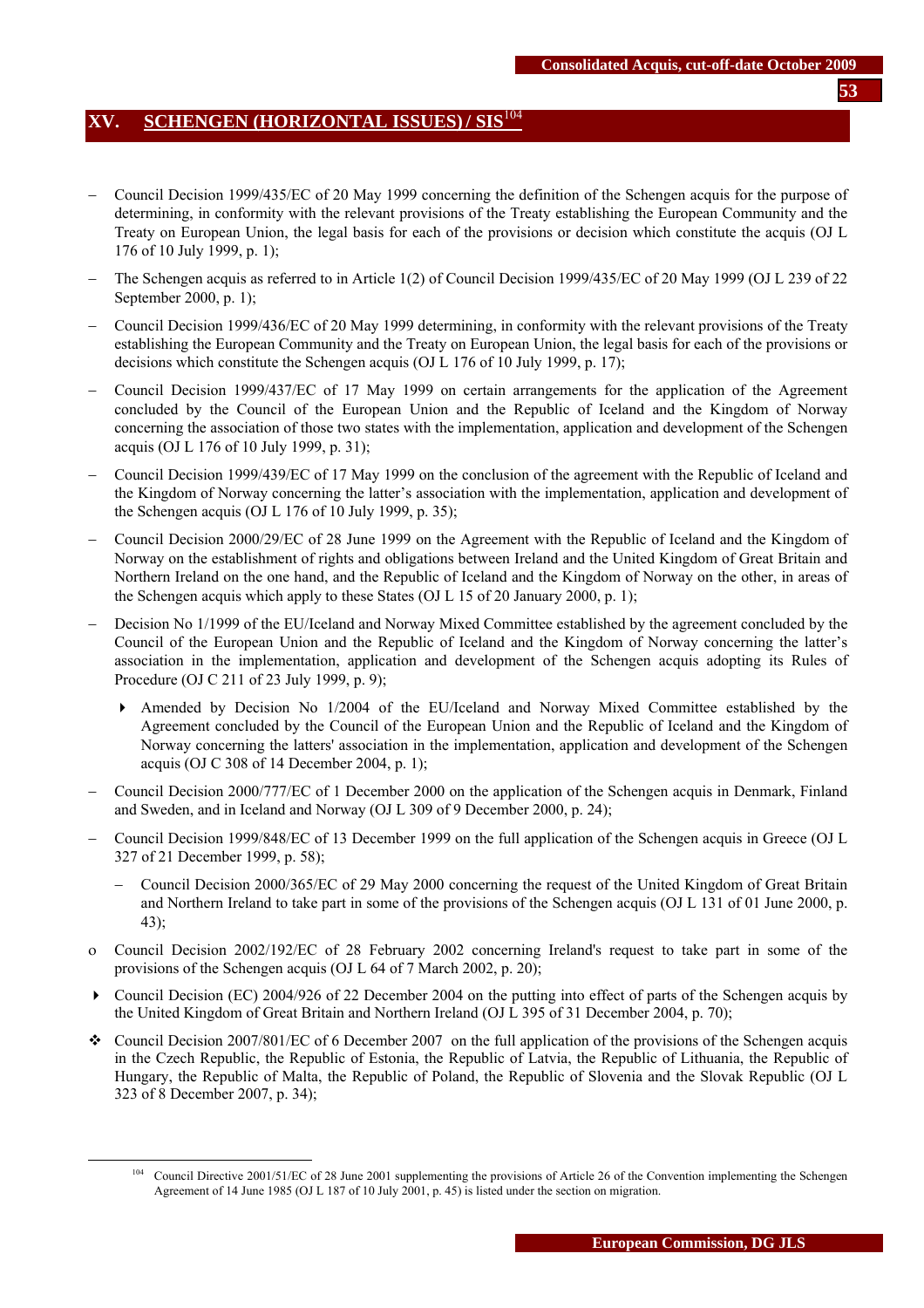## XV. SCHENGEN (HORIZONTAL ISSUES) / SIS[104]

- Council Decision 1999/435/EC of 20 May 1999 concerning the definition of the Schengen acquis for the purpose of determining, in conformity with the relevant provisions of the Treaty establishing the European Community and the Treaty on European Union, the legal basis for each of the provisions or decision which constitute the acquis (OJ L 176 of 10 July 1999, p. 1);
- The Schengen acquis as referred to in Article 1(2) of Council Decision 1999/435/EC of 20 May 1999 (OJ L 239 of 22 September 2000, p. 1);
- Council Decision 1999/436/EC of 20 May 1999 determining, in conformity with the relevant provisions of the Treaty establishing the European Community and the Treaty on European Union, the legal basis for each of the provisions or decisions which constitute the Schengen acquis (OJ L 176 of 10 July 1999, p. 17);
- Council Decision 1999/437/EC of 17 May 1999 on certain arrangements for the application of the Agreement concluded by the Council of the European Union and the Republic of Iceland and the Kingdom of Norway concerning the association of those two states with the implementation, application and development of the Schengen acquis (OJ L 176 of 10 July 1999, p. 31);
- Council Decision 1999/439/EC of 17 May 1999 on the conclusion of the agreement with the Republic of Iceland and the Kingdom of Norway concerning the latter's association with the implementation, application and development of the Schengen acquis (OJ L 176 of 10 July 1999, p. 35);
- Council Decision 2000/29/EC of 28 June 1999 on the Agreement with the Republic of Iceland and the Kingdom of Norway on the establishment of rights and obligations between Ireland and the United Kingdom of Great Britain and Northern Ireland on the one hand, and the Republic of Iceland and the Kingdom of Norway on the other, in areas of the Schengen acquis which apply to these States (OJ L 15 of 20 January 2000, p. 1);
- Decision No 1/1999 of the EU/Iceland and Norway Mixed Committee established by the agreement concluded by the Council of the European Union and the Republic of Iceland and the Kingdom of Norway concerning the latter's association in the implementation, application and development of the Schengen acquis adopting its Rules of Procedure (OJ C 211 of 23 July 1999, p. 9);
  - Amended by Decision No 1/2004 of the EU/Iceland and Norway Mixed Committee established by the Agreement concluded by the Council of the European Union and the Republic of Iceland and the Kingdom of Norway concerning the latters' association in the implementation, application and development of the Schengen acquis (OJ C 308 of 14 December 2004, p. 1);
- Council Decision 2000/777/EC of 1 December 2000 on the application of the Schengen acquis in Denmark, Finland and Sweden, and in Iceland and Norway (OJ L 309 of 9 December 2000, p. 24);
- Council Decision 1999/848/EC of 13 December 1999 on the full application of the Schengen acquis in Greece (OJ L 327 of 21 December 1999, p. 58);
  - Council Decision 2000/365/EC of 29 May 2000 concerning the request of the United Kingdom of Great Britain and Northern Ireland to take part in some of the provisions of the Schengen acquis (OJ L 131 of 01 June 2000, p. 43);
- Council Decision 2002/192/EC of 28 February 2002 concerning Ireland's request to take part in some of the provisions of the Schengen acquis (OJ L 64 of 7 March 2002, p. 20);
- Council Decision (EC) 2004/926 of 22 December 2004 on the putting into effect of parts of the Schengen acquis by the United Kingdom of Great Britain and Northern Ireland (OJ L 395 of 31 December 2004, p. 70);
- Council Decision 2007/801/EC of 6 December 2007 on the full application of the provisions of the Schengen acquis in the Czech Republic, the Republic of Estonia, the Republic of Latvia, the Republic of Lithuania, the Republic of Hungary, the Republic of Malta, the Republic of Poland, the Republic of Slovenia and the Slovak Republic (OJ L 323 of 8 December 2007, p. 34);

[104] Council Directive 2001/51/EC of 28 June 2001 supplementing the provisions of Article 26 of the Convention implementing the Schengen Agreement of 14 June 1985 (OJ L 187 of 10 July 2001, p. 45) is listed under the section on migration.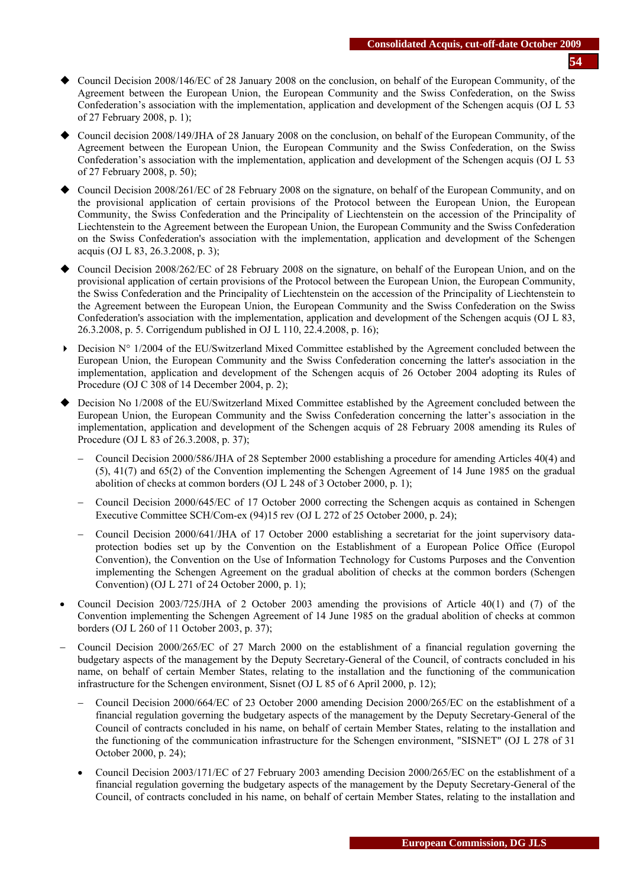- Council Decision 2008/146/EC of 28 January 2008 on the conclusion, on behalf of the European Community, of the Agreement between the European Union, the European Community and the Swiss Confederation, on the Swiss Confederation's association with the implementation, application and development of the Schengen acquis (OJ L 53 of 27 February 2008, p. 1);

- Council decision 2008/149/JHA of 28 January 2008 on the conclusion, on behalf of the European Community, of the Agreement between the European Union, the European Community and the Swiss Confederation, on the Swiss Confederation's association with the implementation, application and development of the Schengen acquis (OJ L 53 of 27 February 2008, p. 50);

- Council Decision 2008/261/EC of 28 February 2008 on the signature, on behalf of the European Community, and on the provisional application of certain provisions of the Protocol between the European Union, the European Community, the Swiss Confederation and the Principality of Liechtenstein on the accession of the Principality of Liechtenstein to the Agreement between the European Union, the European Community and the Swiss Confederation on the Swiss Confederation's association with the implementation, application and development of the Schengen acquis (OJ L 83, 26.3.2008, p. 3);

- Council Decision 2008/262/EC of 28 February 2008 on the signature, on behalf of the European Union, and on the provisional application of certain provisions of the Protocol between the European Union, the European Community, the Swiss Confederation and the Principality of Liechtenstein on the accession of the Principality of Liechtenstein to the Agreement between the European Union, the European Community and the Swiss Confederation on the Swiss Confederation's association with the implementation, application and development of the Schengen acquis (OJ L 83, 26.3.2008, p. 5. Corrigendum published in OJ L 110, 22.4.2008, p. 16);

- Decision N° 1/2004 of the EU/Switzerland Mixed Committee established by the Agreement concluded between the European Union, the European Community and the Swiss Confederation concerning the latter's association in the implementation, application and development of the Schengen acquis of 26 October 2004 adopting its Rules of Procedure (OJ C 308 of 14 December 2004, p. 2);

- Decision No 1/2008 of the EU/Switzerland Mixed Committee established by the Agreement concluded between the European Union, the European Community and the Swiss Confederation concerning the latter's association in the implementation, application and development of the Schengen acquis of 28 February 2008 amending its Rules of Procedure (OJ L 83 of 26.3.2008, p. 37);

  - Council Decision 2000/586/JHA of 28 September 2000 establishing a procedure for amending Articles 40(4) and (5), 41(7) and 65(2) of the Convention implementing the Schengen Agreement of 14 June 1985 on the gradual abolition of checks at common borders (OJ L 248 of 3 October 2000, p. 1);

  - Council Decision 2000/645/EC of 17 October 2000 correcting the Schengen acquis as contained in Schengen Executive Committee SCH/Com-ex (94)15 rev (OJ L 272 of 25 October 2000, p. 24);

  - Council Decision 2000/641/JHA of 17 October 2000 establishing a secretariat for the joint supervisory data-protection bodies set up by the Convention on the Establishment of a European Police Office (Europol Convention), the Convention on the Use of Information Technology for Customs Purposes and the Convention implementing the Schengen Agreement on the gradual abolition of checks at the common borders (Schengen Convention) (OJ L 271 of 24 October 2000, p. 1);

- Council Decision 2003/725/JHA of 2 October 2003 amending the provisions of Article 40(1) and (7) of the Convention implementing the Schengen Agreement of 14 June 1985 on the gradual abolition of checks at common borders (OJ L 260 of 11 October 2003, p. 37);

- Council Decision 2000/265/EC of 27 March 2000 on the establishment of a financial regulation governing the budgetary aspects of the management by the Deputy Secretary-General of the Council, of contracts concluded in his name, on behalf of certain Member States, relating to the installation and the functioning of the communication infrastructure for the Schengen environment, Sisnet (OJ L 85 of 6 April 2000, p. 12);

  - Council Decision 2000/664/EC of 23 October 2000 amending Decision 2000/265/EC on the establishment of a financial regulation governing the budgetary aspects of the management by the Deputy Secretary-General of the Council of contracts concluded in his name, on behalf of certain Member States, relating to the installation and the functioning of the communication infrastructure for the Schengen environment, "SISNET" (OJ L 278 of 31 October 2000, p. 24);

  - Council Decision 2003/171/EC of 27 February 2003 amending Decision 2000/265/EC on the establishment of a financial regulation governing the budgetary aspects of the management by the Deputy Secretary-General of the Council, of contracts concluded in his name, on behalf of certain Member States, relating to the installation and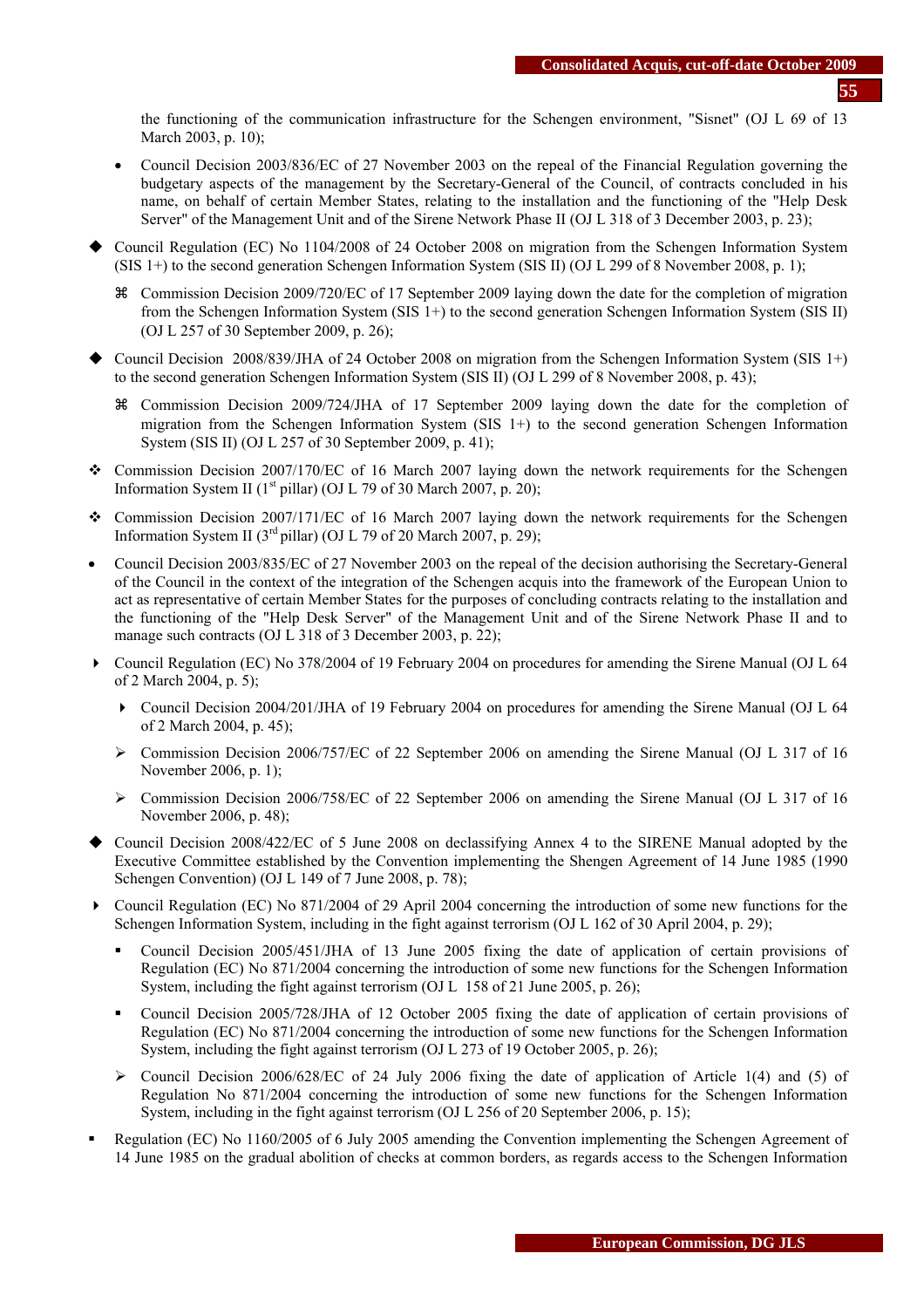the functioning of the communication infrastructure for the Schengen environment, "Sisnet" (OJ L 69 of 13 March 2003, p. 10);

- Council Decision 2003/836/EC of 27 November 2003 on the repeal of the Financial Regulation governing the budgetary aspects of the management by the Secretary-General of the Council, of contracts concluded in his name, on behalf of certain Member States, relating to the installation and the functioning of the "Help Desk Server" of the Management Unit and of the Sirene Network Phase II (OJ L 318 of 3 December 2003, p. 23);

◆ Council Regulation (EC) No 1104/2008 of 24 October 2008 on migration from the Schengen Information System (SIS 1+) to the second generation Schengen Information System (SIS II) (OJ L 299 of 8 November 2008, p. 1);

  ⌘ Commission Decision 2009/720/EC of 17 September 2009 laying down the date for the completion of migration from the Schengen Information System (SIS 1+) to the second generation Schengen Information System (SIS II) (OJ L 257 of 30 September 2009, p. 26);

◆ Council Decision 2008/839/JHA of 24 October 2008 on migration from the Schengen Information System (SIS 1+) to the second generation Schengen Information System (SIS II) (OJ L 299 of 8 November 2008, p. 43);

  ⌘ Commission Decision 2009/724/JHA of 17 September 2009 laying down the date for the completion of migration from the Schengen Information System (SIS 1+) to the second generation Schengen Information System (SIS II) (OJ L 257 of 30 September 2009, p. 41);

❖ Commission Decision 2007/170/EC of 16 March 2007 laying down the network requirements for the Schengen Information System II (1st pillar) (OJ L 79 of 30 March 2007, p. 20);

❖ Commission Decision 2007/171/EC of 16 March 2007 laying down the network requirements for the Schengen Information System II (3rd pillar) (OJ L 79 of 20 March 2007, p. 29);

- Council Decision 2003/835/EC of 27 November 2003 on the repeal of the decision authorising the Secretary-General of the Council in the context of the integration of the Schengen acquis into the framework of the European Union to act as representative of certain Member States for the purposes of concluding contracts relating to the installation and the functioning of the "Help Desk Server" of the Management Unit and of the Sirene Network Phase II and to manage such contracts (OJ L 318 of 3 December 2003, p. 22);

▸ Council Regulation (EC) No 378/2004 of 19 February 2004 on procedures for amending the Sirene Manual (OJ L 64 of 2 March 2004, p. 5);

  ▸ Council Decision 2004/201/JHA of 19 February 2004 on procedures for amending the Sirene Manual (OJ L 64 of 2 March 2004, p. 45);

  ➢ Commission Decision 2006/757/EC of 22 September 2006 on amending the Sirene Manual (OJ L 317 of 16 November 2006, p. 1);

  ➢ Commission Decision 2006/758/EC of 22 September 2006 on amending the Sirene Manual (OJ L 317 of 16 November 2006, p. 48);

◆ Council Decision 2008/422/EC of 5 June 2008 on declassifying Annex 4 to the SIRENE Manual adopted by the Executive Committee established by the Convention implementing the Shengen Agreement of 14 June 1985 (1990 Schengen Convention) (OJ L 149 of 7 June 2008, p. 78);

▸ Council Regulation (EC) No 871/2004 of 29 April 2004 concerning the introduction of some new functions for the Schengen Information System, including in the fight against terrorism (OJ L 162 of 30 April 2004, p. 29);

  ▪ Council Decision 2005/451/JHA of 13 June 2005 fixing the date of application of certain provisions of Regulation (EC) No 871/2004 concerning the introduction of some new functions for the Schengen Information System, including the fight against terrorism (OJ L 158 of 21 June 2005, p. 26);

  ▪ Council Decision 2005/728/JHA of 12 October 2005 fixing the date of application of certain provisions of Regulation (EC) No 871/2004 concerning the introduction of some new functions for the Schengen Information System, including the fight against terrorism (OJ L 273 of 19 October 2005, p. 26);

  ➢ Council Decision 2006/628/EC of 24 July 2006 fixing the date of application of Article 1(4) and (5) of Regulation No 871/2004 concerning the introduction of some new functions for the Schengen Information System, including in the fight against terrorism (OJ L 256 of 20 September 2006, p. 15);

▪ Regulation (EC) No 1160/2005 of 6 July 2005 amending the Convention implementing the Schengen Agreement of 14 June 1985 on the gradual abolition of checks at common borders, as regards access to the Schengen Information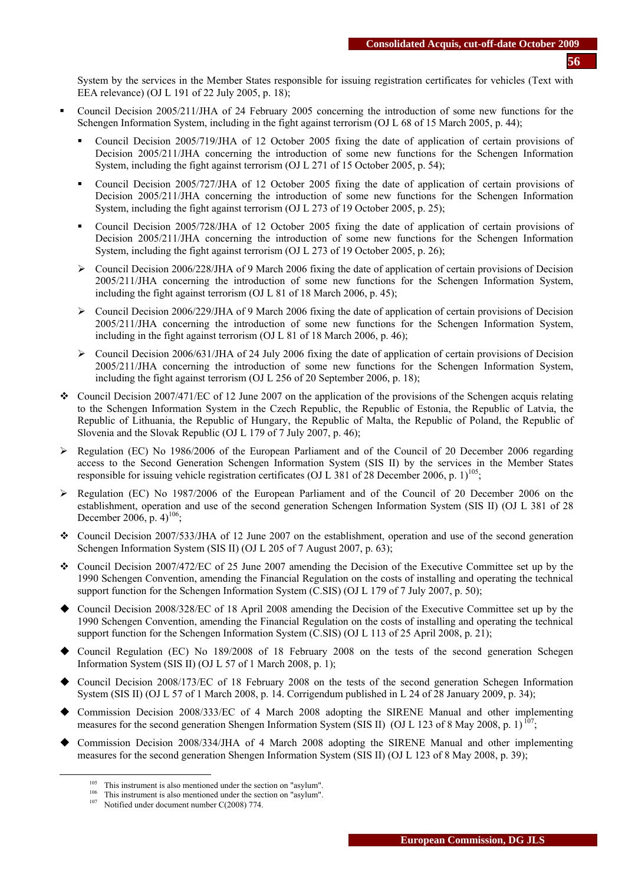System by the services in the Member States responsible for issuing registration certificates for vehicles (Text with EEA relevance) (OJ L 191 of 22 July 2005, p. 18);

- Council Decision 2005/211/JHA of 24 February 2005 concerning the introduction of some new functions for the Schengen Information System, including in the fight against terrorism (OJ L 68 of 15 March 2005, p. 44);
  - Council Decision 2005/719/JHA of 12 October 2005 fixing the date of application of certain provisions of Decision 2005/211/JHA concerning the introduction of some new functions for the Schengen Information System, including the fight against terrorism (OJ L 271 of 15 October 2005, p. 54);
  - Council Decision 2005/727/JHA of 12 October 2005 fixing the date of application of certain provisions of Decision 2005/211/JHA concerning the introduction of some new functions for the Schengen Information System, including the fight against terrorism (OJ L 273 of 19 October 2005, p. 25);
  - Council Decision 2005/728/JHA of 12 October 2005 fixing the date of application of certain provisions of Decision 2005/211/JHA concerning the introduction of some new functions for the Schengen Information System, including the fight against terrorism (OJ L 273 of 19 October 2005, p. 26);
  - Council Decision 2006/228/JHA of 9 March 2006 fixing the date of application of certain provisions of Decision 2005/211/JHA concerning the introduction of some new functions for the Schengen Information System, including the fight against terrorism (OJ L 81 of 18 March 2006, p. 45);
  - Council Decision 2006/229/JHA of 9 March 2006 fixing the date of application of certain provisions of Decision 2005/211/JHA concerning the introduction of some new functions for the Schengen Information System, including in the fight against terrorism (OJ L 81 of 18 March 2006, p. 46);
  - Council Decision 2006/631/JHA of 24 July 2006 fixing the date of application of certain provisions of Decision 2005/211/JHA concerning the introduction of some new functions for the Schengen Information System, including the fight against terrorism (OJ L 256 of 20 September 2006, p. 18);
- Council Decision 2007/471/EC of 12 June 2007 on the application of the provisions of the Schengen acquis relating to the Schengen Information System in the Czech Republic, the Republic of Estonia, the Republic of Latvia, the Republic of Lithuania, the Republic of Hungary, the Republic of Malta, the Republic of Poland, the Republic of Slovenia and the Slovak Republic (OJ L 179 of 7 July 2007, p. 46);
- Regulation (EC) No 1986/2006 of the European Parliament and of the Council of 20 December 2006 regarding access to the Second Generation Schengen Information System (SIS II) by the services in the Member States responsible for issuing vehicle registration certificates (OJ L 381 of 28 December 2006, p. 1)[105];
- Regulation (EC) No 1987/2006 of the European Parliament and of the Council of 20 December 2006 on the establishment, operation and use of the second generation Schengen Information System (SIS II) (OJ L 381 of 28 December 2006, p. 4)[106];
- Council Decision 2007/533/JHA of 12 June 2007 on the establishment, operation and use of the second generation Schengen Information System (SIS II) (OJ L 205 of 7 August 2007, p. 63);
- Council Decision 2007/472/EC of 25 June 2007 amending the Decision of the Executive Committee set up by the 1990 Schengen Convention, amending the Financial Regulation on the costs of installing and operating the technical support function for the Schengen Information System (C.SIS) (OJ L 179 of 7 July 2007, p. 50);
- Council Decision 2008/328/EC of 18 April 2008 amending the Decision of the Executive Committee set up by the 1990 Schengen Convention, amending the Financial Regulation on the costs of installing and operating the technical support function for the Schengen Information System (C.SIS) (OJ L 113 of 25 April 2008, p. 21);
- Council Regulation (EC) No 189/2008 of 18 February 2008 on the tests of the second generation Schegen Information System (SIS II) (OJ L 57 of 1 March 2008, p. 1);
- Council Decision 2008/173/EC of 18 February 2008 on the tests of the second generation Schegen Information System (SIS II) (OJ L 57 of 1 March 2008, p. 14. Corrigendum published in L 24 of 28 January 2009, p. 34);
- Commission Decision 2008/333/EC of 4 March 2008 adopting the SIRENE Manual and other implementing measures for the second generation Shengen Information System (SIS II) (OJ L 123 of 8 May 2008, p. 1) [107];
- Commission Decision 2008/334/JHA of 4 March 2008 adopting the SIRENE Manual and other implementing measures for the second generation Shengen Information System (SIS II) (OJ L 123 of 8 May 2008, p. 39);

---

[105] This instrument is also mentioned under the section on "asylum".
[106] This instrument is also mentioned under the section on "asylum".
[107] Notified under document number C(2008) 774.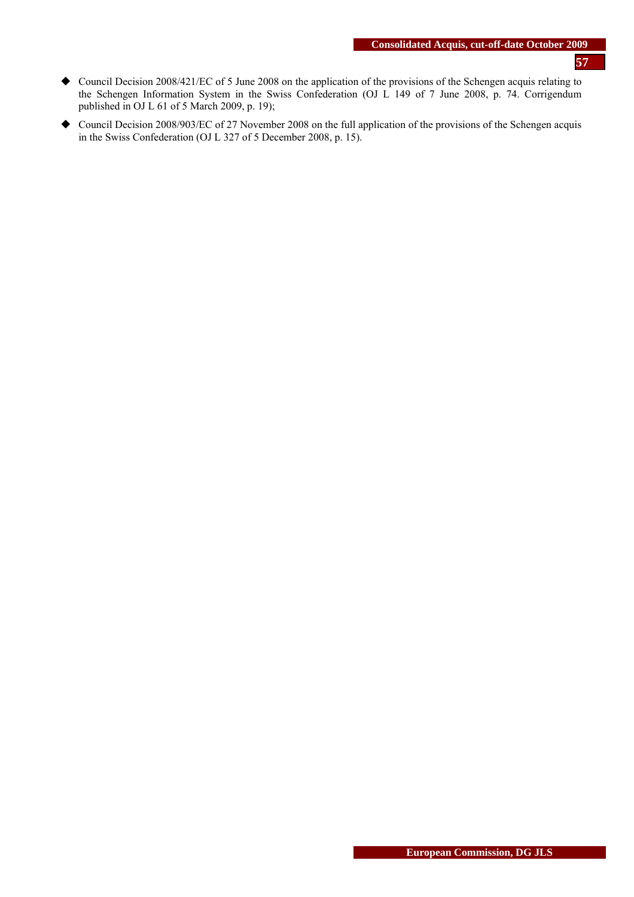- Council Decision 2008/421/EC of 5 June 2008 on the application of the provisions of the Schengen acquis relating to the Schengen Information System in the Swiss Confederation (OJ L 149 of 7 June 2008, p. 74. Corrigendum published in OJ L 61 of 5 March 2009, p. 19);
- Council Decision 2008/903/EC of 27 November 2008 on the full application of the provisions of the Schengen acquis in the Swiss Confederation (OJ L 327 of 5 December 2008, p. 15).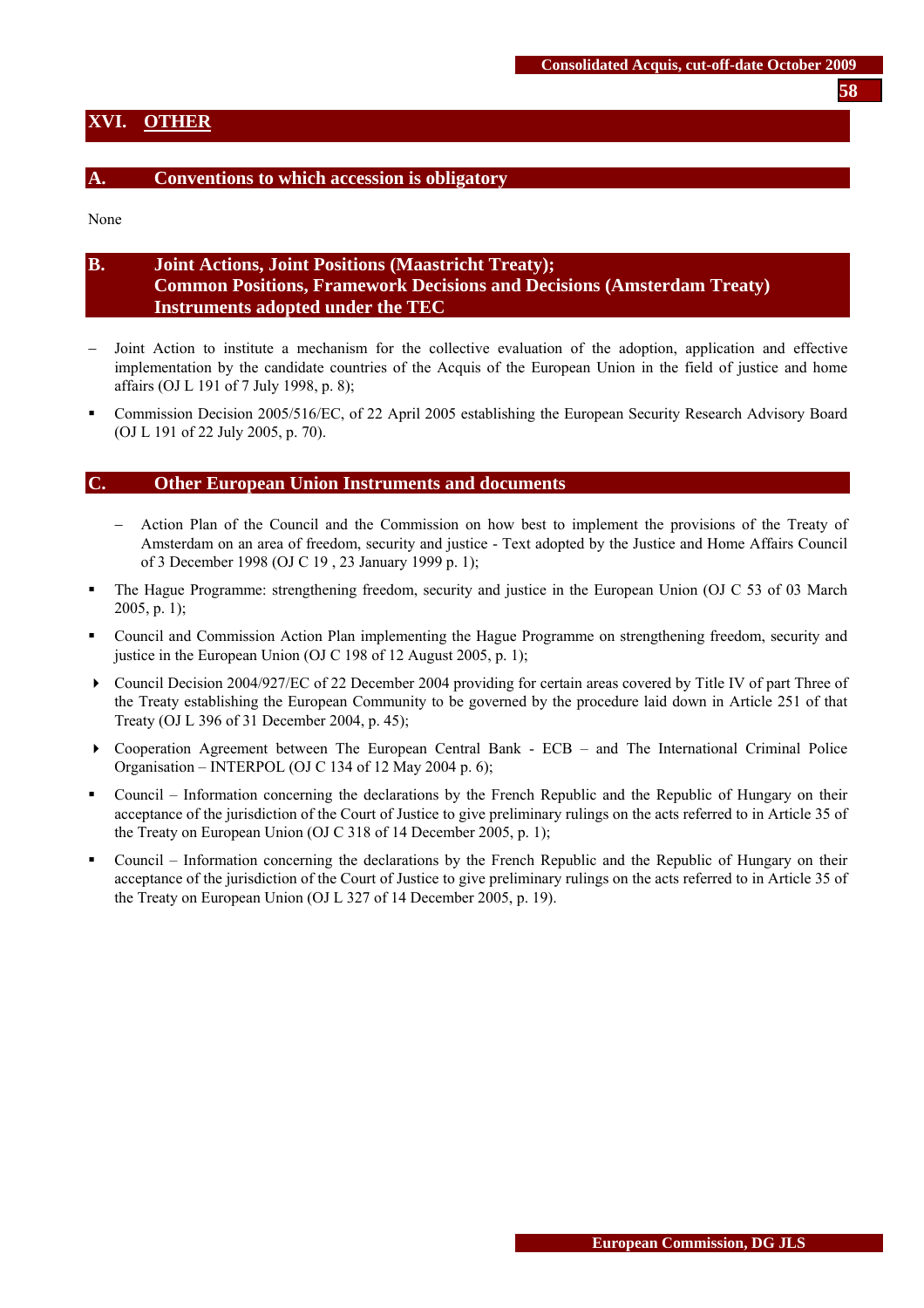# XVI. OTHER

## A. Conventions to which accession is obligatory

None

## B. Joint Actions, Joint Positions (Maastricht Treaty); Common Positions, Framework Decisions and Decisions (Amsterdam Treaty) Instruments adopted under the TEC

- Joint Action to institute a mechanism for the collective evaluation of the adoption, application and effective implementation by the candidate countries of the Acquis of the European Union in the field of justice and home affairs (OJ L 191 of 7 July 1998, p. 8);
- Commission Decision 2005/516/EC, of 22 April 2005 establishing the European Security Research Advisory Board (OJ L 191 of 22 July 2005, p. 70).

## C. Other European Union Instruments and documents

- Action Plan of the Council and the Commission on how best to implement the provisions of the Treaty of Amsterdam on an area of freedom, security and justice - Text adopted by the Justice and Home Affairs Council of 3 December 1998 (OJ C 19 , 23 January 1999 p. 1);
- The Hague Programme: strengthening freedom, security and justice in the European Union (OJ C 53 of 03 March 2005, p. 1);
- Council and Commission Action Plan implementing the Hague Programme on strengthening freedom, security and justice in the European Union (OJ C 198 of 12 August 2005, p. 1);
- Council Decision 2004/927/EC of 22 December 2004 providing for certain areas covered by Title IV of part Three of the Treaty establishing the European Community to be governed by the procedure laid down in Article 251 of that Treaty (OJ L 396 of 31 December 2004, p. 45);
- Cooperation Agreement between The European Central Bank - ECB – and The International Criminal Police Organisation – INTERPOL (OJ C 134 of 12 May 2004 p. 6);
- Council – Information concerning the declarations by the French Republic and the Republic of Hungary on their acceptance of the jurisdiction of the Court of Justice to give preliminary rulings on the acts referred to in Article 35 of the Treaty on European Union (OJ C 318 of 14 December 2005, p. 1);
- Council – Information concerning the declarations by the French Republic and the Republic of Hungary on their acceptance of the jurisdiction of the Court of Justice to give preliminary rulings on the acts referred to in Article 35 of the Treaty on European Union (OJ L 327 of 14 December 2005, p. 19).